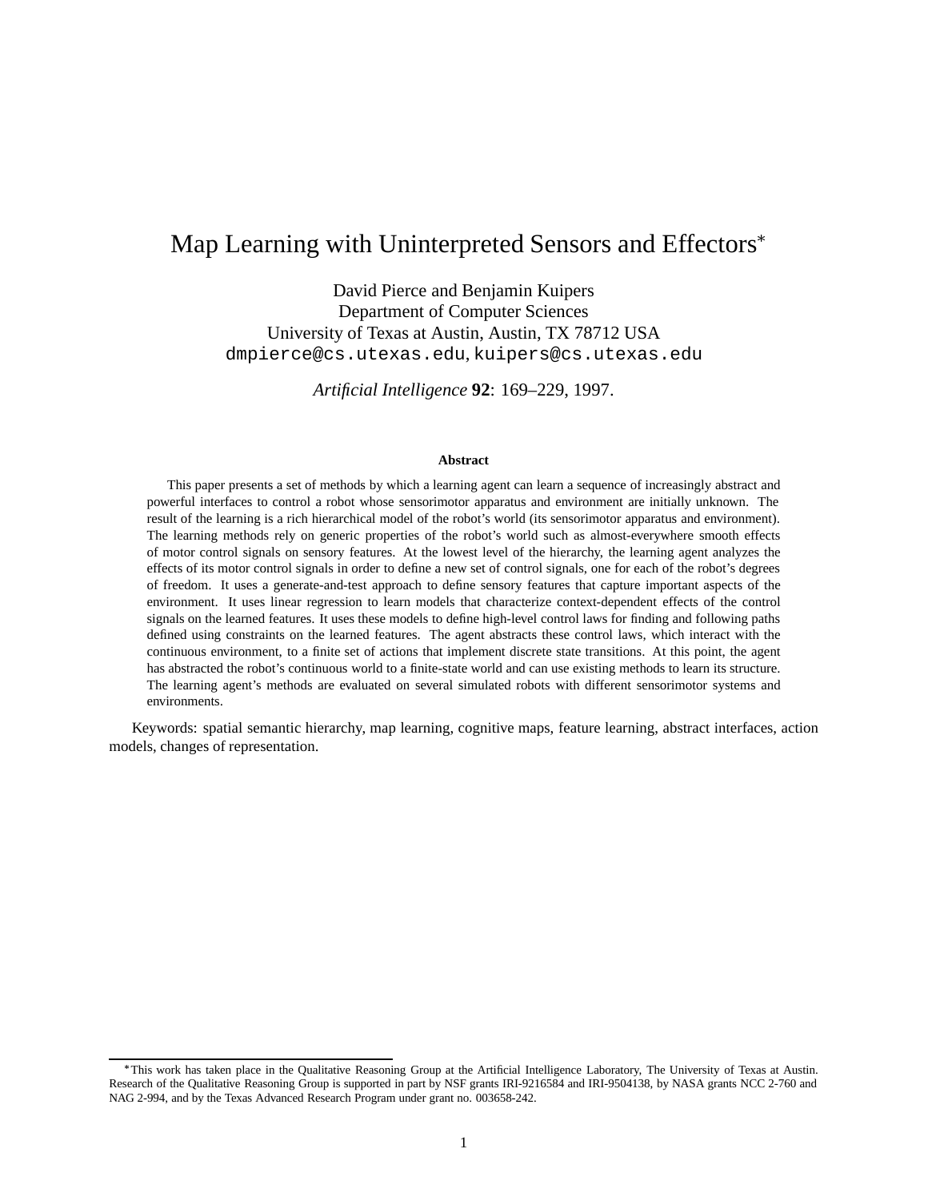# Map Learning with Uninterpreted Sensors and Effectors[*]

David Pierce and Benjamin Kuipers
Department of Computer Sciences
University of Texas at Austin, Austin, TX 78712 USA
dmpierce@cs.utexas.edu, kuipers@cs.utexas.edu

*Artificial Intelligence* **92**: 169–229, 1997.

### Abstract

This paper presents a set of methods by which a learning agent can learn a sequence of increasingly abstract and powerful interfaces to control a robot whose sensorimotor apparatus and environment are initially unknown. The result of the learning is a rich hierarchical model of the robot's world (its sensorimotor apparatus and environment). The learning methods rely on generic properties of the robot's world such as almost-everywhere smooth effects of motor control signals on sensory features. At the lowest level of the hierarchy, the learning agent analyzes the effects of its motor control signals in order to define a new set of control signals, one for each of the robot's degrees of freedom. It uses a generate-and-test approach to define sensory features that capture important aspects of the environment. It uses linear regression to learn models that characterize context-dependent effects of the control signals on the learned features. It uses these models to define high-level control laws for finding and following paths defined using constraints on the learned features. The agent abstracts these control laws, which interact with the continuous environment, to a finite set of actions that implement discrete state transitions. At this point, the agent has abstracted the robot's continuous world to a finite-state world and can use existing methods to learn its structure. The learning agent's methods are evaluated on several simulated robots with different sensorimotor systems and environments.

Keywords: spatial semantic hierarchy, map learning, cognitive maps, feature learning, abstract interfaces, action models, changes of representation.

---

[*] This work has taken place in the Qualitative Reasoning Group at the Artificial Intelligence Laboratory, The University of Texas at Austin. Research of the Qualitative Reasoning Group is supported in part by NSF grants IRI-9216584 and IRI-9504138, by NASA grants NCC 2-760 and NAG 2-994, and by the Texas Advanced Research Program under grant no. 003658-242.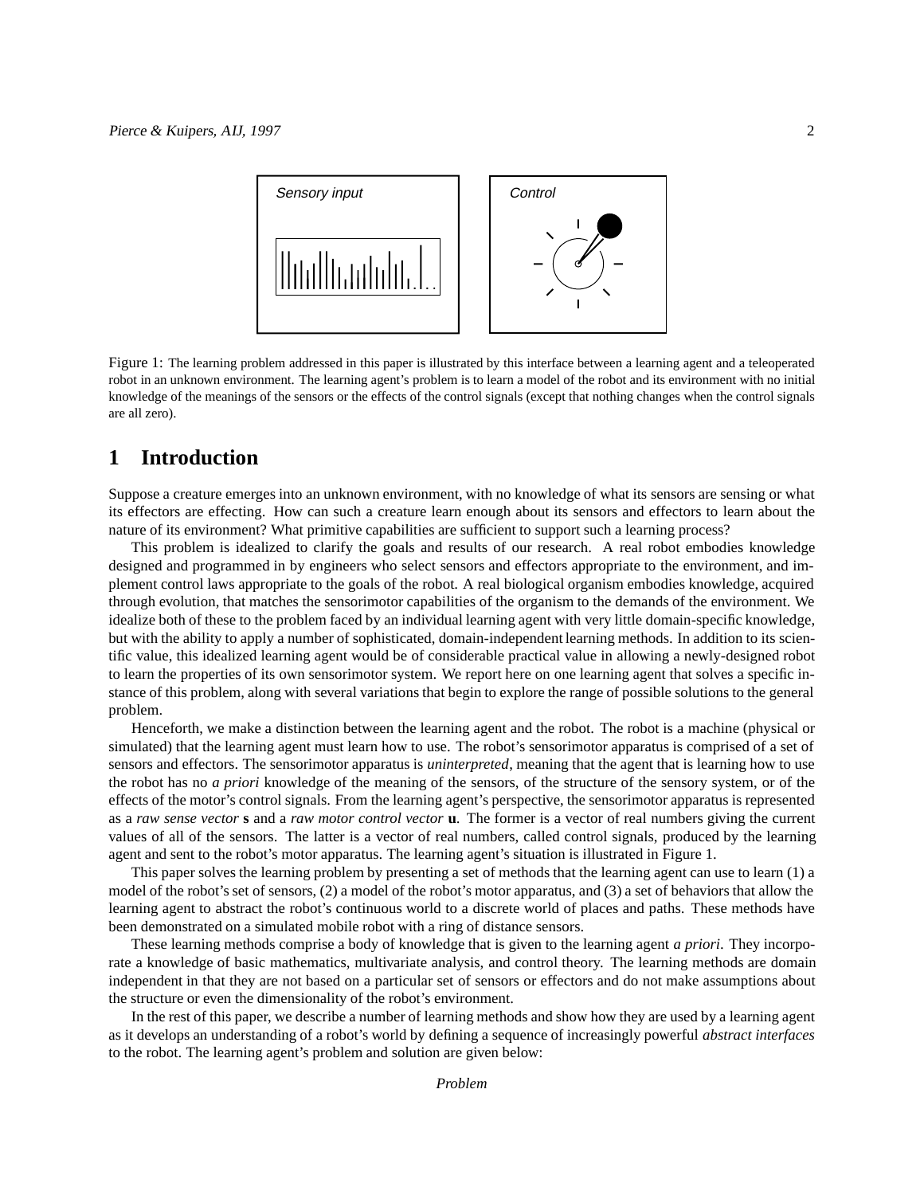Sensory input

Control

Figure 1: The learning problem addressed in this paper is illustrated by this interface between a learning agent and a teleoperated robot in an unknown environment. The learning agent's problem is to learn a model of the robot and its environment with no initial knowledge of the meanings of the sensors or the effects of the control signals (except that nothing changes when the control signals are all zero).

# 1 Introduction

Suppose a creature emerges into an unknown environment, with no knowledge of what its sensors are sensing or what its effectors are effecting. How can such a creature learn enough about its sensors and effectors to learn about the nature of its environment? What primitive capabilities are sufficient to support such a learning process?

This problem is idealized to clarify the goals and results of our research. A real robot embodies knowledge designed and programmed in by engineers who select sensors and effectors appropriate to the environment, and implement control laws appropriate to the goals of the robot. A real biological organism embodies knowledge, acquired through evolution, that matches the sensorimotor capabilities of the organism to the demands of the environment. We idealize both of these to the problem faced by an individual learning agent with very little domain-specific knowledge, but with the ability to apply a number of sophisticated, domain-independent learning methods. In addition to its scientific value, this idealized learning agent would be of considerable practical value in allowing a newly-designed robot to learn the properties of its own sensorimotor system. We report here on one learning agent that solves a specific instance of this problem, along with several variations that begin to explore the range of possible solutions to the general problem.

Henceforth, we make a distinction between the learning agent and the robot. The robot is a machine (physical or simulated) that the learning agent must learn how to use. The robot's sensorimotor apparatus is comprised of a set of sensors and effectors. The sensorimotor apparatus is *uninterpreted*, meaning that the agent that is learning how to use the robot has no *a priori* knowledge of the meaning of the sensors, of the structure of the sensory system, or of the effects of the motor's control signals. From the learning agent's perspective, the sensorimotor apparatus is represented as a *raw sense vector* $\mathbf{s}$ and a *raw motor control vector* $\mathbf{u}$. The former is a vector of real numbers giving the current values of all of the sensors. The latter is a vector of real numbers, called control signals, produced by the learning agent and sent to the robot's motor apparatus. The learning agent's situation is illustrated in Figure 1.

This paper solves the learning problem by presenting a set of methods that the learning agent can use to learn (1) a model of the robot's set of sensors, (2) a model of the robot's motor apparatus, and (3) a set of behaviors that allow the learning agent to abstract the robot's continuous world to a discrete world of places and paths. These methods have been demonstrated on a simulated mobile robot with a ring of distance sensors.

These learning methods comprise a body of knowledge that is given to the learning agent *a priori*. They incorporate a knowledge of basic mathematics, multivariate analysis, and control theory. The learning methods are domain independent in that they are not based on a particular set of sensors or effectors and do not make assumptions about the structure or even the dimensionality of the robot's environment.

In the rest of this paper, we describe a number of learning methods and show how they are used by a learning agent as it develops an understanding of a robot's world by defining a sequence of increasingly powerful *abstract interfaces* to the robot. The learning agent's problem and solution are given below:

*Problem*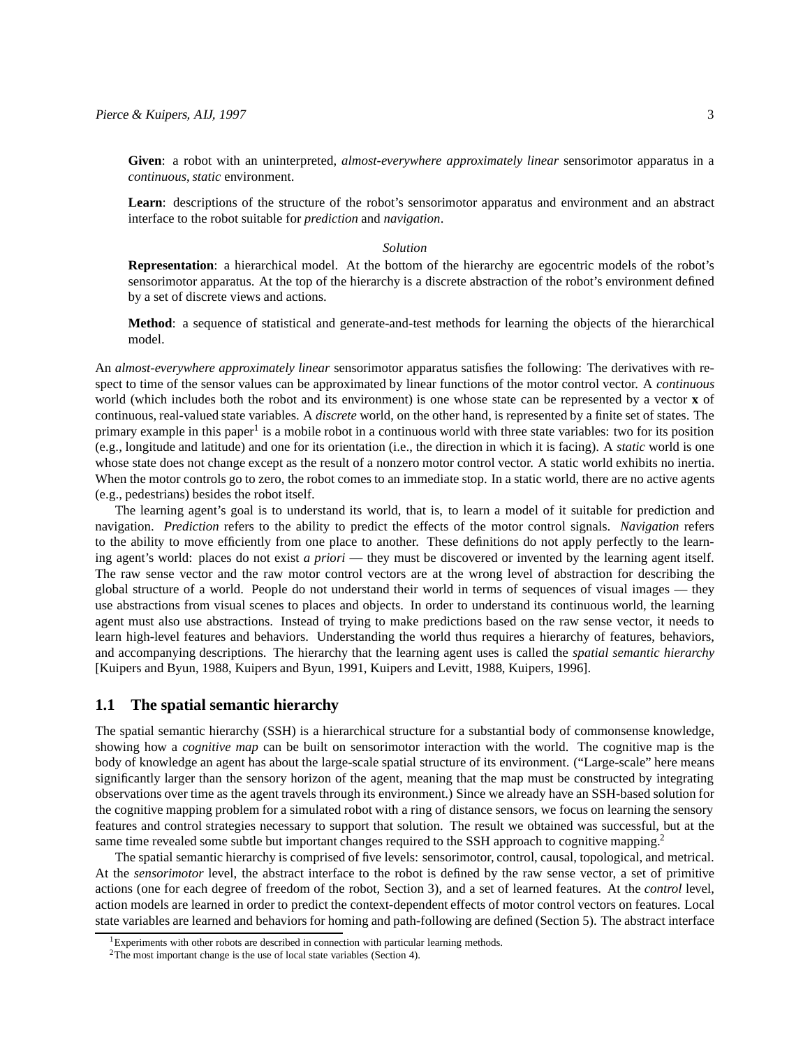**Given**: a robot with an uninterpreted, *almost-everywhere approximately linear* sensorimotor apparatus in a *continuous*, *static* environment.

**Learn**: descriptions of the structure of the robot's sensorimotor apparatus and environment and an abstract interface to the robot suitable for *prediction* and *navigation*.

*Solution*

**Representation**: a hierarchical model. At the bottom of the hierarchy are egocentric models of the robot's sensorimotor apparatus. At the top of the hierarchy is a discrete abstraction of the robot's environment defined by a set of discrete views and actions.

**Method**: a sequence of statistical and generate-and-test methods for learning the objects of the hierarchical model.

An *almost-everywhere approximately linear* sensorimotor apparatus satisfies the following: The derivatives with respect to time of the sensor values can be approximated by linear functions of the motor control vector. A *continuous* world (which includes both the robot and its environment) is one whose state can be represented by a vector $\mathbf{x}$ of continuous, real-valued state variables. A *discrete* world, on the other hand, is represented by a finite set of states. The primary example in this paper[1] is a mobile robot in a continuous world with three state variables: two for its position (e.g., longitude and latitude) and one for its orientation (i.e., the direction in which it is facing). A *static* world is one whose state does not change except as the result of a nonzero motor control vector. A static world exhibits no inertia. When the motor controls go to zero, the robot comes to an immediate stop. In a static world, there are no active agents (e.g., pedestrians) besides the robot itself.

The learning agent's goal is to understand its world, that is, to learn a model of it suitable for prediction and navigation. *Prediction* refers to the ability to predict the effects of the motor control signals. *Navigation* refers to the ability to move efficiently from one place to another. These definitions do not apply perfectly to the learning agent's world: places do not exist *a priori* — they must be discovered or invented by the learning agent itself. The raw sense vector and the raw motor control vectors are at the wrong level of abstraction for describing the global structure of a world. People do not understand their world in terms of sequences of visual images — they use abstractions from visual scenes to places and objects. In order to understand its continuous world, the learning agent must also use abstractions. Instead of trying to make predictions based on the raw sense vector, it needs to learn high-level features and behaviors. Understanding the world thus requires a hierarchy of features, behaviors, and accompanying descriptions. The hierarchy that the learning agent uses is called the *spatial semantic hierarchy* [Kuipers and Byun, 1988, Kuipers and Byun, 1991, Kuipers and Levitt, 1988, Kuipers, 1996].

## 1.1 The spatial semantic hierarchy

The spatial semantic hierarchy (SSH) is a hierarchical structure for a substantial body of commonsense knowledge, showing how a *cognitive map* can be built on sensorimotor interaction with the world. The cognitive map is the body of knowledge an agent has about the large-scale spatial structure of its environment. ("Large-scale" here means significantly larger than the sensory horizon of the agent, meaning that the map must be constructed by integrating observations over time as the agent travels through its environment.) Since we already have an SSH-based solution for the cognitive mapping problem for a simulated robot with a ring of distance sensors, we focus on learning the sensory features and control strategies necessary to support that solution. The result we obtained was successful, but at the same time revealed some subtle but important changes required to the SSH approach to cognitive mapping.[2]

The spatial semantic hierarchy is comprised of five levels: sensorimotor, control, causal, topological, and metrical. At the *sensorimotor* level, the abstract interface to the robot is defined by the raw sense vector, a set of primitive actions (one for each degree of freedom of the robot, Section 3), and a set of learned features. At the *control* level, action models are learned in order to predict the context-dependent effects of motor control vectors on features. Local state variables are learned and behaviors for homing and path-following are defined (Section 5). The abstract interface

[1] Experiments with other robots are described in connection with particular learning methods.

[2] The most important change is the use of local state variables (Section 4).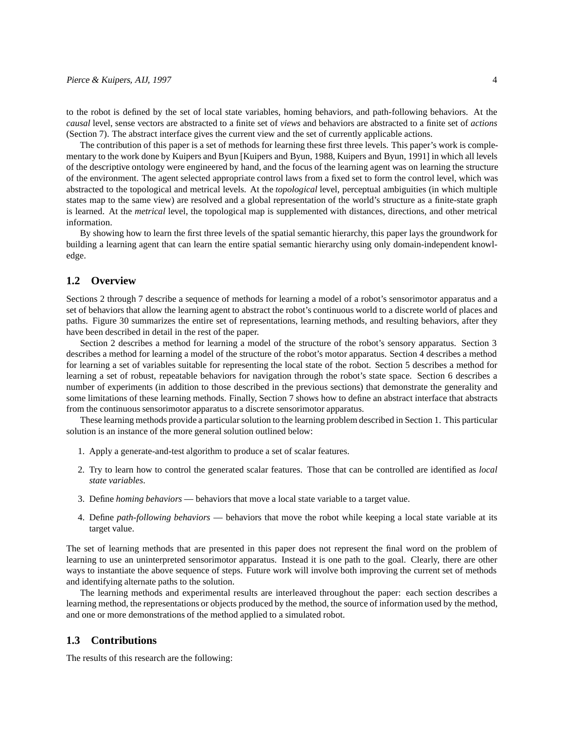to the robot is defined by the set of local state variables, homing behaviors, and path-following behaviors. At the *causal* level, sense vectors are abstracted to a finite set of *views* and behaviors are abstracted to a finite set of *actions* (Section 7). The abstract interface gives the current view and the set of currently applicable actions.

The contribution of this paper is a set of methods for learning these first three levels. This paper's work is complementary to the work done by Kuipers and Byun [Kuipers and Byun, 1988, Kuipers and Byun, 1991] in which all levels of the descriptive ontology were engineered by hand, and the focus of the learning agent was on learning the structure of the environment. The agent selected appropriate control laws from a fixed set to form the control level, which was abstracted to the topological and metrical levels. At the *topological* level, perceptual ambiguities (in which multiple states map to the same view) are resolved and a global representation of the world's structure as a finite-state graph is learned. At the *metrical* level, the topological map is supplemented with distances, directions, and other metrical information.

By showing how to learn the first three levels of the spatial semantic hierarchy, this paper lays the groundwork for building a learning agent that can learn the entire spatial semantic hierarchy using only domain-independent knowledge.

## 1.2 Overview

Sections 2 through 7 describe a sequence of methods for learning a model of a robot's sensorimotor apparatus and a set of behaviors that allow the learning agent to abstract the robot's continuous world to a discrete world of places and paths. Figure 30 summarizes the entire set of representations, learning methods, and resulting behaviors, after they have been described in detail in the rest of the paper.

Section 2 describes a method for learning a model of the structure of the robot's sensory apparatus. Section 3 describes a method for learning a model of the structure of the robot's motor apparatus. Section 4 describes a method for learning a set of variables suitable for representing the local state of the robot. Section 5 describes a method for learning a set of robust, repeatable behaviors for navigation through the robot's state space. Section 6 describes a number of experiments (in addition to those described in the previous sections) that demonstrate the generality and some limitations of these learning methods. Finally, Section 7 shows how to define an abstract interface that abstracts from the continuous sensorimotor apparatus to a discrete sensorimotor apparatus.

These learning methods provide a particular solution to the learning problem described in Section 1. This particular solution is an instance of the more general solution outlined below:

1. Apply a generate-and-test algorithm to produce a set of scalar features.
2. Try to learn how to control the generated scalar features. Those that can be controlled are identified as *local state variables*.
3. Define *homing behaviors* — behaviors that move a local state variable to a target value.
4. Define *path-following behaviors* — behaviors that move the robot while keeping a local state variable at its target value.

The set of learning methods that are presented in this paper does not represent the final word on the problem of learning to use an uninterpreted sensorimotor apparatus. Instead it is one path to the goal. Clearly, there are other ways to instantiate the above sequence of steps. Future work will involve both improving the current set of methods and identifying alternate paths to the solution.

The learning methods and experimental results are interleaved throughout the paper: each section describes a learning method, the representations or objects produced by the method, the source of information used by the method, and one or more demonstrations of the method applied to a simulated robot.

## 1.3 Contributions

The results of this research are the following: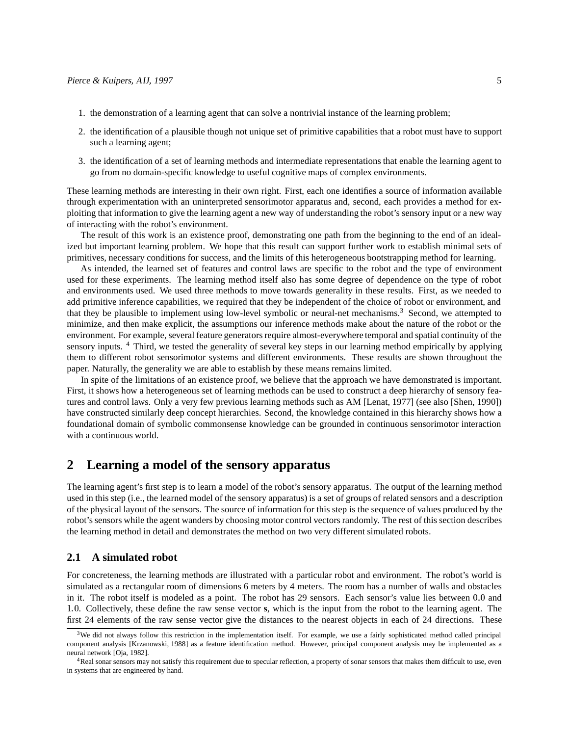1. the demonstration of a learning agent that can solve a nontrivial instance of the learning problem;
2. the identification of a plausible though not unique set of primitive capabilities that a robot must have to support such a learning agent;
3. the identification of a set of learning methods and intermediate representations that enable the learning agent to go from no domain-specific knowledge to useful cognitive maps of complex environments.

These learning methods are interesting in their own right. First, each one identifies a source of information available through experimentation with an uninterpreted sensorimotor apparatus and, second, each provides a method for exploiting that information to give the learning agent a new way of understanding the robot's sensory input or a new way of interacting with the robot's environment.

The result of this work is an existence proof, demonstrating one path from the beginning to the end of an idealized but important learning problem. We hope that this result can support further work to establish minimal sets of primitives, necessary conditions for success, and the limits of this heterogeneous bootstrapping method for learning.

As intended, the learned set of features and control laws are specific to the robot and the type of environment used for these experiments. The learning method itself also has some degree of dependence on the type of robot and environments used. We used three methods to move towards generality in these results. First, as we needed to add primitive inference capabilities, we required that they be independent of the choice of robot or environment, and that they be plausible to implement using low-level symbolic or neural-net mechanisms.[3] Second, we attempted to minimize, and then make explicit, the assumptions our inference methods make about the nature of the robot or the environment. For example, several feature generators require almost-everywhere temporal and spatial continuity of the sensory inputs. [4] Third, we tested the generality of several key steps in our learning method empirically by applying them to different robot sensorimotor systems and different environments. These results are shown throughout the paper. Naturally, the generality we are able to establish by these means remains limited.

In spite of the limitations of an existence proof, we believe that the approach we have demonstrated is important. First, it shows how a heterogeneous set of learning methods can be used to construct a deep hierarchy of sensory features and control laws. Only a very few previous learning methods such as AM [Lenat, 1977] (see also [Shen, 1990]) have constructed similarly deep concept hierarchies. Second, the knowledge contained in this hierarchy shows how a foundational domain of symbolic commonsense knowledge can be grounded in continuous sensorimotor interaction with a continuous world.

# 2 Learning a model of the sensory apparatus

The learning agent's first step is to learn a model of the robot's sensory apparatus. The output of the learning method used in this step (i.e., the learned model of the sensory apparatus) is a set of groups of related sensors and a description of the physical layout of the sensors. The source of information for this step is the sequence of values produced by the robot's sensors while the agent wanders by choosing motor control vectors randomly. The rest of this section describes the learning method in detail and demonstrates the method on two very different simulated robots.

## 2.1 A simulated robot

For concreteness, the learning methods are illustrated with a particular robot and environment. The robot's world is simulated as a rectangular room of dimensions 6 meters by 4 meters. The room has a number of walls and obstacles in it. The robot itself is modeled as a point. The robot has 29 sensors. Each sensor's value lies between 0.0 and 1.0. Collectively, these define the raw sense vector **s**, which is the input from the robot to the learning agent. The first 24 elements of the raw sense vector give the distances to the nearest objects in each of 24 directions. These

---

[3] We did not always follow this restriction in the implementation itself. For example, we use a fairly sophisticated method called principal component analysis [Krzanowski, 1988] as a feature identification method. However, principal component analysis may be implemented as a neural network [Oja, 1982].

[4] Real sonar sensors may not satisfy this requirement due to specular reflection, a property of sonar sensors that makes them difficult to use, even in systems that are engineered by hand.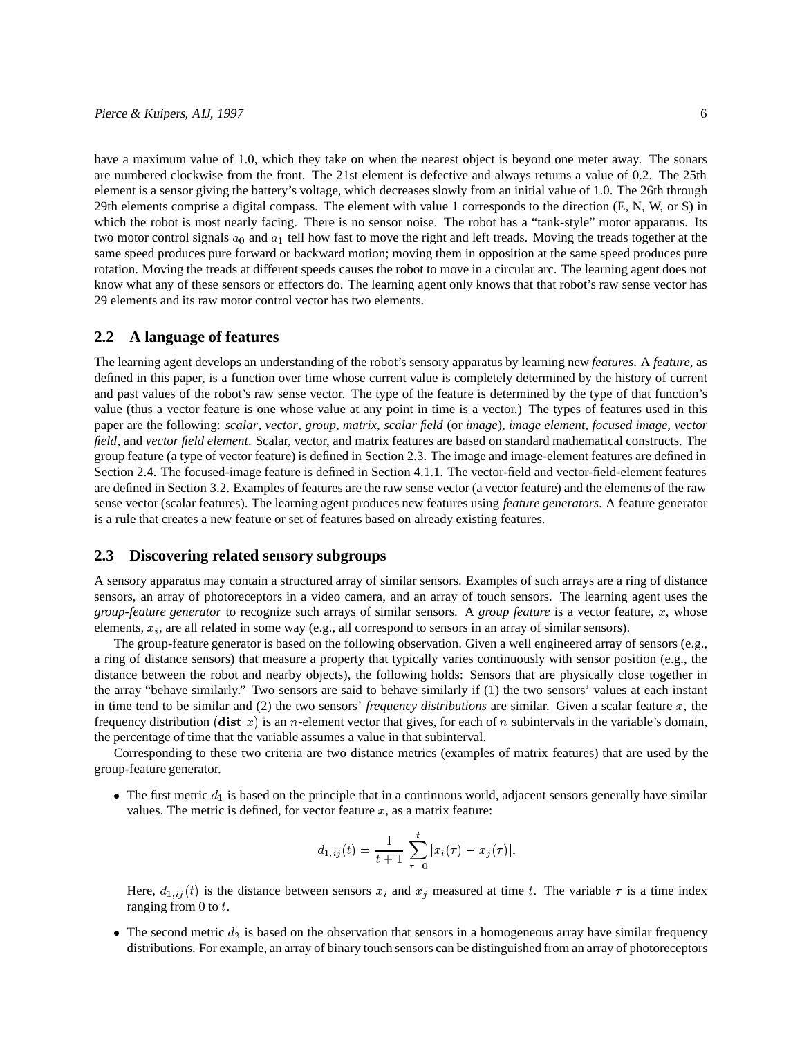have a maximum value of 1.0, which they take on when the nearest object is beyond one meter away. The sonars are numbered clockwise from the front. The 21st element is defective and always returns a value of 0.2. The 25th element is a sensor giving the battery's voltage, which decreases slowly from an initial value of 1.0. The 26th through 29th elements comprise a digital compass. The element with value 1 corresponds to the direction (E, N, W, or S) in which the robot is most nearly facing. There is no sensor noise. The robot has a "tank-style" motor apparatus. Its two motor control signals $a_0$ and $a_1$ tell how fast to move the right and left treads. Moving the treads together at the same speed produces pure forward or backward motion; moving them in opposition at the same speed produces pure rotation. Moving the treads at different speeds causes the robot to move in a circular arc. The learning agent does not know what any of these sensors or effectors do. The learning agent only knows that that robot's raw sense vector has 29 elements and its raw motor control vector has two elements.

## 2.2 A language of features

The learning agent develops an understanding of the robot's sensory apparatus by learning new *features*. A *feature*, as defined in this paper, is a function over time whose current value is completely determined by the history of current and past values of the robot's raw sense vector. The type of the feature is determined by the type of that function's value (thus a vector feature is one whose value at any point in time is a vector.) The types of features used in this paper are the following: *scalar*, *vector*, *group*, *matrix*, *scalar field* (or *image*), *image element*, *focused image*, *vector field*, and *vector field element*. Scalar, vector, and matrix features are based on standard mathematical constructs. The group feature (a type of vector feature) is defined in Section 2.3. The image and image-element features are defined in Section 2.4. The focused-image feature is defined in Section 4.1.1. The vector-field and vector-field-element features are defined in Section 3.2. Examples of features are the raw sense vector (a vector feature) and the elements of the raw sense vector (scalar features). The learning agent produces new features using *feature generators*. A feature generator is a rule that creates a new feature or set of features based on already existing features.

## 2.3 Discovering related sensory subgroups

A sensory apparatus may contain a structured array of similar sensors. Examples of such arrays are a ring of distance sensors, an array of photoreceptors in a video camera, and an array of touch sensors. The learning agent uses the *group-feature generator* to recognize such arrays of similar sensors. A *group feature* is a vector feature, $x$, whose elements, $x_i$, are all related in some way (e.g., all correspond to sensors in an array of similar sensors).

The group-feature generator is based on the following observation. Given a well engineered array of sensors (e.g., a ring of distance sensors) that measure a property that typically varies continuously with sensor position (e.g., the distance between the robot and nearby objects), the following holds: Sensors that are physically close together in the array "behave similarly." Two sensors are said to behave similarly if (1) the two sensors' values at each instant in time tend to be similar and (2) the two sensors' *frequency distributions* are similar. Given a scalar feature $x$, the frequency distribution ($\mathbf{dist}\ x$) is an $n$-element vector that gives, for each of $n$ subintervals in the variable's domain, the percentage of time that the variable assumes a value in that subinterval.

Corresponding to these two criteria are two distance metrics (examples of matrix features) that are used by the group-feature generator.

- The first metric $d_1$ is based on the principle that in a continuous world, adjacent sensors generally have similar values. The metric is defined, for vector feature $x$, as a matrix feature:

$$d_{1,ij}(t) = \frac{1}{t+1} \sum_{\tau=0}^{t} |x_i(\tau) - x_j(\tau)|.$$

  Here, $d_{1,ij}(t)$ is the distance between sensors $x_i$ and $x_j$ measured at time $t$. The variable $\tau$ is a time index ranging from 0 to $t$.

- The second metric $d_2$ is based on the observation that sensors in a homogeneous array have similar frequency distributions. For example, an array of binary touch sensors can be distinguished from an array of photoreceptors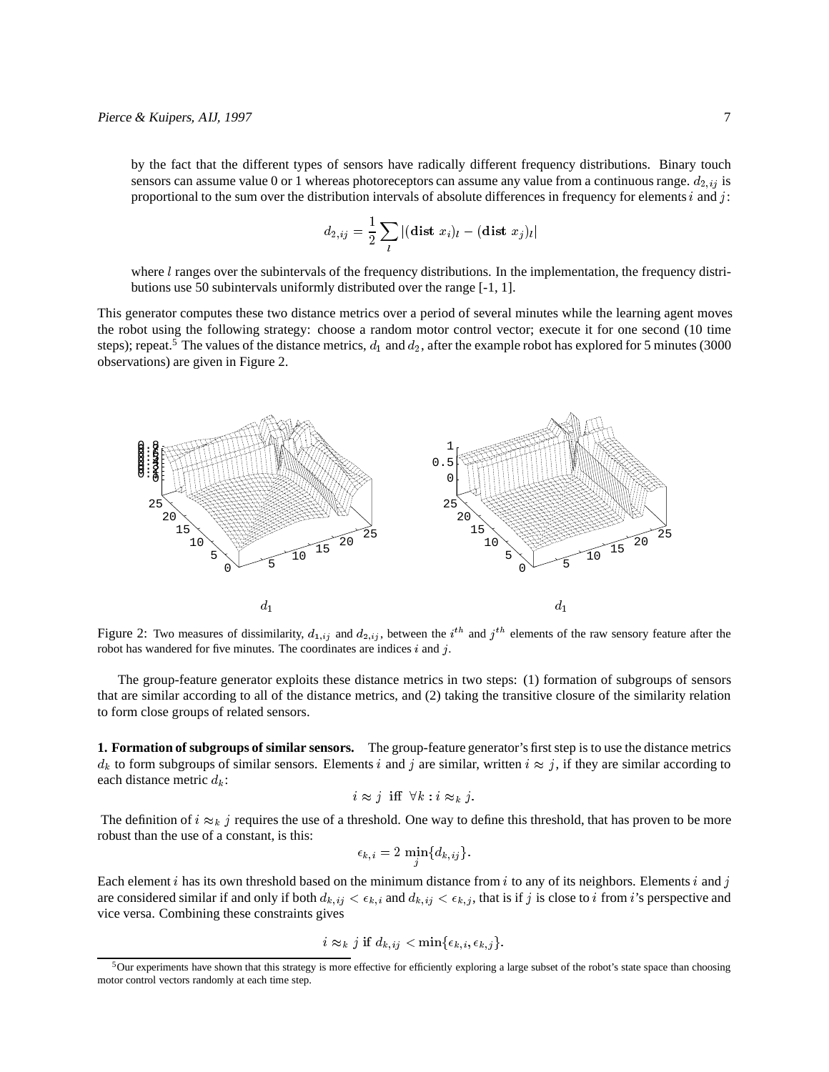by the fact that the different types of sensors have radically different frequency distributions. Binary touch sensors can assume value 0 or 1 whereas photoreceptors can assume any value from a continuous range. $d_{2,ij}$ is proportional to the sum over the distribution intervals of absolute differences in frequency for elements $i$ and $j$:

$$d_{2,ij} = \frac{1}{2} \sum_{l} |(\mathbf{dist}\ x_i)_l - (\mathbf{dist}\ x_j)_l|$$

where $l$ ranges over the subintervals of the frequency distributions. In the implementation, the frequency distributions use 50 subintervals uniformly distributed over the range [-1, 1].

This generator computes these two distance metrics over a period of several minutes while the learning agent moves the robot using the following strategy: choose a random motor control vector; execute it for one second (10 time steps); repeat.[5] The values of the distance metrics, $d_1$ and $d_2$, after the example robot has explored for 5 minutes (3000 observations) are given in Figure 2.

$d_1$ $d_1$

Figure 2: Two measures of dissimilarity, $d_{1,ij}$ and $d_{2,ij}$, between the $i^{th}$ and $j^{th}$ elements of the raw sensory feature after the robot has wandered for five minutes. The coordinates are indices $i$ and $j$.

The group-feature generator exploits these distance metrics in two steps: (1) formation of subgroups of sensors that are similar according to all of the distance metrics, and (2) taking the transitive closure of the similarity relation to form close groups of related sensors.

**1. Formation of subgroups of similar sensors.** The group-feature generator's first step is to use the distance metrics $d_k$ to form subgroups of similar sensors. Elements $i$ and $j$ are similar, written $i \approx j$, if they are similar according to each distance metric $d_k$:

$$i \approx j \text{ iff } \forall k : i \approx_k j.$$

The definition of $i \approx_k j$ requires the use of a threshold. One way to define this threshold, that has proven to be more robust than the use of a constant, is this:

$$\epsilon_{k,i} = 2 \min_{j} \{d_{k,ij}\}.$$

Each element $i$ has its own threshold based on the minimum distance from $i$ to any of its neighbors. Elements $i$ and $j$ are considered similar if and only if both $d_{k,ij} < \epsilon_{k,i}$ and $d_{k,ij} < \epsilon_{k,j}$, that is if $j$ is close to $i$ from $i$'s perspective and vice versa. Combining these constraints gives

$$i \approx_k j \text{ if } d_{k,ij} < \min\{\epsilon_{k,i}, \epsilon_{k,j}\}.$$

[5] Our experiments have shown that this strategy is more effective for efficiently exploring a large subset of the robot's state space than choosing motor control vectors randomly at each time step.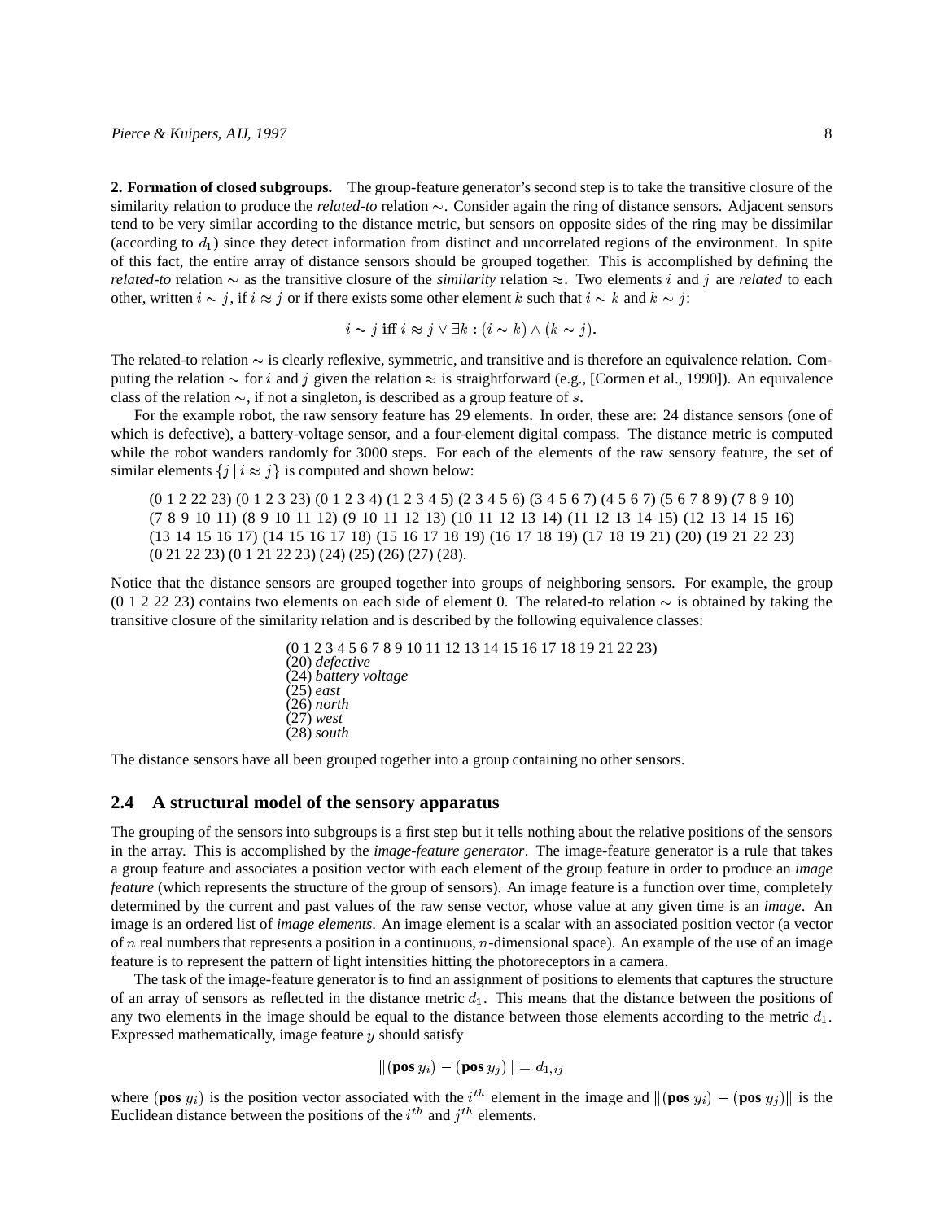**2. Formation of closed subgroups.** The group-feature generator's second step is to take the transitive closure of the similarity relation to produce the *related-to* relation $\sim$. Consider again the ring of distance sensors. Adjacent sensors tend to be very similar according to the distance metric, but sensors on opposite sides of the ring may be dissimilar (according to $d_1$) since they detect information from distinct and uncorrelated regions of the environment. In spite of this fact, the entire array of distance sensors should be grouped together. This is accomplished by defining the *related-to* relation $\sim$ as the transitive closure of the *similarity* relation $\approx$. Two elements $i$ and $j$ are *related* to each other, written $i \sim j$, if $i \approx j$ or if there exists some other element $k$ such that $i \sim k$ and $k \sim j$:

$$i \sim j \text{ iff } i \approx j \vee \exists k : (i \sim k) \wedge (k \sim j).$$

The related-to relation $\sim$ is clearly reflexive, symmetric, and transitive and is therefore an equivalence relation. Computing the relation $\sim$ for $i$ and $j$ given the relation $\approx$ is straightforward (e.g., [Cormen et al., 1990]). An equivalence class of the relation $\sim$, if not a singleton, is described as a group feature of $s$.

For the example robot, the raw sensory feature has 29 elements. In order, these are: 24 distance sensors (one of which is defective), a battery-voltage sensor, and a four-element digital compass. The distance metric is computed while the robot wanders randomly for 3000 steps. For each of the elements of the raw sensory feature, the set of similar elements $\{j \mid i \approx j\}$ is computed and shown below:

(0 1 2 22 23) (0 1 2 3 23) (0 1 2 3 4) (1 2 3 4 5) (2 3 4 5 6) (3 4 5 6 7) (4 5 6 7) (5 6 7 8 9) (7 8 9 10) (7 8 9 10 11) (8 9 10 11 12) (9 10 11 12 13) (10 11 12 13 14) (11 12 13 14 15) (12 13 14 15 16) (13 14 15 16 17) (14 15 16 17 18) (15 16 17 18 19) (16 17 18 19) (17 18 19 21) (20) (19 21 22 23) (0 21 22 23) (0 1 21 22 23) (24) (25) (26) (27) (28).

Notice that the distance sensors are grouped together into groups of neighboring sensors. For example, the group (0 1 2 22 23) contains two elements on each side of element 0. The related-to relation $\sim$ is obtained by taking the transitive closure of the similarity relation and is described by the following equivalence classes:

(0 1 2 3 4 5 6 7 8 9 10 11 12 13 14 15 16 17 18 19 21 22 23)
(20) *defective*
(24) *battery voltage*
(25) *east*
(26) *north*
(27) *west*
(28) *south*

The distance sensors have all been grouped together into a group containing no other sensors.

## 2.4 A structural model of the sensory apparatus

The grouping of the sensors into subgroups is a first step but it tells nothing about the relative positions of the sensors in the array. This is accomplished by the *image-feature generator*. The image-feature generator is a rule that takes a group feature and associates a position vector with each element of the group feature in order to produce an *image feature* (which represents the structure of the group of sensors). An image feature is a function over time, completely determined by the current and past values of the raw sense vector, whose value at any given time is an *image*. An image is an ordered list of *image elements*. An image element is a scalar with an associated position vector (a vector of $n$ real numbers that represents a position in a continuous, $n$-dimensional space). An example of the use of an image feature is to represent the pattern of light intensities hitting the photoreceptors in a camera.

The task of the image-feature generator is to find an assignment of positions to elements that captures the structure of an array of sensors as reflected in the distance metric $d_1$. This means that the distance between the positions of any two elements in the image should be equal to the distance between those elements according to the metric $d_1$. Expressed mathematically, image feature $y$ should satisfy

$$\|(\textbf{pos}\, y_i) - (\textbf{pos}\, y_j)\| = d_{1,ij}$$

where $(\textbf{pos}\, y_i)$ is the position vector associated with the $i^{th}$ element in the image and $\|(\textbf{pos}\, y_i) - (\textbf{pos}\, y_j)\|$ is the Euclidean distance between the positions of the $i^{th}$ and $j^{th}$ elements.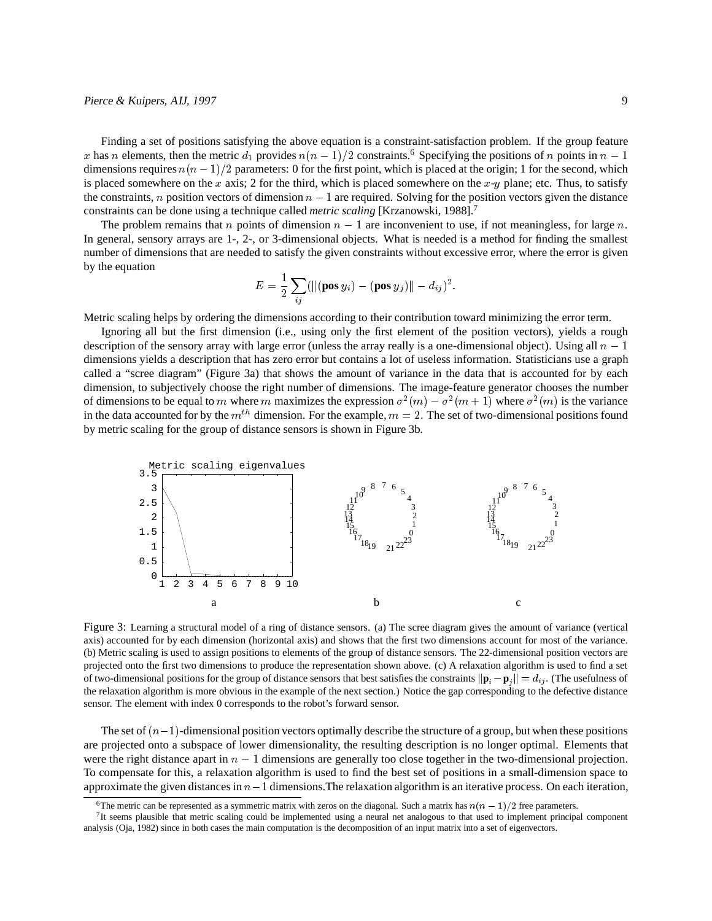Finding a set of positions satisfying the above equation is a constraint-satisfaction problem. If the group feature $x$ has $n$ elements, then the metric $d_1$ provides $n(n-1)/2$ constraints.[6] Specifying the positions of $n$ points in $n-1$ dimensions requires $n(n-1)/2$ parameters: 0 for the first point, which is placed at the origin; 1 for the second, which is placed somewhere on the $x$ axis; 2 for the third, which is placed somewhere on the $x$-$y$ plane; etc. Thus, to satisfy the constraints, $n$ position vectors of dimension $n-1$ are required. Solving for the position vectors given the distance constraints can be done using a technique called *metric scaling* [Krzanowski, 1988].[7]

The problem remains that $n$ points of dimension $n-1$ are inconvenient to use, if not meaningless, for large $n$. In general, sensory arrays are 1-, 2-, or 3-dimensional objects. What is needed is a method for finding the smallest number of dimensions that are needed to satisfy the given constraints without excessive error, where the error is given by the equation

$$E = \frac{1}{2}\sum_{ij}(\|(\textbf{pos}\, y_i) - (\textbf{pos}\, y_j)\| - d_{ij})^2.$$

Metric scaling helps by ordering the dimensions according to their contribution toward minimizing the error term.

Ignoring all but the first dimension (i.e., using only the first element of the position vectors), yields a rough description of the sensory array with large error (unless the array really is a one-dimensional object). Using all $n-1$ dimensions yields a description that has zero error but contains a lot of useless information. Statisticians use a graph called a "scree diagram" (Figure 3a) that shows the amount of variance in the data that is accounted for by each dimension, to subjectively choose the right number of dimensions. The image-feature generator chooses the number of dimensions to be equal to $m$ where $m$ maximizes the expression $\sigma^2(m) - \sigma^2(m+1)$ where $\sigma^2(m)$ is the variance in the data accounted for by the $m^{th}$ dimension. For the example, $m = 2$. The set of two-dimensional positions found by metric scaling for the group of distance sensors is shown in Figure 3b.

Figure 3: Learning a structural model of a ring of distance sensors. (a) The scree diagram gives the amount of variance (vertical axis) accounted for by each dimension (horizontal axis) and shows that the first two dimensions account for most of the variance. (b) Metric scaling is used to assign positions to elements of the group of distance sensors. The 22-dimensional position vectors are projected onto the first two dimensions to produce the representation shown above. (c) A relaxation algorithm is used to find a set of two-dimensional positions for the group of distance sensors that best satisfies the constraints $\|\mathbf{p}_i - \mathbf{p}_j\| = d_{ij}$. (The usefulness of the relaxation algorithm is more obvious in the example of the next section.) Notice the gap corresponding to the defective distance sensor. The element with index 0 corresponds to the robot's forward sensor.

The set of $(n-1)$-dimensional position vectors optimally describe the structure of a group, but when these positions are projected onto a subspace of lower dimensionality, the resulting description is no longer optimal. Elements that were the right distance apart in $n-1$ dimensions are generally too close together in the two-dimensional projection. To compensate for this, a relaxation algorithm is used to find the best set of positions in a small-dimension space to approximate the given distances in $n-1$ dimensions.The relaxation algorithm is an iterative process. On each iteration,

[6] The metric can be represented as a symmetric matrix with zeros on the diagonal. Such a matrix has $n(n-1)/2$ free parameters.

[7] It seems plausible that metric scaling could be implemented using a neural net analogous to that used to implement principal component analysis (Oja, 1982) since in both cases the main computation is the decomposition of an input matrix into a set of eigenvectors.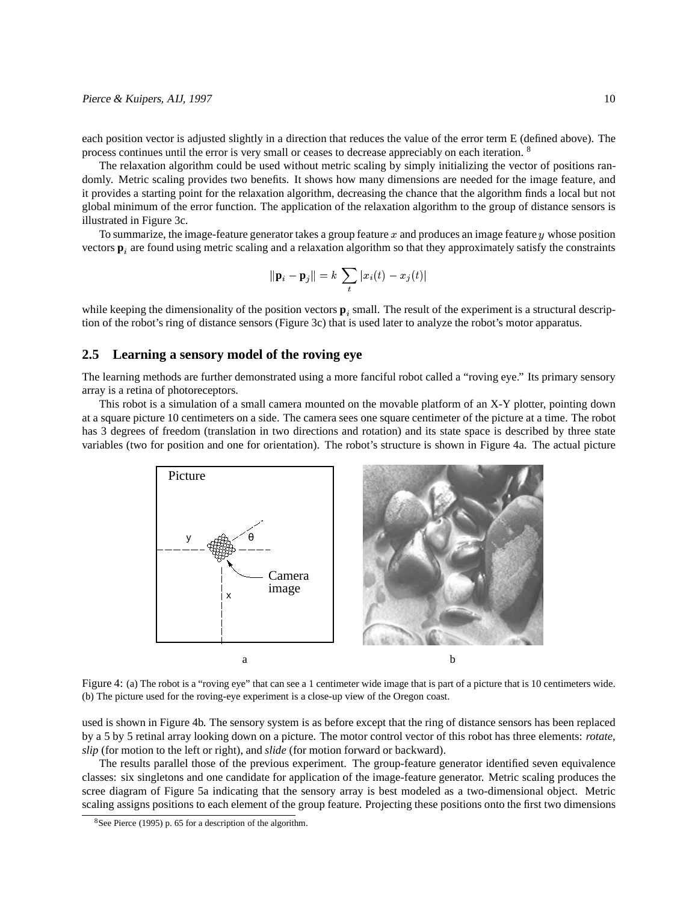each position vector is adjusted slightly in a direction that reduces the value of the error term E (defined above). The process continues until the error is very small or ceases to decrease appreciably on each iteration. [8]

The relaxation algorithm could be used without metric scaling by simply initializing the vector of positions randomly. Metric scaling provides two benefits. It shows how many dimensions are needed for the image feature, and it provides a starting point for the relaxation algorithm, decreasing the chance that the algorithm finds a local but not global minimum of the error function. The application of the relaxation algorithm to the group of distance sensors is illustrated in Figure 3c.

To summarize, the image-feature generator takes a group feature $x$ and produces an image feature $y$ whose position vectors $\mathbf{p}_i$ are found using metric scaling and a relaxation algorithm so that they approximately satisfy the constraints

$$\|\mathbf{p}_i - \mathbf{p}_j\| = k \sum_t |x_i(t) - x_j(t)|$$

while keeping the dimensionality of the position vectors $\mathbf{p}_i$ small. The result of the experiment is a structural description of the robot's ring of distance sensors (Figure 3c) that is used later to analyze the robot's motor apparatus.

## 2.5 Learning a sensory model of the roving eye

The learning methods are further demonstrated using a more fanciful robot called a "roving eye." Its primary sensory array is a retina of photoreceptors.

This robot is a simulation of a small camera mounted on the movable platform of an X-Y plotter, pointing down at a square picture 10 centimeters on a side. The camera sees one square centimeter of the picture at a time. The robot has 3 degrees of freedom (translation in two directions and rotation) and its state space is described by three state variables (two for position and one for orientation). The robot's structure is shown in Figure 4a. The actual picture used is shown in Figure 4b. The sensory system is as before except that the ring of distance sensors has been replaced by a 5 by 5 retinal array looking down on a picture. The motor control vector of this robot has three elements: *rotate*, *slip* (for motion to the left or right), and *slide* (for motion forward or backward).

Figure 4: (a) The robot is a "roving eye" that can see a 1 centimeter wide image that is part of a picture that is 10 centimeters wide. (b) The picture used for the roving-eye experiment is a close-up view of the Oregon coast.

The results parallel those of the previous experiment. The group-feature generator identified seven equivalence classes: six singletons and one candidate for application of the image-feature generator. Metric scaling produces the scree diagram of Figure 5a indicating that the sensory array is best modeled as a two-dimensional object. Metric scaling assigns positions to each element of the group feature. Projecting these positions onto the first two dimensions

[8] See Pierce (1995) p. 65 for a description of the algorithm.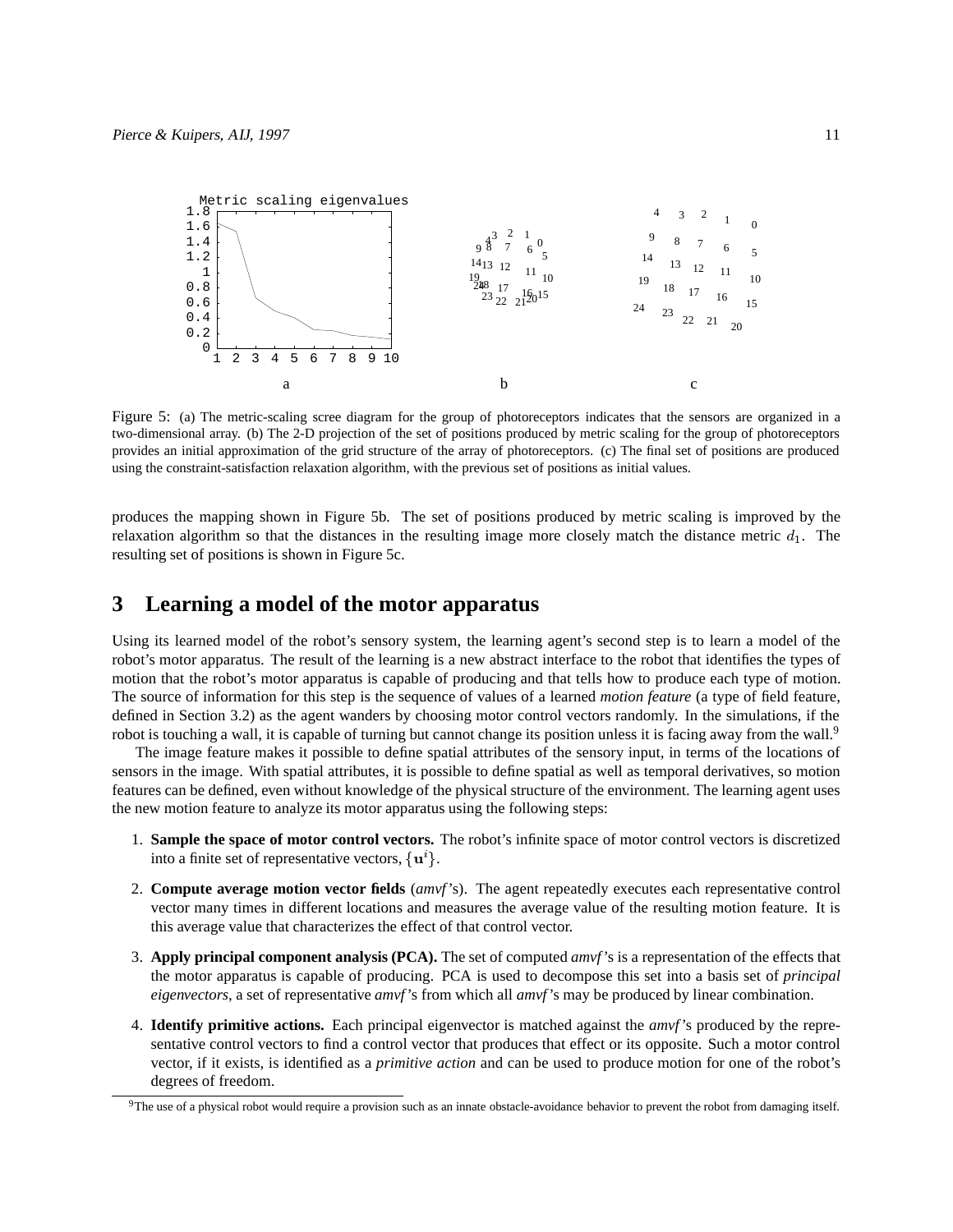Figure 5: (a) The metric-scaling scree diagram for the group of photoreceptors indicates that the sensors are organized in a two-dimensional array. (b) The 2-D projection of the set of positions produced by metric scaling for the group of photoreceptors provides an initial approximation of the grid structure of the array of photoreceptors. (c) The final set of positions are produced using the constraint-satisfaction relaxation algorithm, with the previous set of positions as initial values.

produces the mapping shown in Figure 5b. The set of positions produced by metric scaling is improved by the relaxation algorithm so that the distances in the resulting image more closely match the distance metric $d_1$. The resulting set of positions is shown in Figure 5c.

# 3 Learning a model of the motor apparatus

Using its learned model of the robot's sensory system, the learning agent's second step is to learn a model of the robot's motor apparatus. The result of the learning is a new abstract interface to the robot that identifies the types of motion that the robot's motor apparatus is capable of producing and that tells how to produce each type of motion. The source of information for this step is the sequence of values of a learned *motion feature* (a type of field feature, defined in Section 3.2) as the agent wanders by choosing motor control vectors randomly. In the simulations, if the robot is touching a wall, it is capable of turning but cannot change its position unless it is facing away from the wall.[9]

The image feature makes it possible to define spatial attributes of the sensory input, in terms of the locations of sensors in the image. With spatial attributes, it is possible to define spatial as well as temporal derivatives, so motion features can be defined, even without knowledge of the physical structure of the environment. The learning agent uses the new motion feature to analyze its motor apparatus using the following steps:

1. **Sample the space of motor control vectors.** The robot's infinite space of motor control vectors is discretized into a finite set of representative vectors, $\{\mathbf{u}^i\}$.
2. **Compute average motion vector fields** (*amvf*'s). The agent repeatedly executes each representative control vector many times in different locations and measures the average value of the resulting motion feature. It is this average value that characterizes the effect of that control vector.
3. **Apply principal component analysis (PCA).** The set of computed *amvf*'s is a representation of the effects that the motor apparatus is capable of producing. PCA is used to decompose this set into a basis set of *principal eigenvectors*, a set of representative *amvf*'s from which all *amvf*'s may be produced by linear combination.
4. **Identify primitive actions.** Each principal eigenvector is matched against the *amvf*'s produced by the representative control vectors to find a control vector that produces that effect or its opposite. Such a motor control vector, if it exists, is identified as a *primitive action* and can be used to produce motion for one of the robot's degrees of freedom.

[9] The use of a physical robot would require a provision such as an innate obstacle-avoidance behavior to prevent the robot from damaging itself.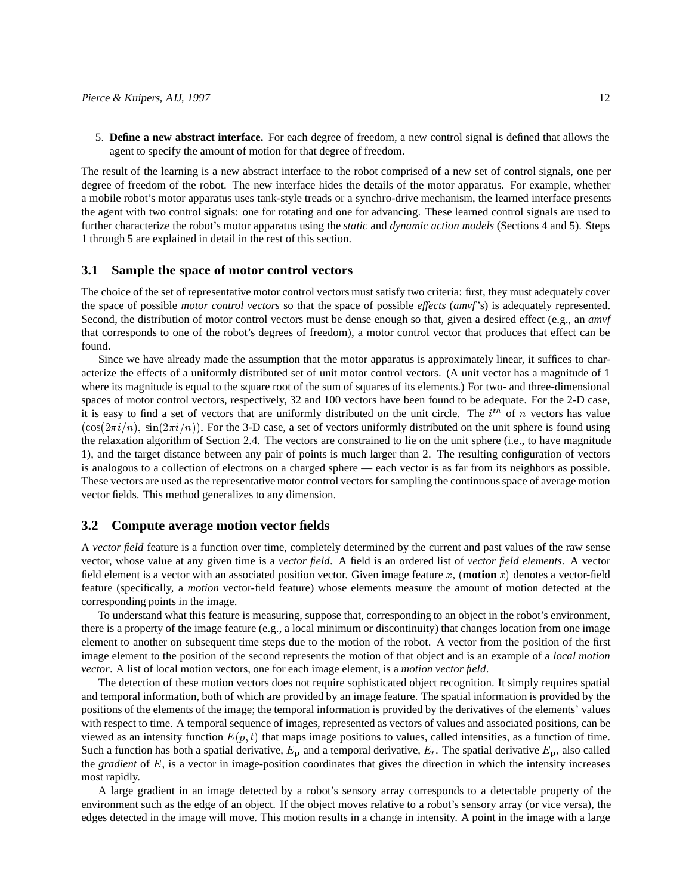5. **Define a new abstract interface.** For each degree of freedom, a new control signal is defined that allows the agent to specify the amount of motion for that degree of freedom.

The result of the learning is a new abstract interface to the robot comprised of a new set of control signals, one per degree of freedom of the robot. The new interface hides the details of the motor apparatus. For example, whether a mobile robot's motor apparatus uses tank-style treads or a synchro-drive mechanism, the learned interface presents the agent with two control signals: one for rotating and one for advancing. These learned control signals are used to further characterize the robot's motor apparatus using the *static* and *dynamic action models* (Sections 4 and 5). Steps 1 through 5 are explained in detail in the rest of this section.

### 3.1 Sample the space of motor control vectors

The choice of the set of representative motor control vectors must satisfy two criteria: first, they must adequately cover the space of possible *motor control vectors* so that the space of possible *effects* (*amvf*'s) is adequately represented. Second, the distribution of motor control vectors must be dense enough so that, given a desired effect (e.g., an *amvf* that corresponds to one of the robot's degrees of freedom), a motor control vector that produces that effect can be found.

Since we have already made the assumption that the motor apparatus is approximately linear, it suffices to characterize the effects of a uniformly distributed set of unit motor control vectors. (A unit vector has a magnitude of 1 where its magnitude is equal to the square root of the sum of squares of its elements.) For two- and three-dimensional spaces of motor control vectors, respectively, 32 and 100 vectors have been found to be adequate. For the 2-D case, it is easy to find a set of vectors that are uniformly distributed on the unit circle. The $i^{th}$ of $n$ vectors has value $(\cos(2\pi i/n), \sin(2\pi i/n))$. For the 3-D case, a set of vectors uniformly distributed on the unit sphere is found using the relaxation algorithm of Section 2.4. The vectors are constrained to lie on the unit sphere (i.e., to have magnitude 1), and the target distance between any pair of points is much larger than 2. The resulting configuration of vectors is analogous to a collection of electrons on a charged sphere — each vector is as far from its neighbors as possible. These vectors are used as the representative motor control vectors for sampling the continuous space of average motion vector fields. This method generalizes to any dimension.

### 3.2 Compute average motion vector fields

A *vector field* feature is a function over time, completely determined by the current and past values of the raw sense vector, whose value at any given time is a *vector field*. A field is an ordered list of *vector field elements*. A vector field element is a vector with an associated position vector. Given image feature $x$, (**motion** $x$) denotes a vector-field feature (specifically, a *motion* vector-field feature) whose elements measure the amount of motion detected at the corresponding points in the image.

To understand what this feature is measuring, suppose that, corresponding to an object in the robot's environment, there is a property of the image feature (e.g., a local minimum or discontinuity) that changes location from one image element to another on subsequent time steps due to the motion of the robot. A vector from the position of the first image element to the position of the second represents the motion of that object and is an example of a *local motion vector*. A list of local motion vectors, one for each image element, is a *motion vector field*.

The detection of these motion vectors does not require sophisticated object recognition. It simply requires spatial and temporal information, both of which are provided by an image feature. The spatial information is provided by the positions of the elements of the image; the temporal information is provided by the derivatives of the elements' values with respect to time. A temporal sequence of images, represented as vectors of values and associated positions, can be viewed as an intensity function $E(p, t)$ that maps image positions to values, called intensities, as a function of time. Such a function has both a spatial derivative, $E_{\mathbf{p}}$ and a temporal derivative, $E_t$. The spatial derivative $E_{\mathbf{p}}$, also called the *gradient* of $E$, is a vector in image-position coordinates that gives the direction in which the intensity increases most rapidly.

A large gradient in an image detected by a robot's sensory array corresponds to a detectable property of the environment such as the edge of an object. If the object moves relative to a robot's sensory array (or vice versa), the edges detected in the image will move. This motion results in a change in intensity. A point in the image with a large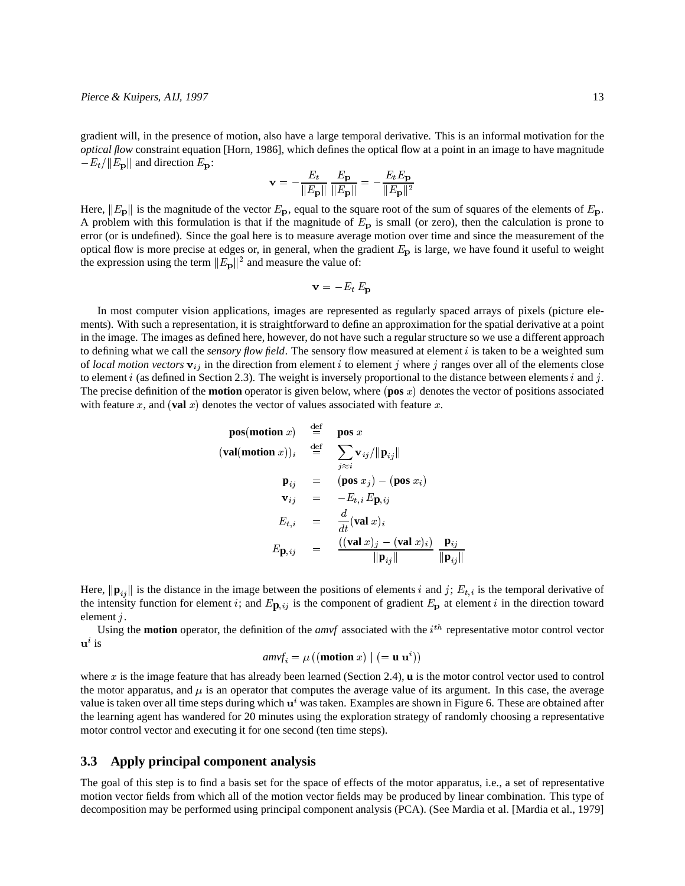gradient will, in the presence of motion, also have a large temporal derivative. This is an informal motivation for the *optical flow* constraint equation [Horn, 1986], which defines the optical flow at a point in an image to have magnitude $-E_t/\|E_{\mathbf{p}}\|$ and direction $E_{\mathbf{p}}$:

$$\mathbf{v} = -\frac{E_t}{\|E_{\mathbf{p}}\|}\frac{E_{\mathbf{p}}}{\|E_{\mathbf{p}}\|} = -\frac{E_t E_{\mathbf{p}}}{\|E_{\mathbf{p}}\|^2}$$

Here, $\|E_{\mathbf{p}}\|$ is the magnitude of the vector $E_{\mathbf{p}}$, equal to the square root of the sum of squares of the elements of $E_{\mathbf{p}}$. A problem with this formulation is that if the magnitude of $E_{\mathbf{p}}$ is small (or zero), then the calculation is prone to error (or is undefined). Since the goal here is to measure average motion over time and since the measurement of the optical flow is more precise at edges or, in general, when the gradient $E_{\mathbf{p}}$ is large, we have found it useful to weight the expression using the term $\|E_{\mathbf{p}}\|^2$ and measure the value of:

$$\mathbf{v} = -E_t\, E_{\mathbf{p}}$$

In most computer vision applications, images are represented as regularly spaced arrays of pixels (picture elements). With such a representation, it is straightforward to define an approximation for the spatial derivative at a point in the image. The images as defined here, however, do not have such a regular structure so we use a different approach to defining what we call the *sensory flow field*. The sensory flow measured at element $i$ is taken to be a weighted sum of *local motion vectors* $\mathbf{v}_{ij}$ in the direction from element $i$ to element $j$ where $j$ ranges over all of the elements close to element $i$ (as defined in Section 2.3). The weight is inversely proportional to the distance between elements $i$ and $j$. The precise definition of the **motion** operator is given below, where $(\mathbf{pos}\ x)$ denotes the vector of positions associated with feature $x$, and $(\mathbf{val}\ x)$ denotes the vector of values associated with feature $x$.

$$\begin{aligned}
\mathbf{pos}(\mathbf{motion}\ x) &\stackrel{\text{def}}{=} \mathbf{pos}\ x \\
(\mathbf{val}(\mathbf{motion}\ x))_i &\stackrel{\text{def}}{=} \sum_{j \approx i} \mathbf{v}_{ij}/\|\mathbf{p}_{ij}\| \\
\mathbf{p}_{ij} &= (\mathbf{pos}\ x_j) - (\mathbf{pos}\ x_i) \\
\mathbf{v}_{ij} &= -E_{t,i}\, E_{\mathbf{p},ij} \\
E_{t,i} &= \frac{d}{dt}(\mathbf{val}\ x)_i \\
E_{\mathbf{p},ij} &= \frac{((\mathbf{val}\ x)_j - (\mathbf{val}\ x)_i)}{\|\mathbf{p}_{ij}\|}\ \frac{\mathbf{p}_{ij}}{\|\mathbf{p}_{ij}\|}
\end{aligned}$$

Here, $\|\mathbf{p}_{ij}\|$ is the distance in the image between the positions of elements $i$ and $j$; $E_{t,i}$ is the temporal derivative of the intensity function for element $i$; and $E_{\mathbf{p},ij}$ is the component of gradient $E_{\mathbf{p}}$ at element $i$ in the direction toward element $j$.

Using the **motion** operator, the definition of the *amvf* associated with the $i^{th}$ representative motor control vector $\mathbf{u}^i$ is

$$amvf_i = \mu\left((\mathbf{motion}\ x) \mid (= \mathbf{u}\ \mathbf{u}^i)\right)$$

where $x$ is the image feature that has already been learned (Section 2.4), $\mathbf{u}$ is the motor control vector used to control the motor apparatus, and $\mu$ is an operator that computes the average value of its argument. In this case, the average value is taken over all time steps during which $\mathbf{u}^i$ was taken. Examples are shown in Figure 6. These are obtained after the learning agent has wandered for 20 minutes using the exploration strategy of randomly choosing a representative motor control vector and executing it for one second (ten time steps).

### 3.3 Apply principal component analysis

The goal of this step is to find a basis set for the space of effects of the motor apparatus, i.e., a set of representative motion vector fields from which all of the motion vector fields may be produced by linear combination. This type of decomposition may be performed using principal component analysis (PCA). (See Mardia et al. [Mardia et al., 1979]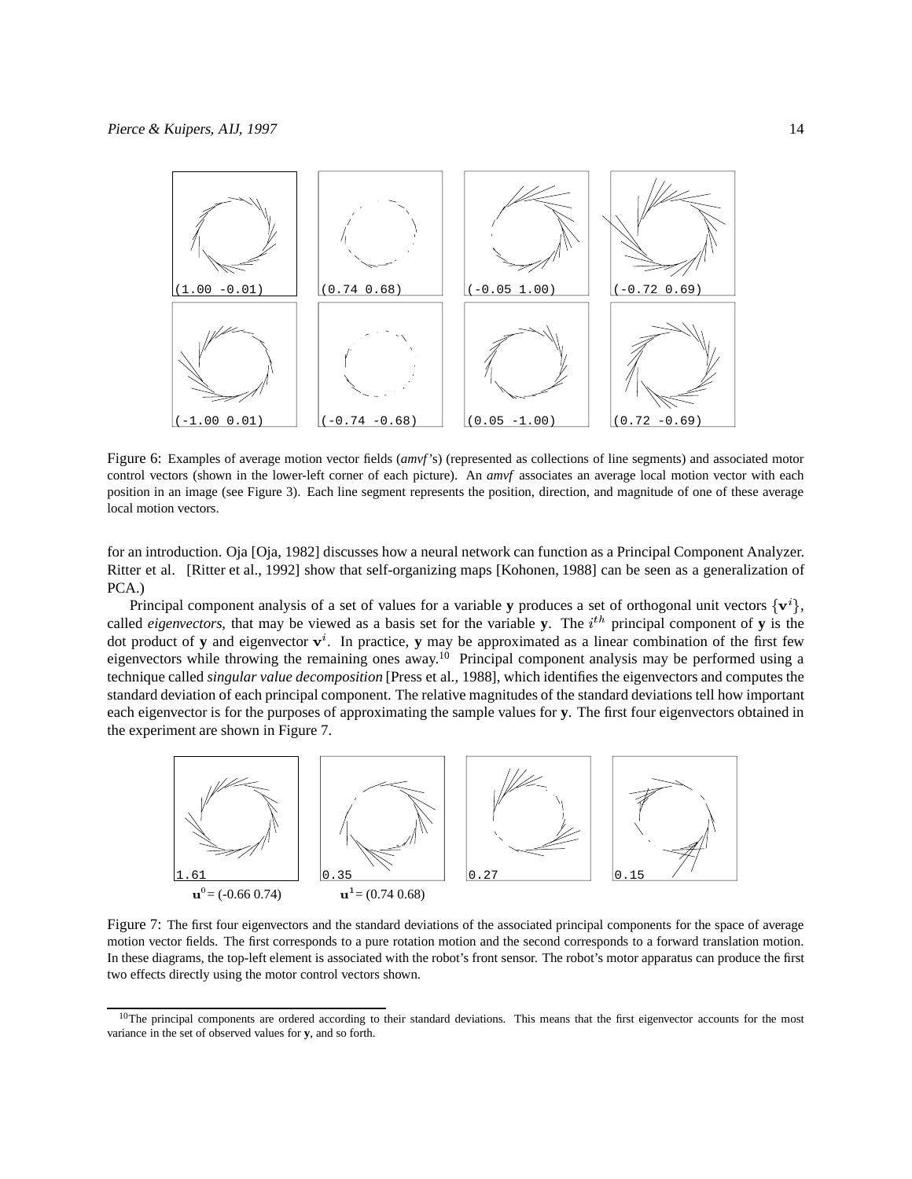Figure 6: Examples of average motion vector fields (*amvf*'s) (represented as collections of line segments) and associated motor control vectors (shown in the lower-left corner of each picture). An *amvf* associates an average local motion vector with each position in an image (see Figure 3). Each line segment represents the position, direction, and magnitude of one of these average local motion vectors.

for an introduction. Oja [Oja, 1982] discusses how a neural network can function as a Principal Component Analyzer. Ritter et al. [Ritter et al., 1992] show that self-organizing maps [Kohonen, 1988] can be seen as a generalization of PCA.)

Principal component analysis of a set of values for a variable $\mathbf{y}$ produces a set of orthogonal unit vectors $\{\mathbf{v}^i\}$, called *eigenvectors*, that may be viewed as a basis set for the variable $\mathbf{y}$. The $i^{th}$ principal component of $\mathbf{y}$ is the dot product of $\mathbf{y}$ and eigenvector $\mathbf{v}^i$. In practice, $\mathbf{y}$ may be approximated as a linear combination of the first few eigenvectors while throwing the remaining ones away.[10] Principal component analysis may be performed using a technique called *singular value decomposition* [Press et al., 1988], which identifies the eigenvectors and computes the standard deviation of each principal component. The relative magnitudes of the standard deviations tell how important each eigenvector is for the purposes of approximating the sample values for $\mathbf{y}$. The first four eigenvectors obtained in the experiment are shown in Figure 7.

$\mathbf{u}^0$ = (-0.66 0.74) $\mathbf{u}^1$ = (0.74 0.68)

Figure 7: The first four eigenvectors and the standard deviations of the associated principal components for the space of average motion vector fields. The first corresponds to a pure rotation motion and the second corresponds to a forward translation motion. In these diagrams, the top-left element is associated with the robot's front sensor. The robot's motor apparatus can produce the first two effects directly using the motor control vectors shown.

[10] The principal components are ordered according to their standard deviations. This means that the first eigenvector accounts for the most variance in the set of observed values for $\mathbf{y}$, and so forth.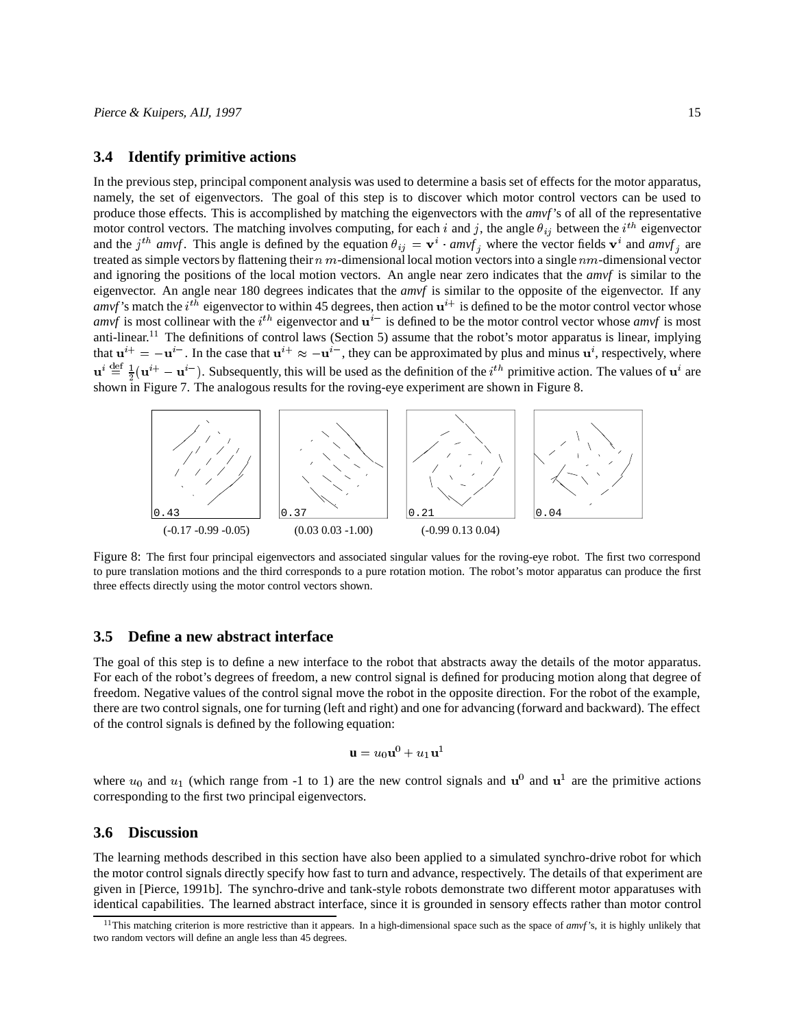### 3.4 Identify primitive actions

In the previous step, principal component analysis was used to determine a basis set of effects for the motor apparatus, namely, the set of eigenvectors. The goal of this step is to discover which motor control vectors can be used to produce those effects. This is accomplished by matching the eigenvectors with the *amvf*'s of all of the representative motor control vectors. The matching involves computing, for each $i$ and $j$, the angle $\theta_{ij}$ between the $i^{th}$ eigenvector and the $j^{th}$ *amvf*. This angle is defined by the equation $\theta_{ij} = \mathbf{v}^i \cdot \mathit{amvf}_j$ where the vector fields $\mathbf{v}^i$ and $\mathit{amvf}_j$ are treated as simple vectors by flattening their $n$ $m$-dimensional local motion vectors into a single $nm$-dimensional vector and ignoring the positions of the local motion vectors. An angle near zero indicates that the *amvf* is similar to the eigenvector. An angle near 180 degrees indicates that the *amvf* is similar to the opposite of the eigenvector. If any *amvf*'s match the $i^{th}$ eigenvector to within 45 degrees, then action $\mathbf{u}^{i+}$ is defined to be the motor control vector whose *amvf* is most collinear with the $i^{th}$ eigenvector and $\mathbf{u}^{i-}$ is defined to be the motor control vector whose *amvf* is most anti-linear.[11] The definitions of control laws (Section 5) assume that the robot's motor apparatus is linear, implying that $\mathbf{u}^{i+} = -\mathbf{u}^{i-}$. In the case that $\mathbf{u}^{i+} \approx -\mathbf{u}^{i-}$, they can be approximated by plus and minus $\mathbf{u}^i$, respectively, where $\mathbf{u}^i \stackrel{\text{def}}{=} \frac{1}{2}(\mathbf{u}^{i+} - \mathbf{u}^{i-})$. Subsequently, this will be used as the definition of the $i^{th}$ primitive action. The values of $\mathbf{u}^i$ are shown in Figure 7. The analogous results for the roving-eye experiment are shown in Figure 8.

0.43 (-0.17 -0.99 -0.05) | 0.37 (0.03 0.03 -1.00) | 0.21 (-0.99 0.13 0.04) | 0.04

Figure 8: The first four principal eigenvectors and associated singular values for the roving-eye robot. The first two correspond to pure translation motions and the third corresponds to a pure rotation motion. The robot's motor apparatus can produce the first three effects directly using the motor control vectors shown.

### 3.5 Define a new abstract interface

The goal of this step is to define a new interface to the robot that abstracts away the details of the motor apparatus. For each of the robot's degrees of freedom, a new control signal is defined for producing motion along that degree of freedom. Negative values of the control signal move the robot in the opposite direction. For the robot of the example, there are two control signals, one for turning (left and right) and one for advancing (forward and backward). The effect of the control signals is defined by the following equation:

$$\mathbf{u} = u_0 \mathbf{u}^0 + u_1 \mathbf{u}^1$$

where $u_0$ and $u_1$ (which range from -1 to 1) are the new control signals and $\mathbf{u}^0$ and $\mathbf{u}^1$ are the primitive actions corresponding to the first two principal eigenvectors.

### 3.6 Discussion

The learning methods described in this section have also been applied to a simulated synchro-drive robot for which the motor control signals directly specify how fast to turn and advance, respectively. The details of that experiment are given in [Pierce, 1991b]. The synchro-drive and tank-style robots demonstrate two different motor apparatuses with identical capabilities. The learned abstract interface, since it is grounded in sensory effects rather than motor control

[11] This matching criterion is more restrictive than it appears. In a high-dimensional space such as the space of *amvf*'s, it is highly unlikely that two random vectors will define an angle less than 45 degrees.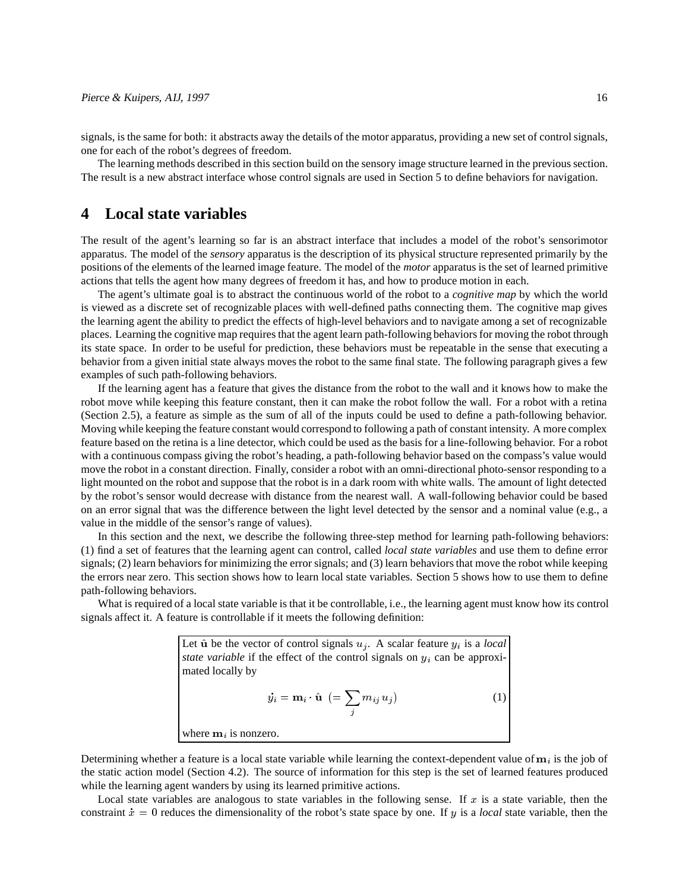signals, is the same for both: it abstracts away the details of the motor apparatus, providing a new set of control signals, one for each of the robot's degrees of freedom.

The learning methods described in this section build on the sensory image structure learned in the previous section. The result is a new abstract interface whose control signals are used in Section 5 to define behaviors for navigation.

# 4 Local state variables

The result of the agent's learning so far is an abstract interface that includes a model of the robot's sensorimotor apparatus. The model of the *sensory* apparatus is the description of its physical structure represented primarily by the positions of the elements of the learned image feature. The model of the *motor* apparatus is the set of learned primitive actions that tells the agent how many degrees of freedom it has, and how to produce motion in each.

The agent's ultimate goal is to abstract the continuous world of the robot to a *cognitive map* by which the world is viewed as a discrete set of recognizable places with well-defined paths connecting them. The cognitive map gives the learning agent the ability to predict the effects of high-level behaviors and to navigate among a set of recognizable places. Learning the cognitive map requires that the agent learn path-following behaviors for moving the robot through its state space. In order to be useful for prediction, these behaviors must be repeatable in the sense that executing a behavior from a given initial state always moves the robot to the same final state. The following paragraph gives a few examples of such path-following behaviors.

If the learning agent has a feature that gives the distance from the robot to the wall and it knows how to make the robot move while keeping this feature constant, then it can make the robot follow the wall. For a robot with a retina (Section 2.5), a feature as simple as the sum of all of the inputs could be used to define a path-following behavior. Moving while keeping the feature constant would correspond to following a path of constant intensity. A more complex feature based on the retina is a line detector, which could be used as the basis for a line-following behavior. For a robot with a continuous compass giving the robot's heading, a path-following behavior based on the compass's value would move the robot in a constant direction. Finally, consider a robot with an omni-directional photo-sensor responding to a light mounted on the robot and suppose that the robot is in a dark room with white walls. The amount of light detected by the robot's sensor would decrease with distance from the nearest wall. A wall-following behavior could be based on an error signal that was the difference between the light level detected by the sensor and a nominal value (e.g., a value in the middle of the sensor's range of values).

In this section and the next, we describe the following three-step method for learning path-following behaviors: (1) find a set of features that the learning agent can control, called *local state variables* and use them to define error signals; (2) learn behaviors for minimizing the error signals; and (3) learn behaviors that move the robot while keeping the errors near zero. This section shows how to learn local state variables. Section 5 shows how to use them to define path-following behaviors.

What is required of a local state variable is that it be controllable, i.e., the learning agent must know how its control signals affect it. A feature is controllable if it meets the following definition:

> Let $\hat{\mathbf{u}}$ be the vector of control signals $u_j$. A scalar feature $y_i$ is a *local state variable* if the effect of the control signals on $y_i$ can be approximated locally by
>
> $$\dot{y_i} = \mathbf{m}_i \cdot \hat{\mathbf{u}} \;\; (= \sum_j m_{ij} u_j) \tag{1}$$
>
> where $\mathbf{m}_i$ is nonzero.

Determining whether a feature is a local state variable while learning the context-dependent value of $\mathbf{m}_i$ is the job of the static action model (Section 4.2). The source of information for this step is the set of learned features produced while the learning agent wanders by using its learned primitive actions.

Local state variables are analogous to state variables in the following sense. If $x$ is a state variable, then the constraint $\dot{x} = 0$ reduces the dimensionality of the robot's state space by one. If $y$ is a *local* state variable, then the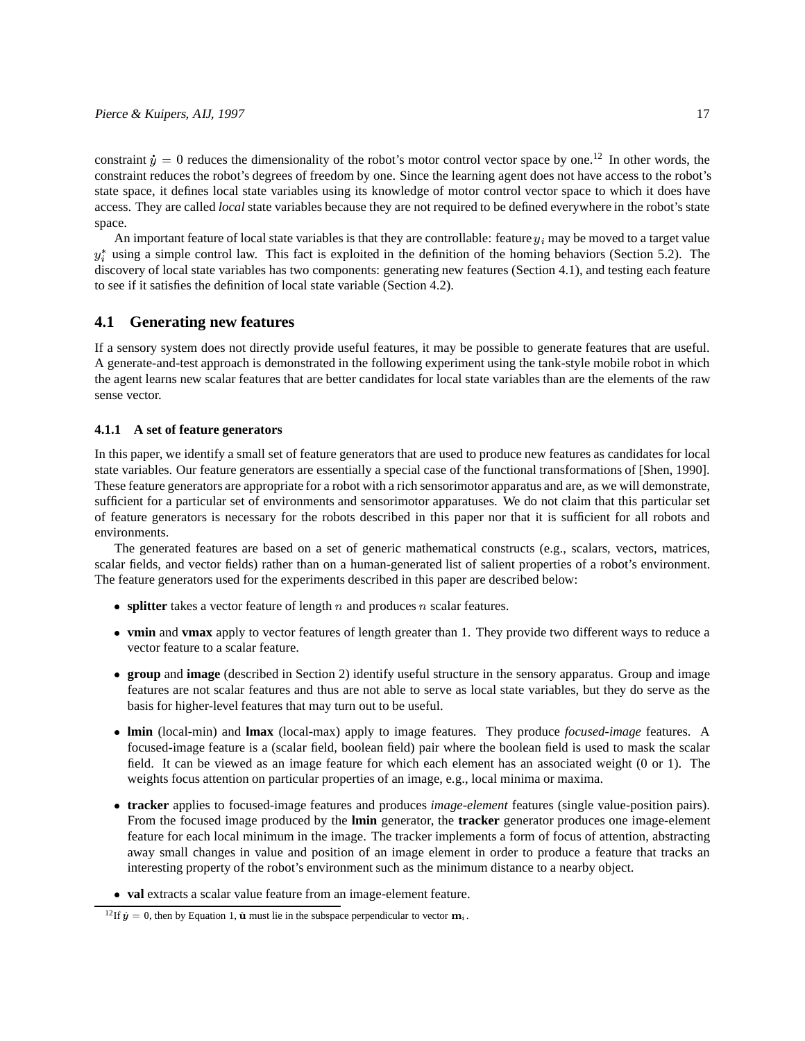constraint $\dot{y} = 0$ reduces the dimensionality of the robot's motor control vector space by one.[12] In other words, the constraint reduces the robot's degrees of freedom by one. Since the learning agent does not have access to the robot's state space, it defines local state variables using its knowledge of motor control vector space to which it does have access. They are called *local* state variables because they are not required to be defined everywhere in the robot's state space.

An important feature of local state variables is that they are controllable: feature $y_i$ may be moved to a target value $y_i^*$ using a simple control law. This fact is exploited in the definition of the homing behaviors (Section 5.2). The discovery of local state variables has two components: generating new features (Section 4.1), and testing each feature to see if it satisfies the definition of local state variable (Section 4.2).

## 4.1 Generating new features

If a sensory system does not directly provide useful features, it may be possible to generate features that are useful. A generate-and-test approach is demonstrated in the following experiment using the tank-style mobile robot in which the agent learns new scalar features that are better candidates for local state variables than are the elements of the raw sense vector.

### 4.1.1 A set of feature generators

In this paper, we identify a small set of feature generators that are used to produce new features as candidates for local state variables. Our feature generators are essentially a special case of the functional transformations of [Shen, 1990]. These feature generators are appropriate for a robot with a rich sensorimotor apparatus and are, as we will demonstrate, sufficient for a particular set of environments and sensorimotor apparatuses. We do not claim that this particular set of feature generators is necessary for the robots described in this paper nor that it is sufficient for all robots and environments.

The generated features are based on a set of generic mathematical constructs (e.g., scalars, vectors, matrices, scalar fields, and vector fields) rather than on a human-generated list of salient properties of a robot's environment. The feature generators used for the experiments described in this paper are described below:

- **splitter** takes a vector feature of length $n$ and produces $n$ scalar features.
- **vmin** and **vmax** apply to vector features of length greater than 1. They provide two different ways to reduce a vector feature to a scalar feature.
- **group** and **image** (described in Section 2) identify useful structure in the sensory apparatus. Group and image features are not scalar features and thus are not able to serve as local state variables, but they do serve as the basis for higher-level features that may turn out to be useful.
- **lmin** (local-min) and **lmax** (local-max) apply to image features. They produce *focused-image* features. A focused-image feature is a (scalar field, boolean field) pair where the boolean field is used to mask the scalar field. It can be viewed as an image feature for which each element has an associated weight (0 or 1). The weights focus attention on particular properties of an image, e.g., local minima or maxima.
- **tracker** applies to focused-image features and produces *image-element* features (single value-position pairs). From the focused image produced by the **lmin** generator, the **tracker** generator produces one image-element feature for each local minimum in the image. The tracker implements a form of focus of attention, abstracting away small changes in value and position of an image element in order to produce a feature that tracks an interesting property of the robot's environment such as the minimum distance to a nearby object.
- **val** extracts a scalar value feature from an image-element feature.

[12] If $\dot{y} = 0$, then by Equation 1, $\dot{\mathbf{u}}$ must lie in the subspace perpendicular to vector $\mathbf{m}_i$.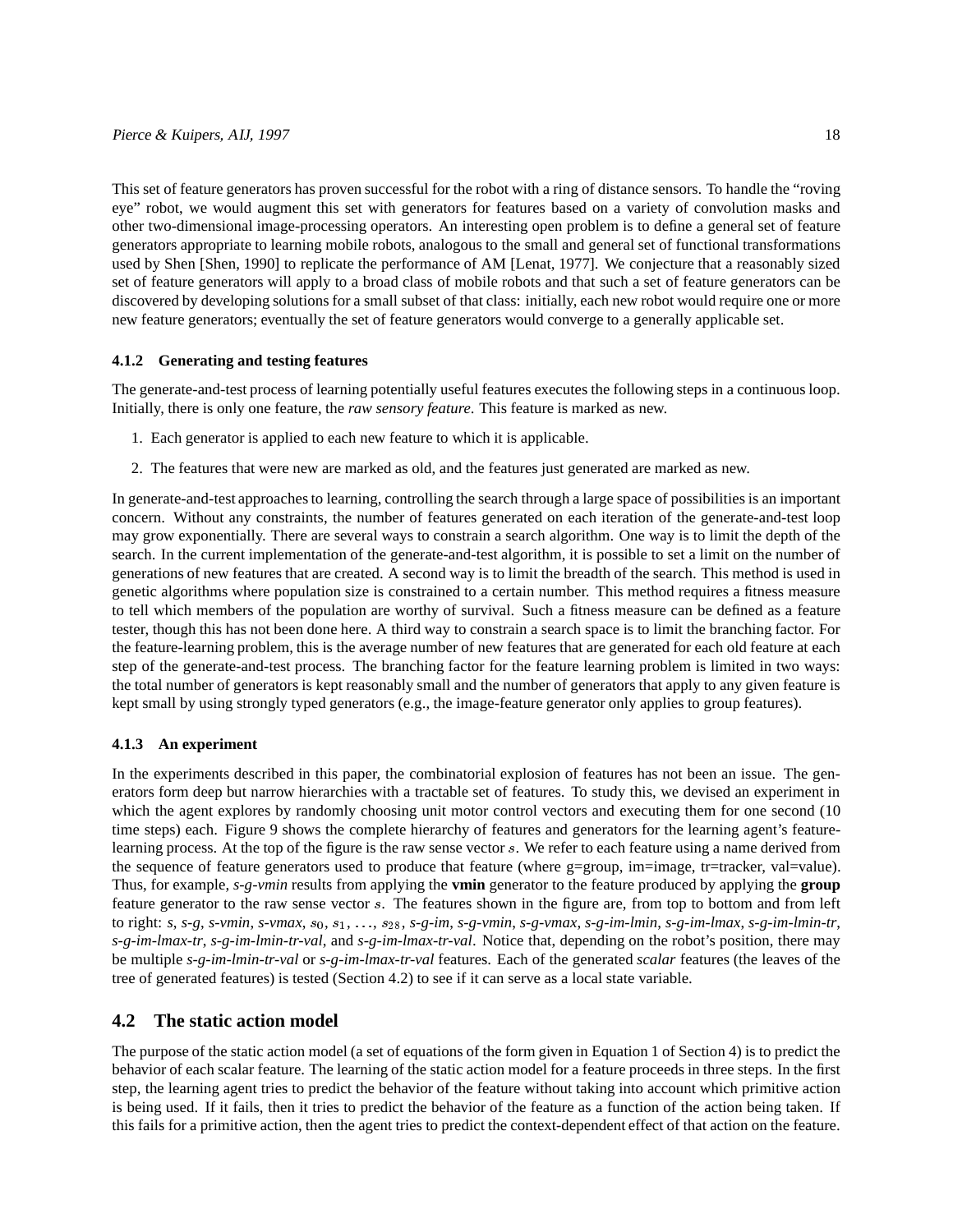This set of feature generators has proven successful for the robot with a ring of distance sensors. To handle the "roving eye" robot, we would augment this set with generators for features based on a variety of convolution masks and other two-dimensional image-processing operators. An interesting open problem is to define a general set of feature generators appropriate to learning mobile robots, analogous to the small and general set of functional transformations used by Shen [Shen, 1990] to replicate the performance of AM [Lenat, 1977]. We conjecture that a reasonably sized set of feature generators will apply to a broad class of mobile robots and that such a set of feature generators can be discovered by developing solutions for a small subset of that class: initially, each new robot would require one or more new feature generators; eventually the set of feature generators would converge to a generally applicable set.

#### 4.1.2 Generating and testing features

The generate-and-test process of learning potentially useful features executes the following steps in a continuous loop. Initially, there is only one feature, the *raw sensory feature*. This feature is marked as new.

1. Each generator is applied to each new feature to which it is applicable.
2. The features that were new are marked as old, and the features just generated are marked as new.

In generate-and-test approaches to learning, controlling the search through a large space of possibilities is an important concern. Without any constraints, the number of features generated on each iteration of the generate-and-test loop may grow exponentially. There are several ways to constrain a search algorithm. One way is to limit the depth of the search. In the current implementation of the generate-and-test algorithm, it is possible to set a limit on the number of generations of new features that are created. A second way is to limit the breadth of the search. This method is used in genetic algorithms where population size is constrained to a certain number. This method requires a fitness measure to tell which members of the population are worthy of survival. Such a fitness measure can be defined as a feature tester, though this has not been done here. A third way to constrain a search space is to limit the branching factor. For the feature-learning problem, this is the average number of new features that are generated for each old feature at each step of the generate-and-test process. The branching factor for the feature learning problem is limited in two ways: the total number of generators is kept reasonably small and the number of generators that apply to any given feature is kept small by using strongly typed generators (e.g., the image-feature generator only applies to group features).

#### 4.1.3 An experiment

In the experiments described in this paper, the combinatorial explosion of features has not been an issue. The generators form deep but narrow hierarchies with a tractable set of features. To study this, we devised an experiment in which the agent explores by randomly choosing unit motor control vectors and executing them for one second (10 time steps) each. Figure 9 shows the complete hierarchy of features and generators for the learning agent's feature-learning process. At the top of the figure is the raw sense vector $s$. We refer to each feature using a name derived from the sequence of feature generators used to produce that feature (where g=group, im=image, tr=tracker, val=value). Thus, for example, *s-g-vmin* results from applying the **vmin** generator to the feature produced by applying the **group** feature generator to the raw sense vector $s$. The features shown in the figure are, from top to bottom and from left to right: *s*, *s-g*, *s-vmin*, *s-vmax*, $s_0$, $s_1$, ..., $s_{28}$, *s-g-im*, *s-g-vmin*, *s-g-vmax*, *s-g-im-lmin*, *s-g-im-lmax*, *s-g-im-lmin-tr*, *s-g-im-lmax-tr*, *s-g-im-lmin-tr-val*, and *s-g-im-lmax-tr-val*. Notice that, depending on the robot's position, there may be multiple *s-g-im-lmin-tr-val* or *s-g-im-lmax-tr-val* features. Each of the generated *scalar* features (the leaves of the tree of generated features) is tested (Section 4.2) to see if it can serve as a local state variable.

### 4.2 The static action model

The purpose of the static action model (a set of equations of the form given in Equation 1 of Section 4) is to predict the behavior of each scalar feature. The learning of the static action model for a feature proceeds in three steps. In the first step, the learning agent tries to predict the behavior of the feature without taking into account which primitive action is being used. If it fails, then it tries to predict the behavior of the feature as a function of the action being taken. If this fails for a primitive action, then the agent tries to predict the context-dependent effect of that action on the feature.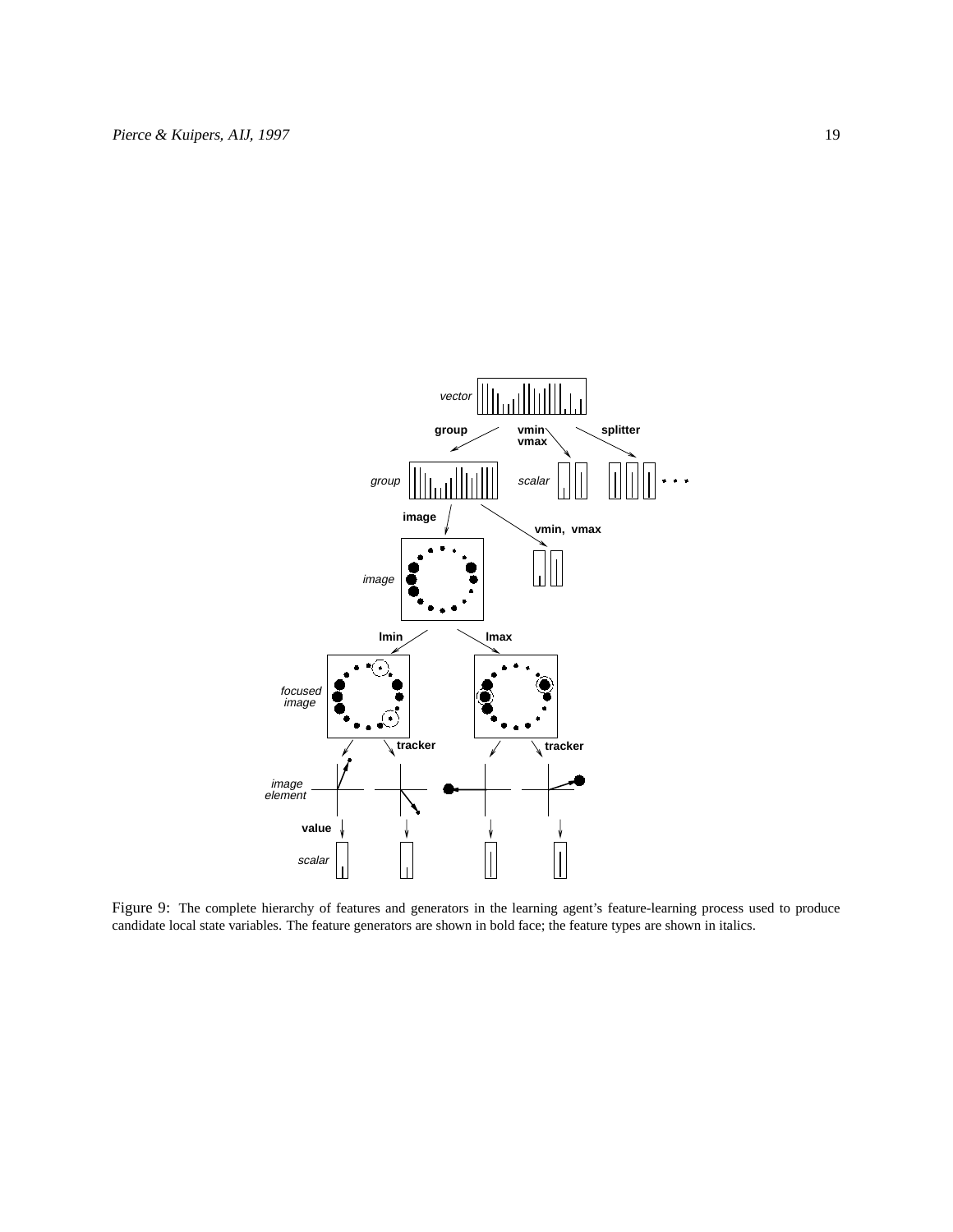Figure 9: The complete hierarchy of features and generators in the learning agent's feature-learning process used to produce candidate local state variables. The feature generators are shown in bold face; the feature types are shown in italics.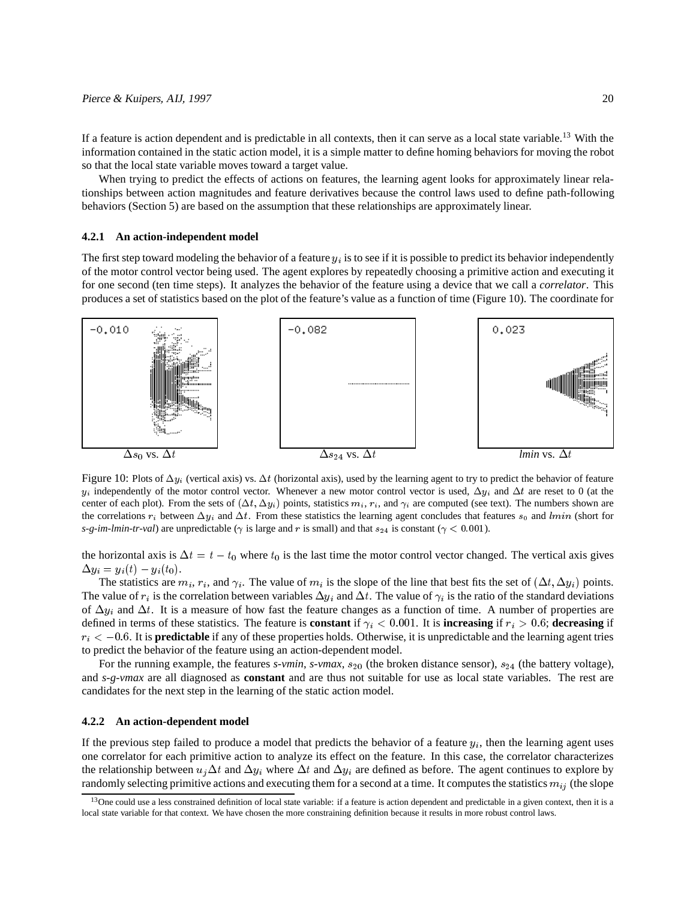If a feature is action dependent and is predictable in all contexts, then it can serve as a local state variable.[13] With the information contained in the static action model, it is a simple matter to define homing behaviors for moving the robot so that the local state variable moves toward a target value.

When trying to predict the effects of actions on features, the learning agent looks for approximately linear relationships between action magnitudes and feature derivatives because the control laws used to define path-following behaviors (Section 5) are based on the assumption that these relationships are approximately linear.

### 4.2.1 An action-independent model

The first step toward modeling the behavior of a feature $y_i$ is to see if it is possible to predict its behavior independently of the motor control vector being used. The agent explores by repeatedly choosing a primitive action and executing it for one second (ten time steps). It analyzes the behavior of the feature using a device that we call a *correlator*. This produces a set of statistics based on the plot of the feature's value as a function of time (Figure 10). The coordinate for the horizontal axis is $\Delta t = t - t_0$ where $t_0$ is the last time the motor control vector changed. The vertical axis gives $\Delta y_i = y_i(t) - y_i(t_0)$.

-0.010 $\Delta s_0$ vs. $\Delta t$ | -0.082 $\Delta s_{24}$ vs. $\Delta t$ | 0.023 *lmin* vs. $\Delta t$

Figure 10: Plots of $\Delta y_i$ (vertical axis) vs. $\Delta t$ (horizontal axis), used by the learning agent to try to predict the behavior of feature $y_i$ independently of the motor control vector. Whenever a new motor control vector is used, $\Delta y_i$ and $\Delta t$ are reset to 0 (at the center of each plot). From the sets of $(\Delta t, \Delta y_i)$ points, statistics $m_i$, $r_i$, and $\gamma_i$ are computed (see text). The numbers shown are the correlations $r_i$ between $\Delta y_i$ and $\Delta t$. From these statistics the learning agent concludes that features $s_0$ and $lmin$ (short for *s-g-im-lmin-tr-val*) are unpredictable ($\gamma$ is large and $r$ is small) and that $s_{24}$ is constant ($\gamma < 0.001$).

The statistics are $m_i$, $r_i$, and $\gamma_i$. The value of $m_i$ is the slope of the line that best fits the set of $(\Delta t, \Delta y_i)$ points. The value of $r_i$ is the correlation between variables $\Delta y_i$ and $\Delta t$. The value of $\gamma_i$ is the ratio of the standard deviations of $\Delta y_i$ and $\Delta t$. It is a measure of how fast the feature changes as a function of time. A number of properties are defined in terms of these statistics. The feature is **constant** if $\gamma_i < 0.001$. It is **increasing** if $r_i > 0.6$; **decreasing** if $r_i < -0.6$. It is **predictable** if any of these properties holds. Otherwise, it is unpredictable and the learning agent tries to predict the behavior of the feature using an action-dependent model.

For the running example, the features *s-vmin*, *s-vmax*, $s_{20}$ (the broken distance sensor), $s_{24}$ (the battery voltage), and *s-g-vmax* are all diagnosed as **constant** and are thus not suitable for use as local state variables. The rest are candidates for the next step in the learning of the static action model.

### 4.2.2 An action-dependent model

If the previous step failed to produce a model that predicts the behavior of a feature $y_i$, then the learning agent uses one correlator for each primitive action to analyze its effect on the feature. In this case, the correlator characterizes the relationship between $u_j \Delta t$ and $\Delta y_i$ where $\Delta t$ and $\Delta y_i$ are defined as before. The agent continues to explore by randomly selecting primitive actions and executing them for a second at a time. It computes the statistics $m_{ij}$ (the slope

[13] One could use a less constrained definition of local state variable: if a feature is action dependent and predictable in a given context, then it is a local state variable for that context. We have chosen the more constraining definition because it results in more robust control laws.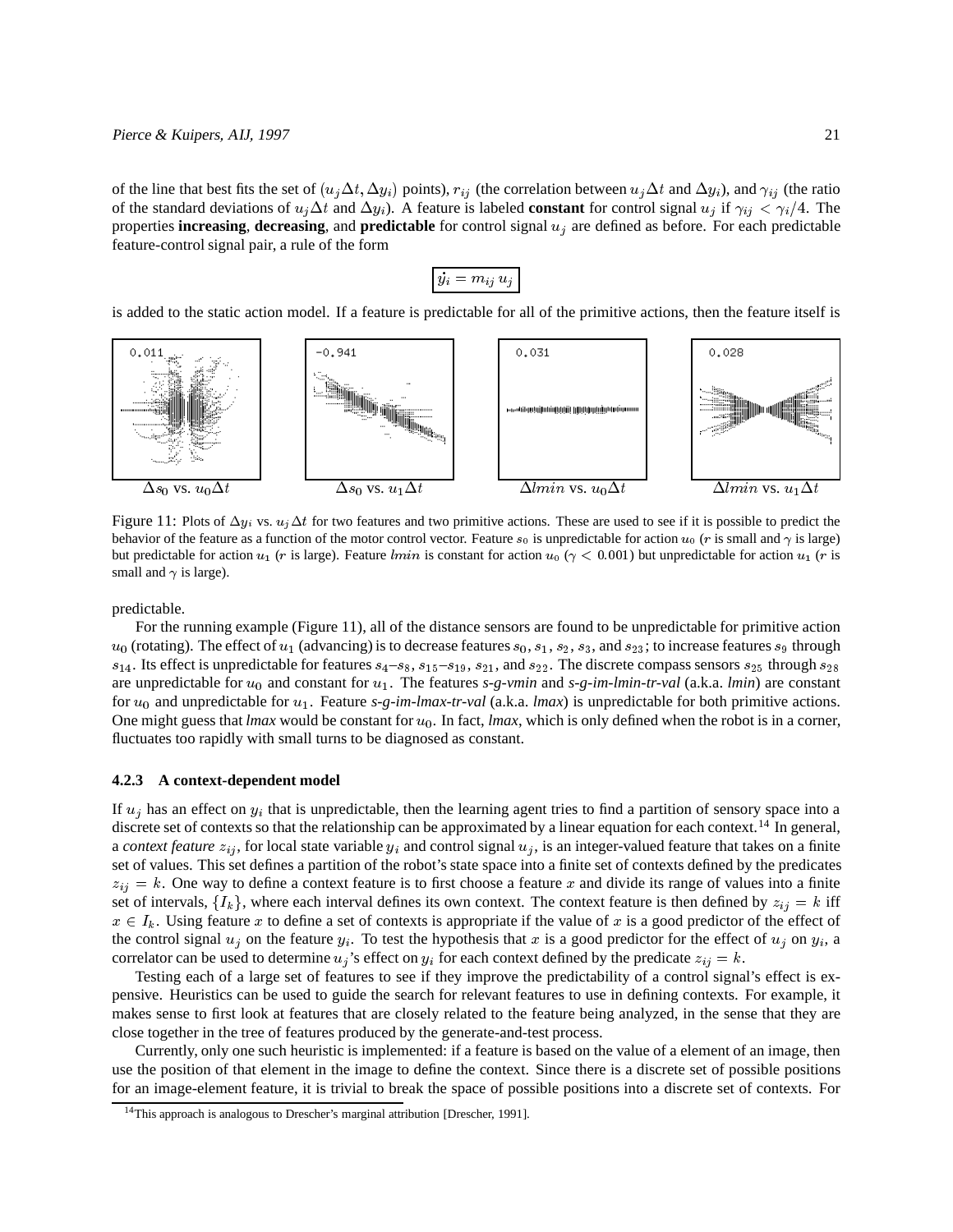of the line that best fits the set of $(u_j \Delta t, \Delta y_i)$ points), $r_{ij}$ (the correlation between $u_j \Delta t$ and $\Delta y_i$), and $\gamma_{ij}$ (the ratio of the standard deviations of $u_j \Delta t$ and $\Delta y_i$). A feature is labeled **constant** for control signal $u_j$ if $\gamma_{ij} < \gamma_i/4$. The properties **increasing**, **decreasing**, and **predictable** for control signal $u_j$ are defined as before. For each predictable feature-control signal pair, a rule of the form

$$\boxed{\dot{y}_i = m_{ij}\, u_j}$$

is added to the static action model. If a feature is predictable for all of the primitive actions, then the feature itself is predictable.

$\Delta s_0$ vs. $u_0 \Delta t$ — $\Delta s_0$ vs. $u_1 \Delta t$ — $\Delta lmin$ vs. $u_0 \Delta t$ — $\Delta lmin$ vs. $u_1 \Delta t$

Figure 11: Plots of $\Delta y_i$ vs. $u_j \Delta t$ for two features and two primitive actions. These are used to see if it is possible to predict the behavior of the feature as a function of the motor control vector. Feature $s_0$ is unpredictable for action $u_0$ ($r$ is small and $\gamma$ is large) but predictable for action $u_1$ ($r$ is large). Feature $lmin$ is constant for action $u_0$ ($\gamma < 0.001$) but unpredictable for action $u_1$ ($r$ is small and $\gamma$ is large).

For the running example (Figure 11), all of the distance sensors are found to be unpredictable for primitive action $u_0$ (rotating). The effect of $u_1$ (advancing) is to decrease features $s_0$, $s_1$, $s_2$, $s_3$, and $s_{23}$; to increase features $s_9$ through $s_{14}$. Its effect is unpredictable for features $s_4$–$s_8$, $s_{15}$–$s_{19}$, $s_{21}$, and $s_{22}$. The discrete compass sensors $s_{25}$ through $s_{28}$ are unpredictable for $u_0$ and constant for $u_1$. The features *s-g-vmin* and *s-g-im-lmin-tr-val* (a.k.a. *lmin*) are constant for $u_0$ and unpredictable for $u_1$. Feature *s-g-im-lmax-tr-val* (a.k.a. *lmax*) is unpredictable for both primitive actions. One might guess that *lmax* would be constant for $u_0$. In fact, *lmax*, which is only defined when the robot is in a corner, fluctuates too rapidly with small turns to be diagnosed as constant.

#### 4.2.3 A context-dependent model

If $u_j$ has an effect on $y_i$ that is unpredictable, then the learning agent tries to find a partition of sensory space into a discrete set of contexts so that the relationship can be approximated by a linear equation for each context.[14] In general, a *context feature* $z_{ij}$, for local state variable $y_i$ and control signal $u_j$, is an integer-valued feature that takes on a finite set of values. This set defines a partition of the robot's state space into a finite set of contexts defined by the predicates $z_{ij} = k$. One way to define a context feature is to first choose a feature $x$ and divide its range of values into a finite set of intervals, $\{I_k\}$, where each interval defines its own context. The context feature is then defined by $z_{ij} = k$ iff $x \in I_k$. Using feature $x$ to define a set of contexts is appropriate if the value of $x$ is a good predictor of the effect of the control signal $u_j$ on the feature $y_i$. To test the hypothesis that $x$ is a good predictor for the effect of $u_j$ on $y_i$, a correlator can be used to determine $u_j$'s effect on $y_i$ for each context defined by the predicate $z_{ij} = k$.

Testing each of a large set of features to see if they improve the predictability of a control signal's effect is expensive. Heuristics can be used to guide the search for relevant features to use in defining contexts. For example, it makes sense to first look at features that are closely related to the feature being analyzed, in the sense that they are close together in the tree of features produced by the generate-and-test process.

Currently, only one such heuristic is implemented: if a feature is based on the value of a element of an image, then use the position of that element in the image to define the context. Since there is a discrete set of possible positions for an image-element feature, it is trivial to break the space of possible positions into a discrete set of contexts. For

[14] This approach is analogous to Drescher's marginal attribution [Drescher, 1991].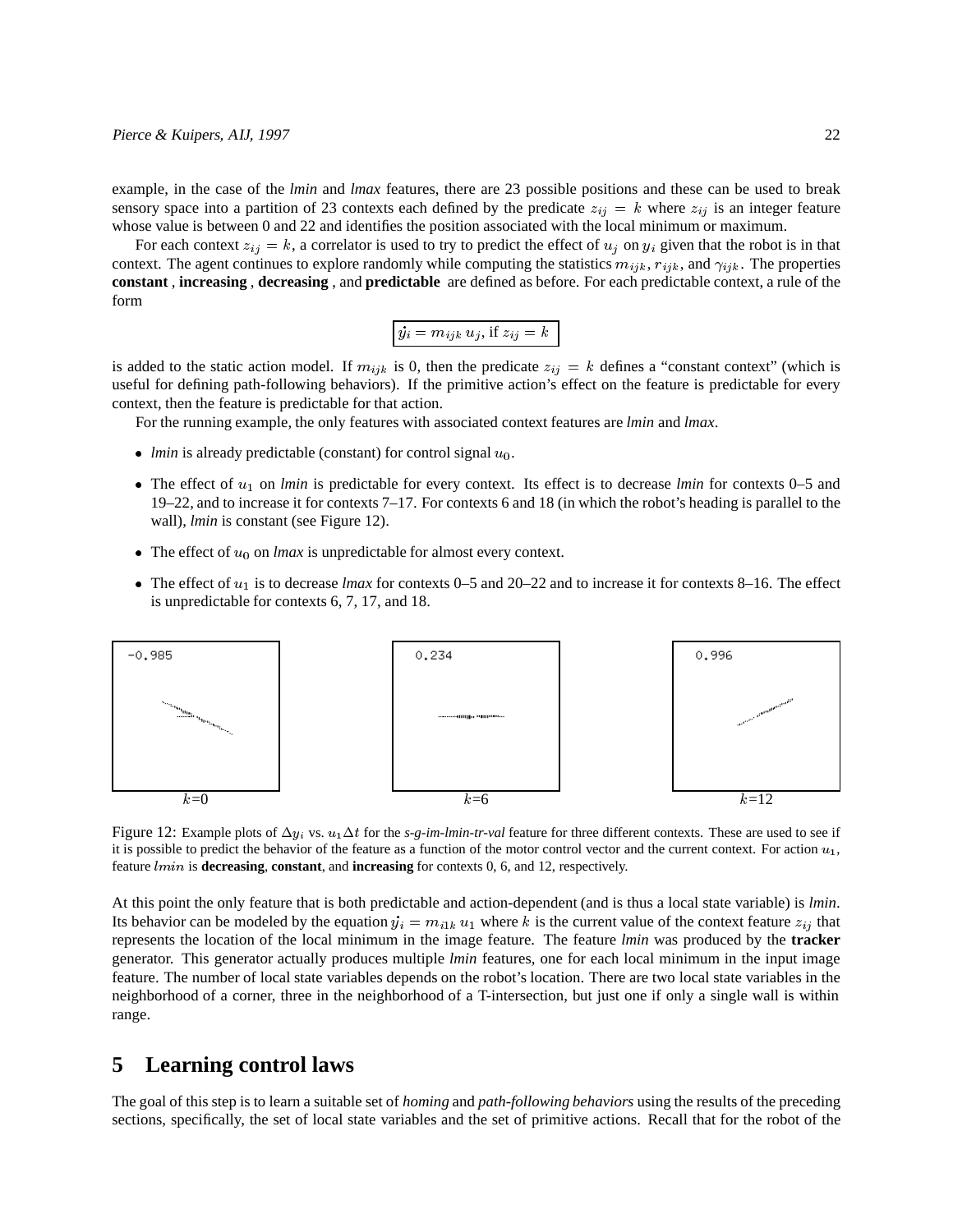example, in the case of the *lmin* and *lmax* features, there are 23 possible positions and these can be used to break sensory space into a partition of 23 contexts each defined by the predicate $z_{ij} = k$ where $z_{ij}$ is an integer feature whose value is between 0 and 22 and identifies the position associated with the local minimum or maximum.

For each context $z_{ij} = k$, a correlator is used to try to predict the effect of $u_j$ on $y_i$ given that the robot is in that context. The agent continues to explore randomly while computing the statistics $m_{ijk}$, $r_{ijk}$, and $\gamma_{ijk}$. The properties **constant** , **increasing** , **decreasing** , and **predictable** are defined as before. For each predictable context, a rule of the form

$$\boxed{\dot{y_i} = m_{ijk}\, u_j, \text{ if } z_{ij} = k}$$

is added to the static action model. If $m_{ijk}$ is 0, then the predicate $z_{ij} = k$ defines a "constant context" (which is useful for defining path-following behaviors). If the primitive action's effect on the feature is predictable for every context, then the feature is predictable for that action.

For the running example, the only features with associated context features are *lmin* and *lmax*.

- *lmin* is already predictable (constant) for control signal $u_0$.
- The effect of $u_1$ on *lmin* is predictable for every context. Its effect is to decrease *lmin* for contexts 0–5 and 19–22, and to increase it for contexts 7–17. For contexts 6 and 18 (in which the robot's heading is parallel to the wall), *lmin* is constant (see Figure 12).
- The effect of $u_0$ on *lmax* is unpredictable for almost every context.
- The effect of $u_1$ is to decrease *lmax* for contexts 0–5 and 20–22 and to increase it for contexts 8–16. The effect is unpredictable for contexts 6, 7, 17, and 18.

Figure 12: Example plots of $\Delta y_i$ vs. $u_1 \Delta t$ for the *s-g-im-lmin-tr-val* feature for three different contexts. These are used to see if it is possible to predict the behavior of the feature as a function of the motor control vector and the current context. For action $u_1$, feature $lmin$ is **decreasing**, **constant**, and **increasing** for contexts 0, 6, and 12, respectively.

At this point the only feature that is both predictable and action-dependent (and is thus a local state variable) is *lmin*. Its behavior can be modeled by the equation $\dot{y_i} = m_{i1k}\, u_1$ where $k$ is the current value of the context feature $z_{ij}$ that represents the location of the local minimum in the image feature. The feature *lmin* was produced by the **tracker** generator. This generator actually produces multiple *lmin* features, one for each local minimum in the input image feature. The number of local state variables depends on the robot's location. There are two local state variables in the neighborhood of a corner, three in the neighborhood of a T-intersection, but just one if only a single wall is within range.

## 5 Learning control laws

The goal of this step is to learn a suitable set of *homing* and *path-following behaviors* using the results of the preceding sections, specifically, the set of local state variables and the set of primitive actions. Recall that for the robot of the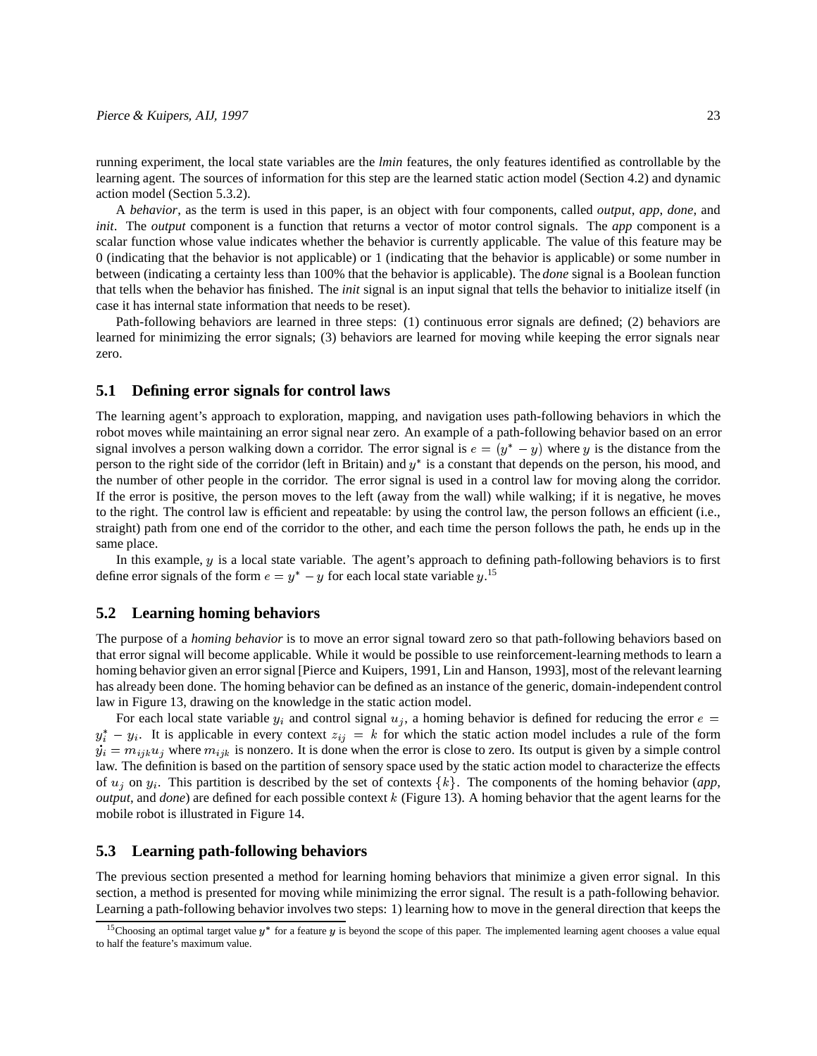running experiment, the local state variables are the *lmin* features, the only features identified as controllable by the learning agent. The sources of information for this step are the learned static action model (Section 4.2) and dynamic action model (Section 5.3.2).

A *behavior*, as the term is used in this paper, is an object with four components, called *output*, *app*, *done*, and *init*. The *output* component is a function that returns a vector of motor control signals. The *app* component is a scalar function whose value indicates whether the behavior is currently applicable. The value of this feature may be 0 (indicating that the behavior is not applicable) or 1 (indicating that the behavior is applicable) or some number in between (indicating a certainty less than 100% that the behavior is applicable). The *done* signal is a Boolean function that tells when the behavior has finished. The *init* signal is an input signal that tells the behavior to initialize itself (in case it has internal state information that needs to be reset).

Path-following behaviors are learned in three steps: (1) continuous error signals are defined; (2) behaviors are learned for minimizing the error signals; (3) behaviors are learned for moving while keeping the error signals near zero.

## 5.1 Defining error signals for control laws

The learning agent's approach to exploration, mapping, and navigation uses path-following behaviors in which the robot moves while maintaining an error signal near zero. An example of a path-following behavior based on an error signal involves a person walking down a corridor. The error signal is $e = (y^* - y)$ where $y$ is the distance from the person to the right side of the corridor (left in Britain) and $y^*$ is a constant that depends on the person, his mood, and the number of other people in the corridor. The error signal is used in a control law for moving along the corridor. If the error is positive, the person moves to the left (away from the wall) while walking; if it is negative, he moves to the right. The control law is efficient and repeatable: by using the control law, the person follows an efficient (i.e., straight) path from one end of the corridor to the other, and each time the person follows the path, he ends up in the same place.

In this example, $y$ is a local state variable. The agent's approach to defining path-following behaviors is to first define error signals of the form $e = y^* - y$ for each local state variable $y$.[15]

## 5.2 Learning homing behaviors

The purpose of a *homing behavior* is to move an error signal toward zero so that path-following behaviors based on that error signal will become applicable. While it would be possible to use reinforcement-learning methods to learn a homing behavior given an error signal [Pierce and Kuipers, 1991, Lin and Hanson, 1993], most of the relevant learning has already been done. The homing behavior can be defined as an instance of the generic, domain-independent control law in Figure 13, drawing on the knowledge in the static action model.

For each local state variable $y_i$ and control signal $u_j$, a homing behavior is defined for reducing the error $e = y_i^* - y_i$. It is applicable in every context $z_{ij} = k$ for which the static action model includes a rule of the form $\dot{y_i} = m_{ijk} u_j$ where $m_{ijk}$ is nonzero. It is done when the error is close to zero. Its output is given by a simple control law. The definition is based on the partition of sensory space used by the static action model to characterize the effects of $u_j$ on $y_i$. This partition is described by the set of contexts $\{k\}$. The components of the homing behavior (*app*, *output*, and *done*) are defined for each possible context $k$ (Figure 13). A homing behavior that the agent learns for the mobile robot is illustrated in Figure 14.

## 5.3 Learning path-following behaviors

The previous section presented a method for learning homing behaviors that minimize a given error signal. In this section, a method is presented for moving while minimizing the error signal. The result is a path-following behavior. Learning a path-following behavior involves two steps: 1) learning how to move in the general direction that keeps the

[15] Choosing an optimal target value $y^*$ for a feature $y$ is beyond the scope of this paper. The implemented learning agent chooses a value equal to half the feature's maximum value.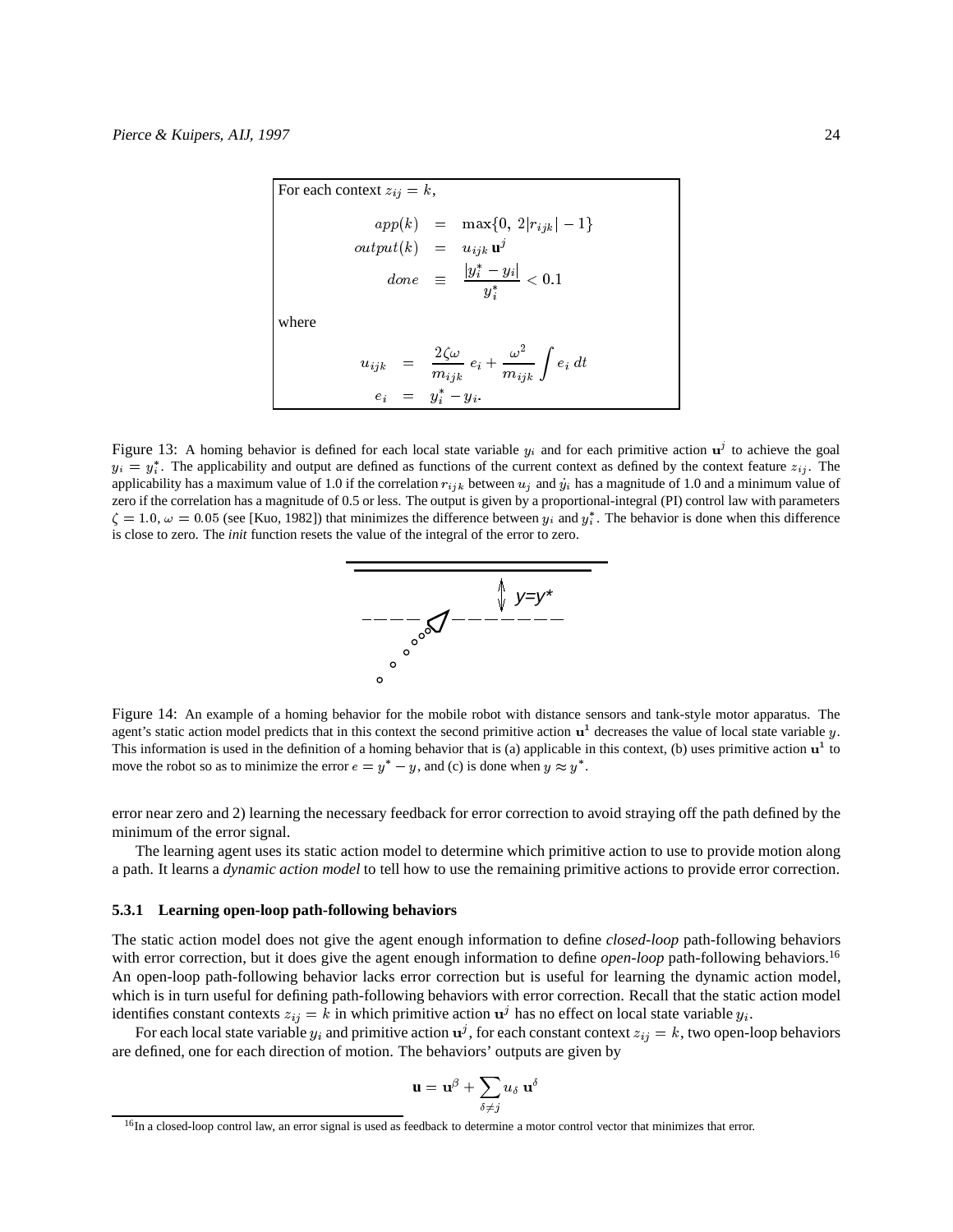For each context $z_{ij} = k$,

$$
\begin{aligned}
app(k) &= \max\{0,\ 2|r_{ijk}| - 1\} \\
output(k) &= u_{ijk}\, \mathbf{u}^j \\
done &\equiv \frac{|y_i^* - y_i|}{y_i^*} < 0.1
\end{aligned}
$$

where

$$
\begin{aligned}
u_{ijk} &= \frac{2\zeta\omega}{m_{ijk}}\, e_i + \frac{\omega^2}{m_{ijk}} \int e_i\, dt \\
e_i &= y_i^* - y_i.
\end{aligned}
$$

Figure 13: A homing behavior is defined for each local state variable $y_i$ and for each primitive action $\mathbf{u}^j$ to achieve the goal $y_i = y_i^*$. The applicability and output are defined as functions of the current context as defined by the context feature $z_{ij}$. The applicability has a maximum value of 1.0 if the correlation $r_{ijk}$ between $u_j$ and $\dot{y}_i$ has a magnitude of 1.0 and a minimum value of zero if the correlation has a magnitude of 0.5 or less. The output is given by a proportional-integral (PI) control law with parameters $\zeta = 1.0, \omega = 0.05$ (see [Kuo, 1982]) that minimizes the difference between $y_i$ and $y_i^*$. The behavior is done when this difference is close to zero. The *init* function resets the value of the integral of the error to zero.

Figure 14: An example of a homing behavior for the mobile robot with distance sensors and tank-style motor apparatus. The agent's static action model predicts that in this context the second primitive action $\mathbf{u}^1$ decreases the value of local state variable $y$. This information is used in the definition of a homing behavior that is (a) applicable in this context, (b) uses primitive action $\mathbf{u}^1$ to move the robot so as to minimize the error $e = y^* - y$, and (c) is done when $y \approx y^*$.

error near zero and 2) learning the necessary feedback for error correction to avoid straying off the path defined by the minimum of the error signal.

The learning agent uses its static action model to determine which primitive action to use to provide motion along a path. It learns a *dynamic action model* to tell how to use the remaining primitive actions to provide error correction.

### 5.3.1 Learning open-loop path-following behaviors

The static action model does not give the agent enough information to define *closed-loop* path-following behaviors with error correction, but it does give the agent enough information to define *open-loop* path-following behaviors.[16] An open-loop path-following behavior lacks error correction but is useful for learning the dynamic action model, which is in turn useful for defining path-following behaviors with error correction. Recall that the static action model identifies constant contexts $z_{ij} = k$ in which primitive action $\mathbf{u}^j$ has no effect on local state variable $y_i$.

For each local state variable $y_i$ and primitive action $\mathbf{u}^j$, for each constant context $z_{ij} = k$, two open-loop behaviors are defined, one for each direction of motion. The behaviors' outputs are given by

$$
\mathbf{u} = \mathbf{u}^\beta + \sum_{\delta \neq j} u_\delta\, \mathbf{u}^\delta
$$

[16] In a closed-loop control law, an error signal is used as feedback to determine a motor control vector that minimizes that error.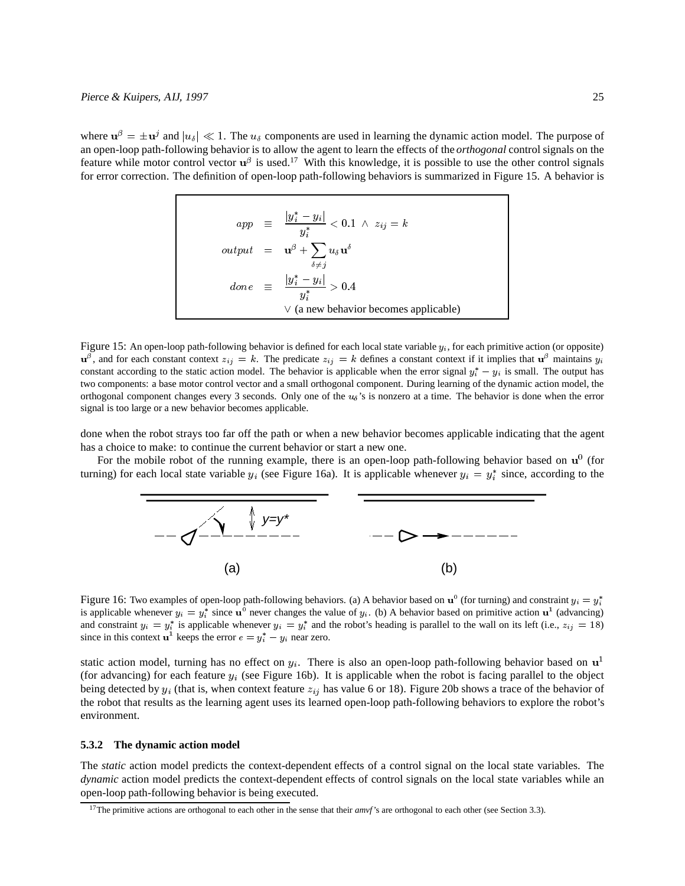where $\mathbf{u}^\beta = \pm\mathbf{u}^j$ and $|u_\delta| \ll 1$. The $u_\delta$ components are used in learning the dynamic action model. The purpose of an open-loop path-following behavior is to allow the agent to learn the effects of the *orthogonal* control signals on the feature while motor control vector $\mathbf{u}^\beta$ is used.[17] With this knowledge, it is possible to use the other control signals for error correction. The definition of open-loop path-following behaviors is summarized in Figure 15. A behavior is

$$
\begin{aligned}
app &\equiv \frac{|y_i^* - y_i|}{y_i^*} < 0.1 \ \wedge \ z_{ij} = k \\
output &= \mathbf{u}^\beta + \sum_{\delta \neq j} u_\delta \mathbf{u}^\delta \\
done &\equiv \frac{|y_i^* - y_i|}{y_i^*} > 0.4 \\
&\quad \vee \text{ (a new behavior becomes applicable)}
\end{aligned}
$$

Figure 15: An open-loop path-following behavior is defined for each local state variable $y_i$, for each primitive action (or opposite) $\mathbf{u}^\beta$, and for each constant context $z_{ij} = k$. The predicate $z_{ij} = k$ defines a constant context if it implies that $\mathbf{u}^\beta$ maintains $y_i$ constant according to the static action model. The behavior is applicable when the error signal $y_i^* - y_i$ is small. The output has two components: a base motor control vector and a small orthogonal component. During learning of the dynamic action model, the orthogonal component changes every 3 seconds. Only one of the $u_\delta$'s is nonzero at a time. The behavior is done when the error signal is too large or a new behavior becomes applicable.

done when the robot strays too far off the path or when a new behavior becomes applicable indicating that the agent has a choice to make: to continue the current behavior or start a new one.

For the mobile robot of the running example, there is an open-loop path-following behavior based on $\mathbf{u}^0$ (for turning) for each local state variable $y_i$ (see Figure 16a). It is applicable whenever $y_i = y_i^*$ since, according to the

Figure 16: Two examples of open-loop path-following behaviors. (a) A behavior based on $\mathbf{u}^0$ (for turning) and constraint $y_i = y_i^*$ is applicable whenever $y_i = y_i^*$ since $\mathbf{u}^0$ never changes the value of $y_i$. (b) A behavior based on primitive action $\mathbf{u}^1$ (advancing) and constraint $y_i = y_i^*$ is applicable whenever $y_i = y_i^*$ and the robot's heading is parallel to the wall on its left (i.e., $z_{ij} = 18$) since in this context $\mathbf{u}^1$ keeps the error $e = y_i^* - y_i$ near zero.

static action model, turning has no effect on $y_i$. There is also an open-loop path-following behavior based on $\mathbf{u}^1$ (for advancing) for each feature $y_i$ (see Figure 16b). It is applicable when the robot is facing parallel to the object being detected by $y_i$ (that is, when context feature $z_{ij}$ has value 6 or 18). Figure 20b shows a trace of the behavior of the robot that results as the learning agent uses its learned open-loop path-following behaviors to explore the robot's environment.

### 5.3.2 The dynamic action model

The *static* action model predicts the context-dependent effects of a control signal on the local state variables. The *dynamic* action model predicts the context-dependent effects of control signals on the local state variables while an open-loop path-following behavior is being executed.

[17] The primitive actions are orthogonal to each other in the sense that their *amvf*'s are orthogonal to each other (see Section 3.3).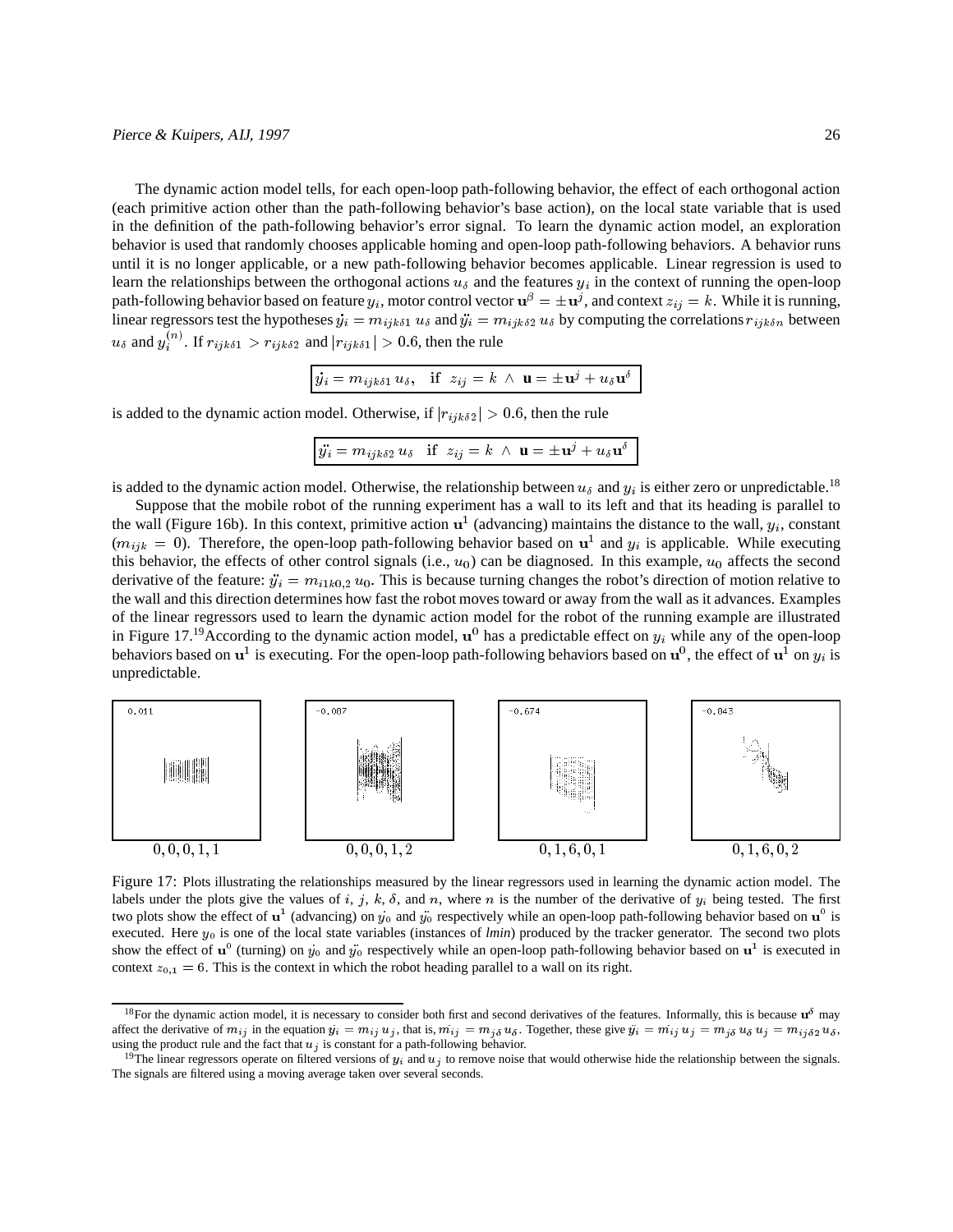The dynamic action model tells, for each open-loop path-following behavior, the effect of each orthogonal action (each primitive action other than the path-following behavior's base action), on the local state variable that is used in the definition of the path-following behavior's error signal. To learn the dynamic action model, an exploration behavior is used that randomly chooses applicable homing and open-loop path-following behaviors. A behavior runs until it is no longer applicable, or a new path-following behavior becomes applicable. Linear regression is used to learn the relationships between the orthogonal actions $u_\delta$ and the features $y_i$ in the context of running the open-loop path-following behavior based on feature $y_i$, motor control vector $\mathbf{u}^\beta = \pm\mathbf{u}^j$, and context $z_{ij} = k$. While it is running, linear regressors test the hypotheses $\dot{y}_i = m_{ijk\delta 1}\, u_\delta$ and $\ddot{y}_i = m_{ijk\delta 2}\, u_\delta$ by computing the correlations $r_{ijk\delta n}$ between $u_\delta$ and $y_i^{(n)}$. If $r_{ijk\delta 1} > r_{ijk\delta 2}$ and $|r_{ijk\delta 1}| > 0.6$, then the rule

$$\boxed{\dot{y}_i = m_{ijk\delta 1}\, u_\delta, \quad \text{if} \;\; z_{ij} = k \;\wedge\; \mathbf{u} = \pm\mathbf{u}^j + u_\delta \mathbf{u}^\delta}$$

is added to the dynamic action model. Otherwise, if $|r_{ijk\delta 2}| > 0.6$, then the rule

$$\boxed{\ddot{y}_i = m_{ijk\delta 2}\, u_\delta \quad \text{if} \;\; z_{ij} = k \;\wedge\; \mathbf{u} = \pm\mathbf{u}^j + u_\delta \mathbf{u}^\delta}$$

is added to the dynamic action model. Otherwise, the relationship between $u_\delta$ and $y_i$ is either zero or unpredictable.[18]

Suppose that the mobile robot of the running experiment has a wall to its left and that its heading is parallel to the wall (Figure 16b). In this context, primitive action $\mathbf{u}^1$ (advancing) maintains the distance to the wall, $y_i$, constant ($m_{ijk} = 0$). Therefore, the open-loop path-following behavior based on $\mathbf{u}^1$ and $y_i$ is applicable. While executing this behavior, the effects of other control signals (i.e., $u_0$) can be diagnosed. In this example, $u_0$ affects the second derivative of the feature: $\ddot{y}_i = m_{i1k0,2}\, u_0$. This is because turning changes the robot's direction of motion relative to the wall and this direction determines how fast the robot moves toward or away from the wall as it advances. Examples of the linear regressors used to learn the dynamic action model for the robot of the running example are illustrated in Figure 17.[19] According to the dynamic action model, $\mathbf{u}^0$ has a predictable effect on $y_i$ while any of the open-loop behaviors based on $\mathbf{u}^1$ is executing. For the open-loop path-following behaviors based on $\mathbf{u}^0$, the effect of $\mathbf{u}^1$ on $y_i$ is unpredictable.

Figure 17: Plots illustrating the relationships measured by the linear regressors used in learning the dynamic action model. The labels under the plots give the values of $i$, $j$, $k$, $\delta$, and $n$, where $n$ is the number of the derivative of $y_i$ being tested. The first two plots show the effect of $\mathbf{u}^1$ (advancing) on $\dot{y}_0$ and $\ddot{y}_0$ respectively while an open-loop path-following behavior based on $\mathbf{u}^0$ is executed. Here $y_0$ is one of the local state variables (instances of *lmin*) produced by the tracker generator. The second two plots show the effect of $\mathbf{u}^0$ (turning) on $\dot{y}_0$ and $\ddot{y}_0$ respectively while an open-loop path-following behavior based on $\mathbf{u}^1$ is executed in context $z_{0,1} = 6$. This is the context in which the robot heading parallel to a wall on its right.

[18] For the dynamic action model, it is necessary to consider both first and second derivatives of the features. Informally, this is because $\mathbf{u}^\delta$ may affect the derivative of $m_{ij}$ in the equation $\dot{y}_i = m_{ij}\, u_j$, that is, $\dot{m}_{ij} = m_{j\delta}\, u_\delta$. Together, these give $\ddot{y}_i = \dot{m}_{ij}\, u_j = m_{j\delta}\, u_\delta\, u_j = m_{ij\delta 2}\, u_\delta$, using the product rule and the fact that $u_j$ is constant for a path-following behavior.

[19] The linear regressors operate on filtered versions of $y_i$ and $u_j$ to remove noise that would otherwise hide the relationship between the signals. The signals are filtered using a moving average taken over several seconds.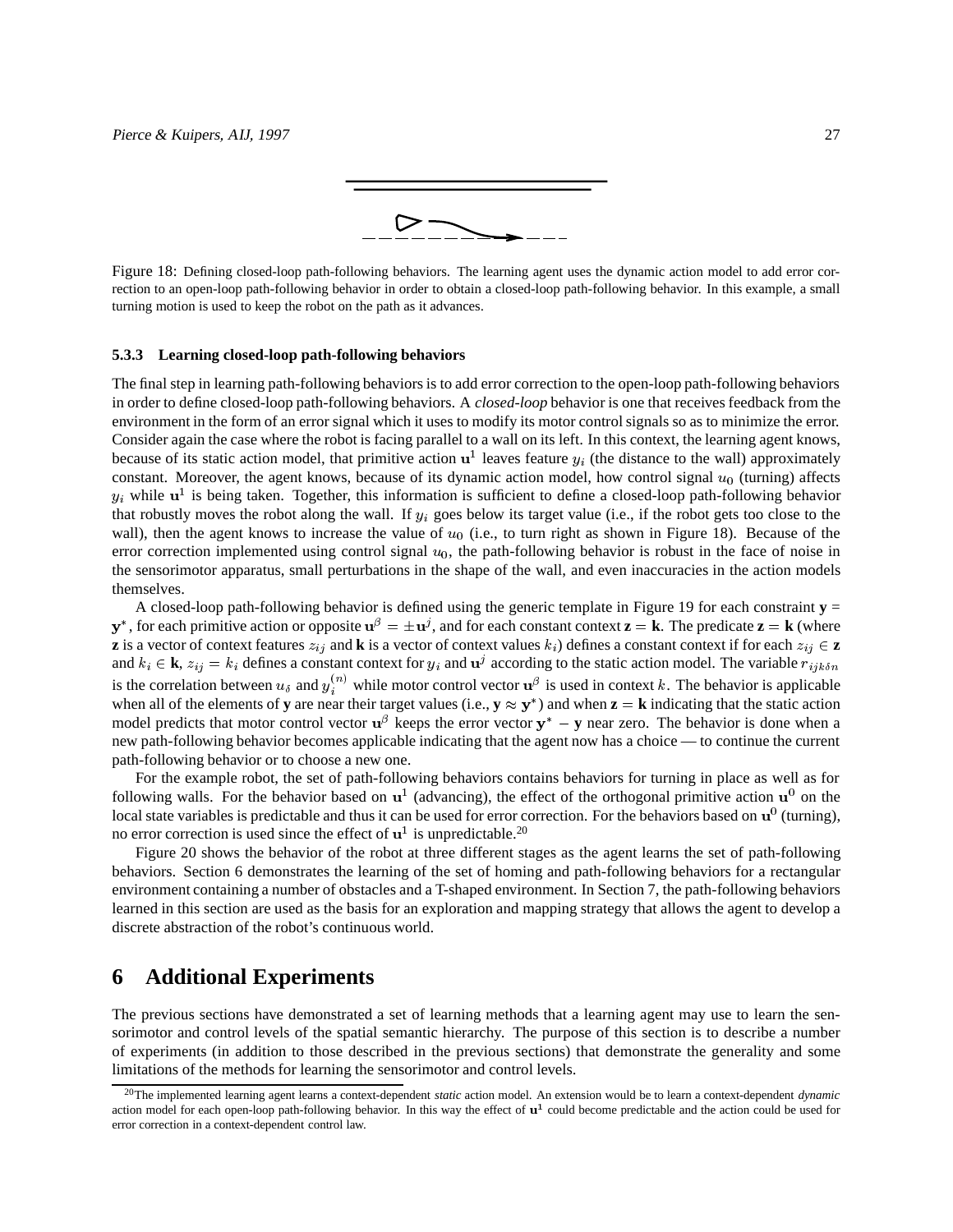Figure 18: Defining closed-loop path-following behaviors. The learning agent uses the dynamic action model to add error correction to an open-loop path-following behavior in order to obtain a closed-loop path-following behavior. In this example, a small turning motion is used to keep the robot on the path as it advances.

#### 5.3.3 Learning closed-loop path-following behaviors

The final step in learning path-following behaviors is to add error correction to the open-loop path-following behaviors in order to define closed-loop path-following behaviors. A *closed-loop* behavior is one that receives feedback from the environment in the form of an error signal which it uses to modify its motor control signals so as to minimize the error. Consider again the case where the robot is facing parallel to a wall on its left. In this context, the learning agent knows, because of its static action model, that primitive action $\mathbf{u}^1$ leaves feature $y_i$ (the distance to the wall) approximately constant. Moreover, the agent knows, because of its dynamic action model, how control signal $u_0$ (turning) affects $y_i$ while $\mathbf{u}^1$ is being taken. Together, this information is sufficient to define a closed-loop path-following behavior that robustly moves the robot along the wall. If $y_i$ goes below its target value (i.e., if the robot gets too close to the wall), then the agent knows to increase the value of $u_0$ (i.e., to turn right as shown in Figure 18). Because of the error correction implemented using control signal $u_0$, the path-following behavior is robust in the face of noise in the sensorimotor apparatus, small perturbations in the shape of the wall, and even inaccuracies in the action models themselves.

A closed-loop path-following behavior is defined using the generic template in Figure 19 for each constraint $\mathbf{y} = \mathbf{y}^*$, for each primitive action or opposite $\mathbf{u}^\beta = \pm\mathbf{u}^j$, and for each constant context $\mathbf{z} = \mathbf{k}$. The predicate $\mathbf{z} = \mathbf{k}$ (where $\mathbf{z}$ is a vector of context features $z_{ij}$ and $\mathbf{k}$ is a vector of context values $k_i$) defines a constant context if for each $z_{ij} \in \mathbf{z}$ and $k_i \in \mathbf{k}$, $z_{ij} = k_i$ defines a constant context for $y_i$ and $\mathbf{u}^j$ according to the static action model. The variable $r_{ijk\delta n}$ is the correlation between $u_\delta$ and $y_i^{(n)}$ while motor control vector $\mathbf{u}^\beta$ is used in context $k$. The behavior is applicable when all of the elements of $\mathbf{y}$ are near their target values (i.e., $\mathbf{y} \approx \mathbf{y}^*$) and when $\mathbf{z} = \mathbf{k}$ indicating that the static action model predicts that motor control vector $\mathbf{u}^\beta$ keeps the error vector $\mathbf{y}^* - \mathbf{y}$ near zero. The behavior is done when a new path-following behavior becomes applicable indicating that the agent now has a choice — to continue the current path-following behavior or to choose a new one.

For the example robot, the set of path-following behaviors contains behaviors for turning in place as well as for following walls. For the behavior based on $\mathbf{u}^1$ (advancing), the effect of the orthogonal primitive action $\mathbf{u}^0$ on the local state variables is predictable and thus it can be used for error correction. For the behaviors based on $\mathbf{u}^0$ (turning), no error correction is used since the effect of $\mathbf{u}^1$ is unpredictable.[20]

Figure 20 shows the behavior of the robot at three different stages as the agent learns the set of path-following behaviors. Section 6 demonstrates the learning of the set of homing and path-following behaviors for a rectangular environment containing a number of obstacles and a T-shaped environment. In Section 7, the path-following behaviors learned in this section are used as the basis for an exploration and mapping strategy that allows the agent to develop a discrete abstraction of the robot's continuous world.

## 6 Additional Experiments

The previous sections have demonstrated a set of learning methods that a learning agent may use to learn the sensorimotor and control levels of the spatial semantic hierarchy. The purpose of this section is to describe a number of experiments (in addition to those described in the previous sections) that demonstrate the generality and some limitations of the methods for learning the sensorimotor and control levels.

[20] The implemented learning agent learns a context-dependent *static* action model. An extension would be to learn a context-dependent *dynamic* action model for each open-loop path-following behavior. In this way the effect of $\mathbf{u}^1$ could become predictable and the action could be used for error correction in a context-dependent control law.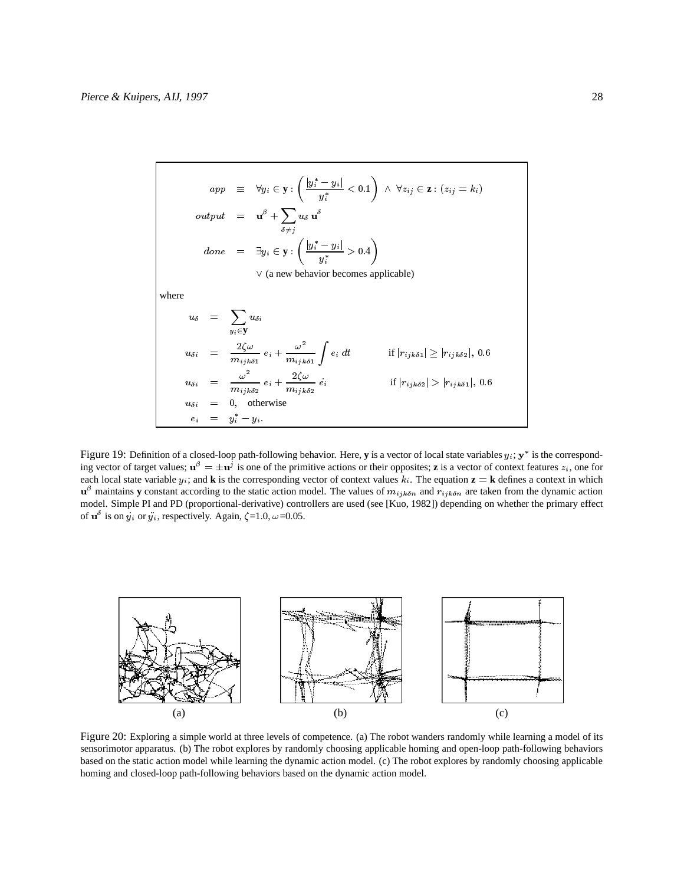$$
\begin{aligned}
app &\equiv \forall y_i \in \mathbf{y} : \left( \frac{|y_i^* - y_i|}{y_i^*} < 0.1 \right) \ \wedge \ \forall z_{ij} \in \mathbf{z} : (z_{ij} = k_i) \\
output &= \mathbf{u}^{\beta} + \sum_{\delta \neq j} u_{\delta} \, \mathbf{u}^{\delta} \\
done &= \exists y_i \in \mathbf{y} : \left( \frac{|y_i^* - y_i|}{y_i^*} > 0.4 \right) \\
&\quad \vee \text{ (a new behavior becomes applicable)}
\end{aligned}
$$

where

$$
\begin{aligned}
u_{\delta} &= \sum_{y_i \in \mathbf{y}} u_{\delta i} \\
u_{\delta i} &= \frac{2\zeta\omega}{m_{ijk\delta 1}} \, e_i + \frac{\omega^2}{m_{ijk\delta 1}} \int e_i \, dt \qquad \text{if } |r_{ijk\delta 1}| \geq |r_{ijk\delta 2}|, \ 0.6 \\
u_{\delta i} &= \frac{\omega^2}{m_{ijk\delta 2}} \, e_i + \frac{2\zeta\omega}{m_{ijk\delta 2}} \, \dot{e_i} \qquad \text{if } |r_{ijk\delta 2}| > |r_{ijk\delta 1}|, \ 0.6 \\
u_{\delta i} &= 0, \quad \text{otherwise} \\
e_i &= y_i^* - y_i.
\end{aligned}
$$

Figure 19: Definition of a closed-loop path-following behavior. Here, **y** is a vector of local state variables $y_i$; $\mathbf{y}^*$ is the corresponding vector of target values; $\mathbf{u}^{\beta} = \pm \mathbf{u}^j$ is one of the primitive actions or their opposites; **z** is a vector of context features $z_i$, one for each local state variable $y_i$; and **k** is the corresponding vector of context values $k_i$. The equation $\mathbf{z} = \mathbf{k}$ defines a context in which $\mathbf{u}^{\beta}$ maintains **y** constant according to the static action model. The values of $m_{ijk\delta n}$ and $r_{ijk\delta n}$ are taken from the dynamic action model. Simple PI and PD (proportional-derivative) controllers are used (see [Kuo, 1982]) depending on whether the primary effect of $\mathbf{u}^{\delta}$ is on $\dot{y_i}$ or $\ddot{y_i}$, respectively. Again, $\zeta$=1.0, $\omega$=0.05.

(a) (b) (c)

Figure 20: Exploring a simple world at three levels of competence. (a) The robot wanders randomly while learning a model of its sensorimotor apparatus. (b) The robot explores by randomly choosing applicable homing and open-loop path-following behaviors based on the static action model while learning the dynamic action model. (c) The robot explores by randomly choosing applicable homing and closed-loop path-following behaviors based on the dynamic action model.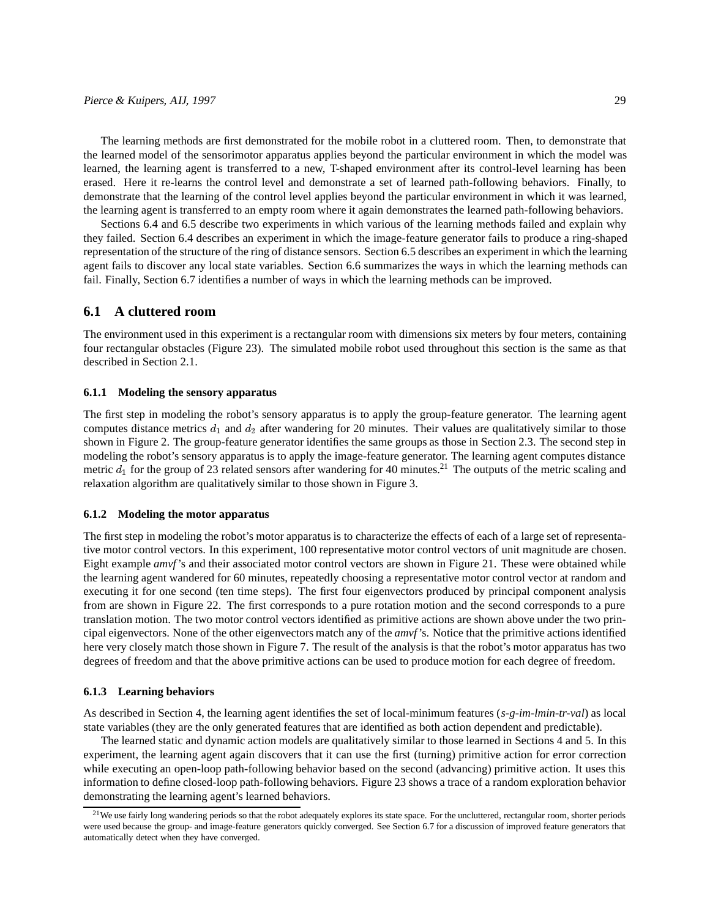The learning methods are first demonstrated for the mobile robot in a cluttered room. Then, to demonstrate that the learned model of the sensorimotor apparatus applies beyond the particular environment in which the model was learned, the learning agent is transferred to a new, T-shaped environment after its control-level learning has been erased. Here it re-learns the control level and demonstrate a set of learned path-following behaviors. Finally, to demonstrate that the learning of the control level applies beyond the particular environment in which it was learned, the learning agent is transferred to an empty room where it again demonstrates the learned path-following behaviors.

Sections 6.4 and 6.5 describe two experiments in which various of the learning methods failed and explain why they failed. Section 6.4 describes an experiment in which the image-feature generator fails to produce a ring-shaped representation of the structure of the ring of distance sensors. Section 6.5 describes an experiment in which the learning agent fails to discover any local state variables. Section 6.6 summarizes the ways in which the learning methods can fail. Finally, Section 6.7 identifies a number of ways in which the learning methods can be improved.

## 6.1 A cluttered room

The environment used in this experiment is a rectangular room with dimensions six meters by four meters, containing four rectangular obstacles (Figure 23). The simulated mobile robot used throughout this section is the same as that described in Section 2.1.

### 6.1.1 Modeling the sensory apparatus

The first step in modeling the robot's sensory apparatus is to apply the group-feature generator. The learning agent computes distance metrics $d_1$ and $d_2$ after wandering for 20 minutes. Their values are qualitatively similar to those shown in Figure 2. The group-feature generator identifies the same groups as those in Section 2.3. The second step in modeling the robot's sensory apparatus is to apply the image-feature generator. The learning agent computes distance metric $d_1$ for the group of 23 related sensors after wandering for 40 minutes.[21] The outputs of the metric scaling and relaxation algorithm are qualitatively similar to those shown in Figure 3.

### 6.1.2 Modeling the motor apparatus

The first step in modeling the robot's motor apparatus is to characterize the effects of each of a large set of representative motor control vectors. In this experiment, 100 representative motor control vectors of unit magnitude are chosen. Eight example *amvf*'s and their associated motor control vectors are shown in Figure 21. These were obtained while the learning agent wandered for 60 minutes, repeatedly choosing a representative motor control vector at random and executing it for one second (ten time steps). The first four eigenvectors produced by principal component analysis from are shown in Figure 22. The first corresponds to a pure rotation motion and the second corresponds to a pure translation motion. The two motor control vectors identified as primitive actions are shown above under the two principal eigenvectors. None of the other eigenvectors match any of the *amvf*'s. Notice that the primitive actions identified here very closely match those shown in Figure 7. The result of the analysis is that the robot's motor apparatus has two degrees of freedom and that the above primitive actions can be used to produce motion for each degree of freedom.

### 6.1.3 Learning behaviors

As described in Section 4, the learning agent identifies the set of local-minimum features (*s-g-im-lmin-tr-val*) as local state variables (they are the only generated features that are identified as both action dependent and predictable).

The learned static and dynamic action models are qualitatively similar to those learned in Sections 4 and 5. In this experiment, the learning agent again discovers that it can use the first (turning) primitive action for error correction while executing an open-loop path-following behavior based on the second (advancing) primitive action. It uses this information to define closed-loop path-following behaviors. Figure 23 shows a trace of a random exploration behavior demonstrating the learning agent's learned behaviors.

[21] We use fairly long wandering periods so that the robot adequately explores its state space. For the uncluttered, rectangular room, shorter periods were used because the group- and image-feature generators quickly converged. See Section 6.7 for a discussion of improved feature generators that automatically detect when they have converged.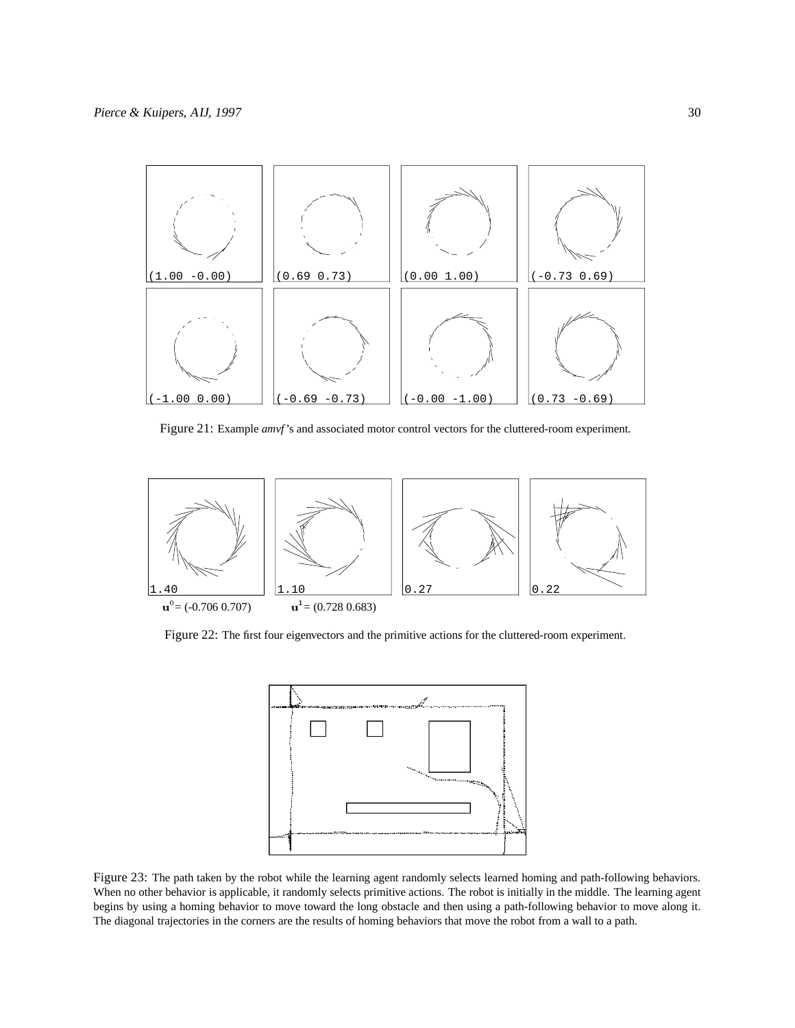(1.00 -0.00) (0.69 0.73) (0.00 1.00) (-0.73 0.69)

(-1.00 0.00) (-0.69 -0.73) (-0.00 -1.00) (0.73 -0.69)

Figure 21: Example *amvf*'s and associated motor control vectors for the cluttered-room experiment.

1.40 1.10 0.27 0.22

$\mathbf{u}^0 = (-0.706\ 0.707)$ $\mathbf{u}^1 = (0.728\ 0.683)$

Figure 22: The first four eigenvectors and the primitive actions for the cluttered-room experiment.

Figure 23: The path taken by the robot while the learning agent randomly selects learned homing and path-following behaviors. When no other behavior is applicable, it randomly selects primitive actions. The robot is initially in the middle. The learning agent begins by using a homing behavior to move toward the long obstacle and then using a path-following behavior to move along it. The diagonal trajectories in the corners are the results of homing behaviors that move the robot from a wall to a path.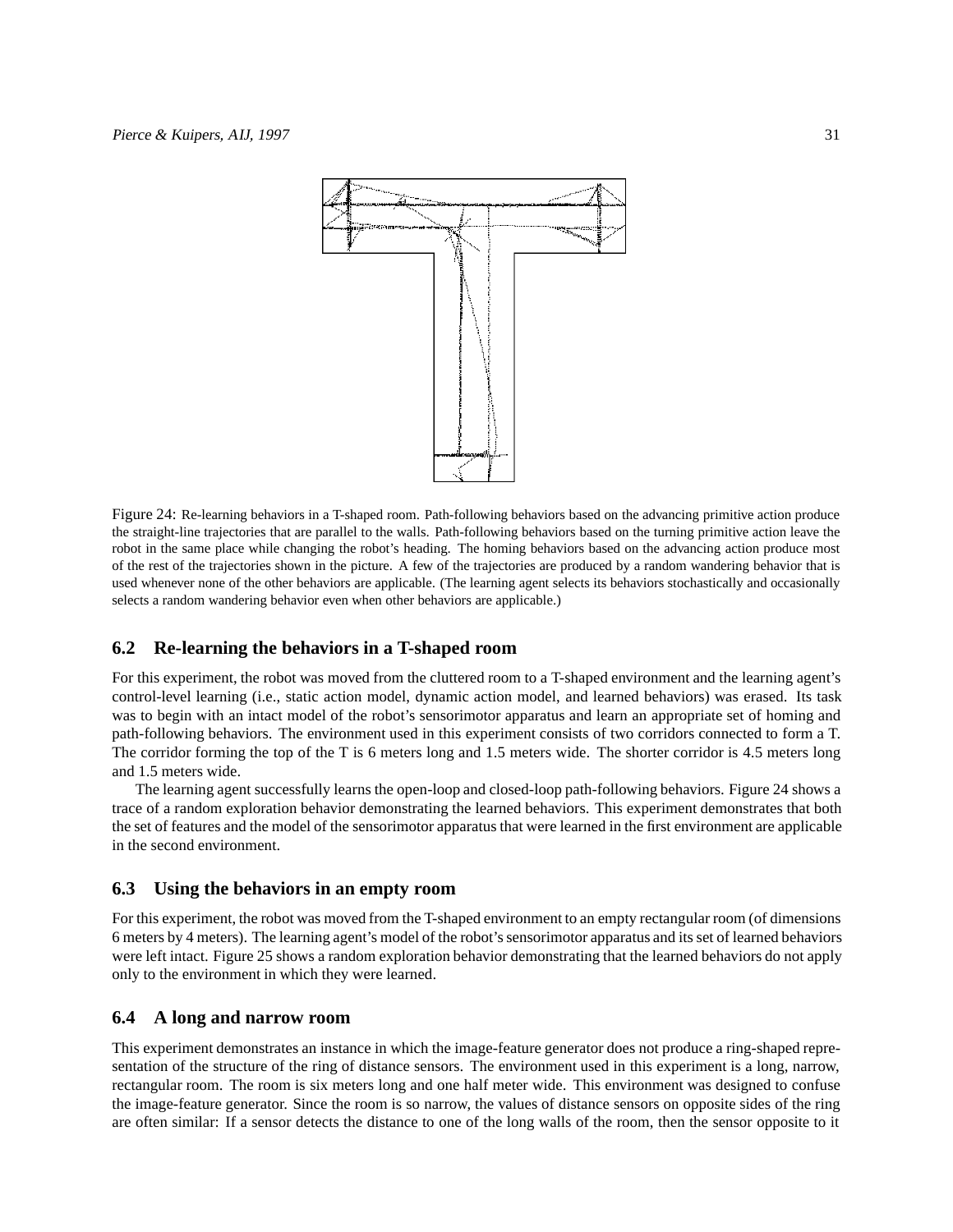Figure 24: Re-learning behaviors in a T-shaped room. Path-following behaviors based on the advancing primitive action produce the straight-line trajectories that are parallel to the walls. Path-following behaviors based on the turning primitive action leave the robot in the same place while changing the robot's heading. The homing behaviors based on the advancing action produce most of the rest of the trajectories shown in the picture. A few of the trajectories are produced by a random wandering behavior that is used whenever none of the other behaviors are applicable. (The learning agent selects its behaviors stochastically and occasionally selects a random wandering behavior even when other behaviors are applicable.)

## 6.2 Re-learning the behaviors in a T-shaped room

For this experiment, the robot was moved from the cluttered room to a T-shaped environment and the learning agent's control-level learning (i.e., static action model, dynamic action model, and learned behaviors) was erased. Its task was to begin with an intact model of the robot's sensorimotor apparatus and learn an appropriate set of homing and path-following behaviors. The environment used in this experiment consists of two corridors connected to form a T. The corridor forming the top of the T is 6 meters long and 1.5 meters wide. The shorter corridor is 4.5 meters long and 1.5 meters wide.

The learning agent successfully learns the open-loop and closed-loop path-following behaviors. Figure 24 shows a trace of a random exploration behavior demonstrating the learned behaviors. This experiment demonstrates that both the set of features and the model of the sensorimotor apparatus that were learned in the first environment are applicable in the second environment.

## 6.3 Using the behaviors in an empty room

For this experiment, the robot was moved from the T-shaped environment to an empty rectangular room (of dimensions 6 meters by 4 meters). The learning agent's model of the robot's sensorimotor apparatus and its set of learned behaviors were left intact. Figure 25 shows a random exploration behavior demonstrating that the learned behaviors do not apply only to the environment in which they were learned.

## 6.4 A long and narrow room

This experiment demonstrates an instance in which the image-feature generator does not produce a ring-shaped representation of the structure of the ring of distance sensors. The environment used in this experiment is a long, narrow, rectangular room. The room is six meters long and one half meter wide. This environment was designed to confuse the image-feature generator. Since the room is so narrow, the values of distance sensors on opposite sides of the ring are often similar: If a sensor detects the distance to one of the long walls of the room, then the sensor opposite to it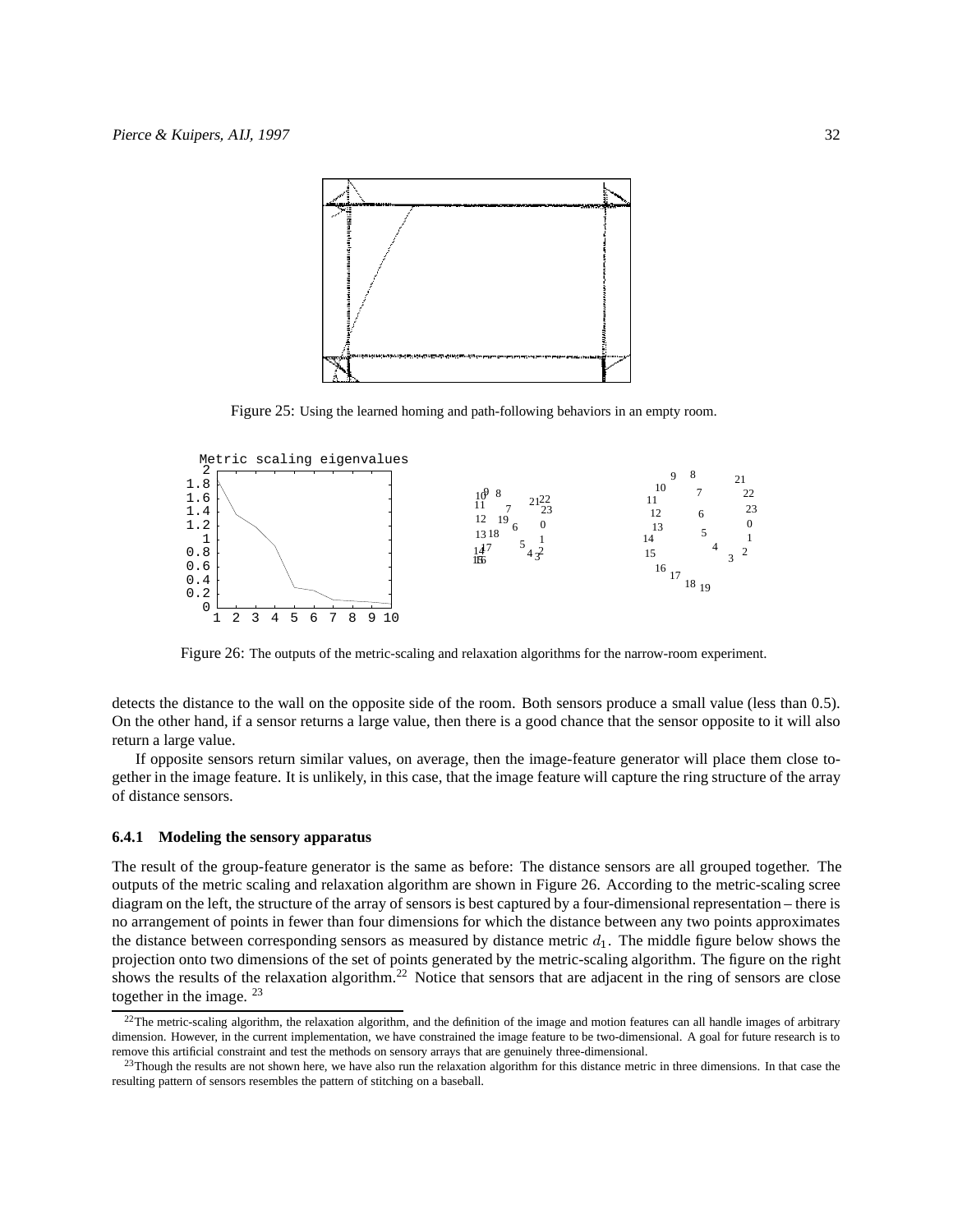Figure 25: Using the learned homing and path-following behaviors in an empty room.

Figure 26: The outputs of the metric-scaling and relaxation algorithms for the narrow-room experiment.

detects the distance to the wall on the opposite side of the room. Both sensors produce a small value (less than 0.5). On the other hand, if a sensor returns a large value, then there is a good chance that the sensor opposite to it will also return a large value.

If opposite sensors return similar values, on average, then the image-feature generator will place them close together in the image feature. It is unlikely, in this case, that the image feature will capture the ring structure of the array of distance sensors.

### 6.4.1 Modeling the sensory apparatus

The result of the group-feature generator is the same as before: The distance sensors are all grouped together. The outputs of the metric scaling and relaxation algorithm are shown in Figure 26. According to the metric-scaling scree diagram on the left, the structure of the array of sensors is best captured by a four-dimensional representation – there is no arrangement of points in fewer than four dimensions for which the distance between any two points approximates the distance between corresponding sensors as measured by distance metric $d_1$. The middle figure below shows the projection onto two dimensions of the set of points generated by the metric-scaling algorithm. The figure on the right shows the results of the relaxation algorithm.[22] Notice that sensors that are adjacent in the ring of sensors are close together in the image. [23]

[22] The metric-scaling algorithm, the relaxation algorithm, and the definition of the image and motion features can all handle images of arbitrary dimension. However, in the current implementation, we have constrained the image feature to be two-dimensional. A goal for future research is to remove this artificial constraint and test the methods on sensory arrays that are genuinely three-dimensional.

[23] Though the results are not shown here, we have also run the relaxation algorithm for this distance metric in three dimensions. In that case the resulting pattern of sensors resembles the pattern of stitching on a baseball.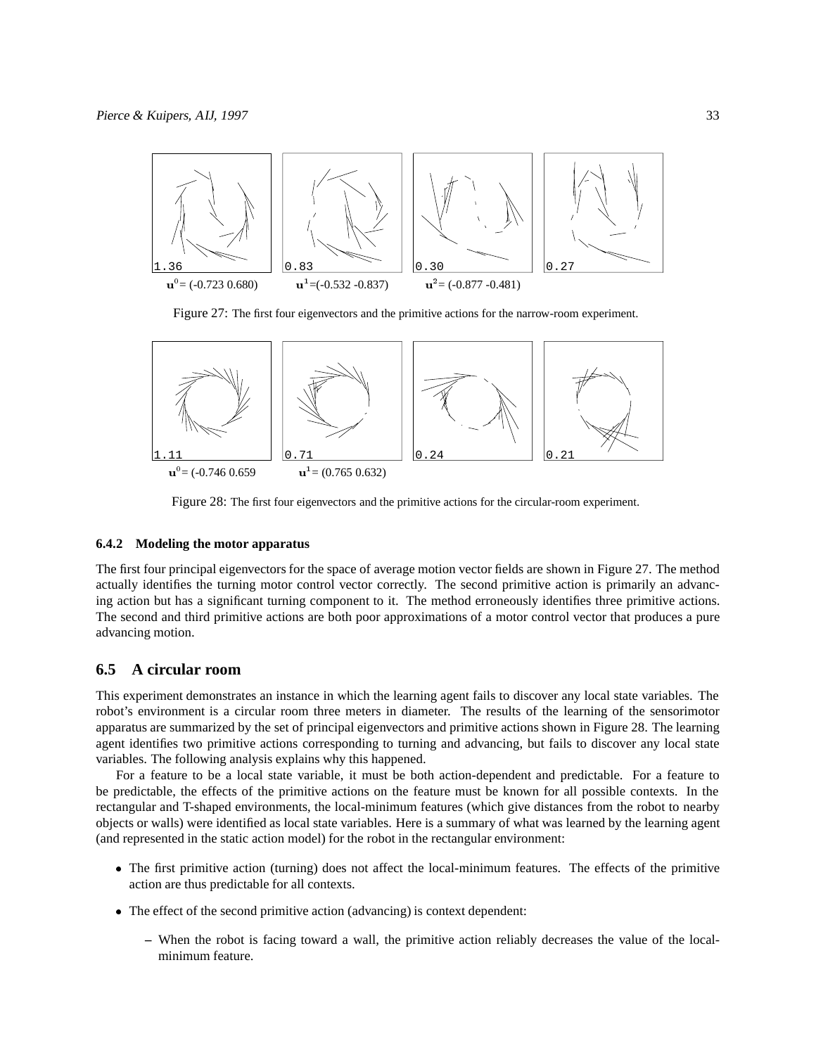$\mathbf{u}^0$ = (-0.723 0.680)  $\mathbf{u}^1$=(-0.532 -0.837)  $\mathbf{u}^2$= (-0.877 -0.481)

Figure 27: The first four eigenvectors and the primitive actions for the narrow-room experiment.

$\mathbf{u}^0$= (-0.746 0.659  $\mathbf{u}^1$= (0.765 0.632)

Figure 28: The first four eigenvectors and the primitive actions for the circular-room experiment.

#### 6.4.2 Modeling the motor apparatus

The first four principal eigenvectors for the space of average motion vector fields are shown in Figure 27. The method actually identifies the turning motor control vector correctly. The second primitive action is primarily an advancing action but has a significant turning component to it. The method erroneously identifies three primitive actions. The second and third primitive actions are both poor approximations of a motor control vector that produces a pure advancing motion.

### 6.5 A circular room

This experiment demonstrates an instance in which the learning agent fails to discover any local state variables. The robot's environment is a circular room three meters in diameter. The results of the learning of the sensorimotor apparatus are summarized by the set of principal eigenvectors and primitive actions shown in Figure 28. The learning agent identifies two primitive actions corresponding to turning and advancing, but fails to discover any local state variables. The following analysis explains why this happened.

For a feature to be a local state variable, it must be both action-dependent and predictable. For a feature to be predictable, the effects of the primitive actions on the feature must be known for all possible contexts. In the rectangular and T-shaped environments, the local-minimum features (which give distances from the robot to nearby objects or walls) were identified as local state variables. Here is a summary of what was learned by the learning agent (and represented in the static action model) for the robot in the rectangular environment:

- The first primitive action (turning) does not affect the local-minimum features. The effects of the primitive action are thus predictable for all contexts.
- The effect of the second primitive action (advancing) is context dependent:
  - When the robot is facing toward a wall, the primitive action reliably decreases the value of the local-minimum feature.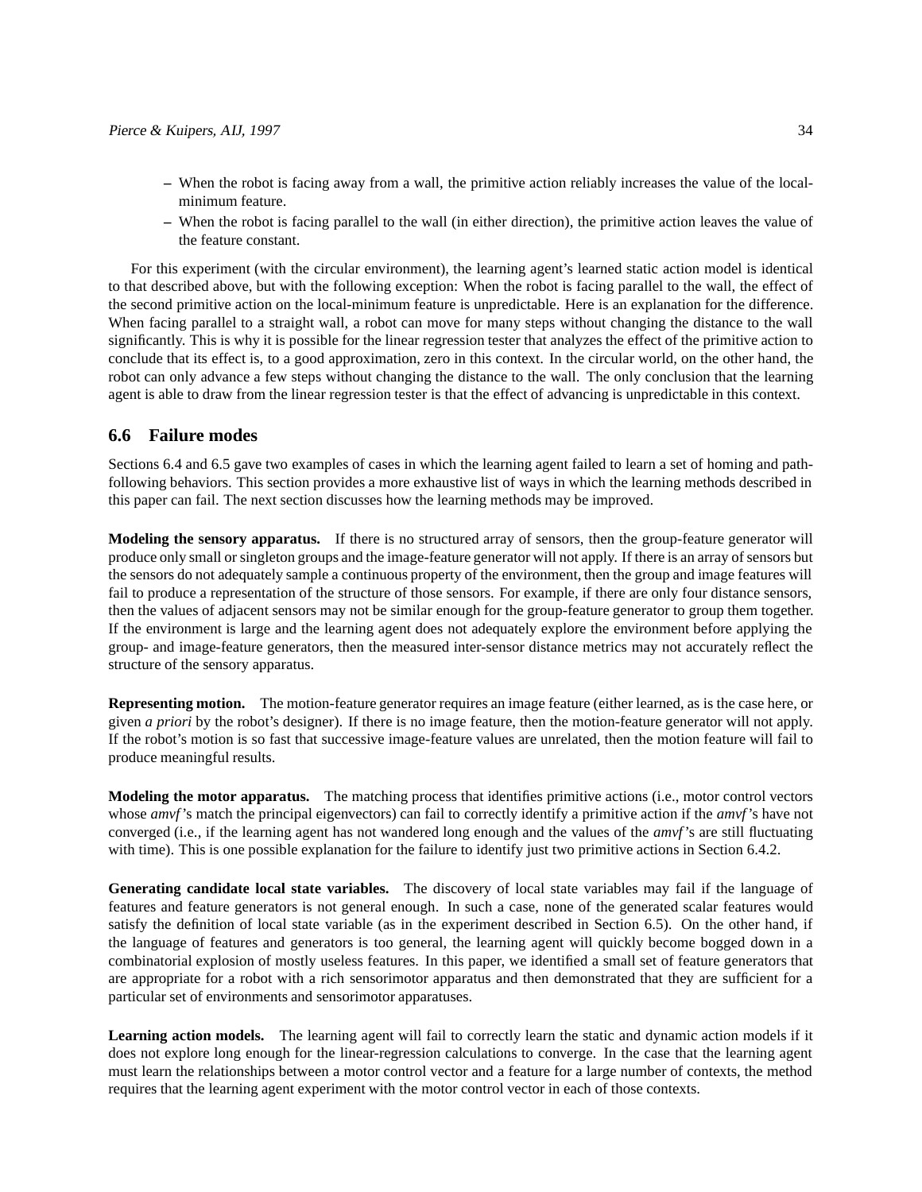- When the robot is facing away from a wall, the primitive action reliably increases the value of the local-minimum feature.
- When the robot is facing parallel to the wall (in either direction), the primitive action leaves the value of the feature constant.

For this experiment (with the circular environment), the learning agent's learned static action model is identical to that described above, but with the following exception: When the robot is facing parallel to the wall, the effect of the second primitive action on the local-minimum feature is unpredictable. Here is an explanation for the difference. When facing parallel to a straight wall, a robot can move for many steps without changing the distance to the wall significantly. This is why it is possible for the linear regression tester that analyzes the effect of the primitive action to conclude that its effect is, to a good approximation, zero in this context. In the circular world, on the other hand, the robot can only advance a few steps without changing the distance to the wall. The only conclusion that the learning agent is able to draw from the linear regression tester is that the effect of advancing is unpredictable in this context.

## 6.6 Failure modes

Sections 6.4 and 6.5 gave two examples of cases in which the learning agent failed to learn a set of homing and path-following behaviors. This section provides a more exhaustive list of ways in which the learning methods described in this paper can fail. The next section discusses how the learning methods may be improved.

**Modeling the sensory apparatus.** If there is no structured array of sensors, then the group-feature generator will produce only small or singleton groups and the image-feature generator will not apply. If there is an array of sensors but the sensors do not adequately sample a continuous property of the environment, then the group and image features will fail to produce a representation of the structure of those sensors. For example, if there are only four distance sensors, then the values of adjacent sensors may not be similar enough for the group-feature generator to group them together. If the environment is large and the learning agent does not adequately explore the environment before applying the group- and image-feature generators, then the measured inter-sensor distance metrics may not accurately reflect the structure of the sensory apparatus.

**Representing motion.** The motion-feature generator requires an image feature (either learned, as is the case here, or given *a priori* by the robot's designer). If there is no image feature, then the motion-feature generator will not apply. If the robot's motion is so fast that successive image-feature values are unrelated, then the motion feature will fail to produce meaningful results.

**Modeling the motor apparatus.** The matching process that identifies primitive actions (i.e., motor control vectors whose *amvf*'s match the principal eigenvectors) can fail to correctly identify a primitive action if the *amvf*'s have not converged (i.e., if the learning agent has not wandered long enough and the values of the *amvf*'s are still fluctuating with time). This is one possible explanation for the failure to identify just two primitive actions in Section 6.4.2.

**Generating candidate local state variables.** The discovery of local state variables may fail if the language of features and feature generators is not general enough. In such a case, none of the generated scalar features would satisfy the definition of local state variable (as in the experiment described in Section 6.5). On the other hand, if the language of features and generators is too general, the learning agent will quickly become bogged down in a combinatorial explosion of mostly useless features. In this paper, we identified a small set of feature generators that are appropriate for a robot with a rich sensorimotor apparatus and then demonstrated that they are sufficient for a particular set of environments and sensorimotor apparatuses.

**Learning action models.** The learning agent will fail to correctly learn the static and dynamic action models if it does not explore long enough for the linear-regression calculations to converge. In the case that the learning agent must learn the relationships between a motor control vector and a feature for a large number of contexts, the method requires that the learning agent experiment with the motor control vector in each of those contexts.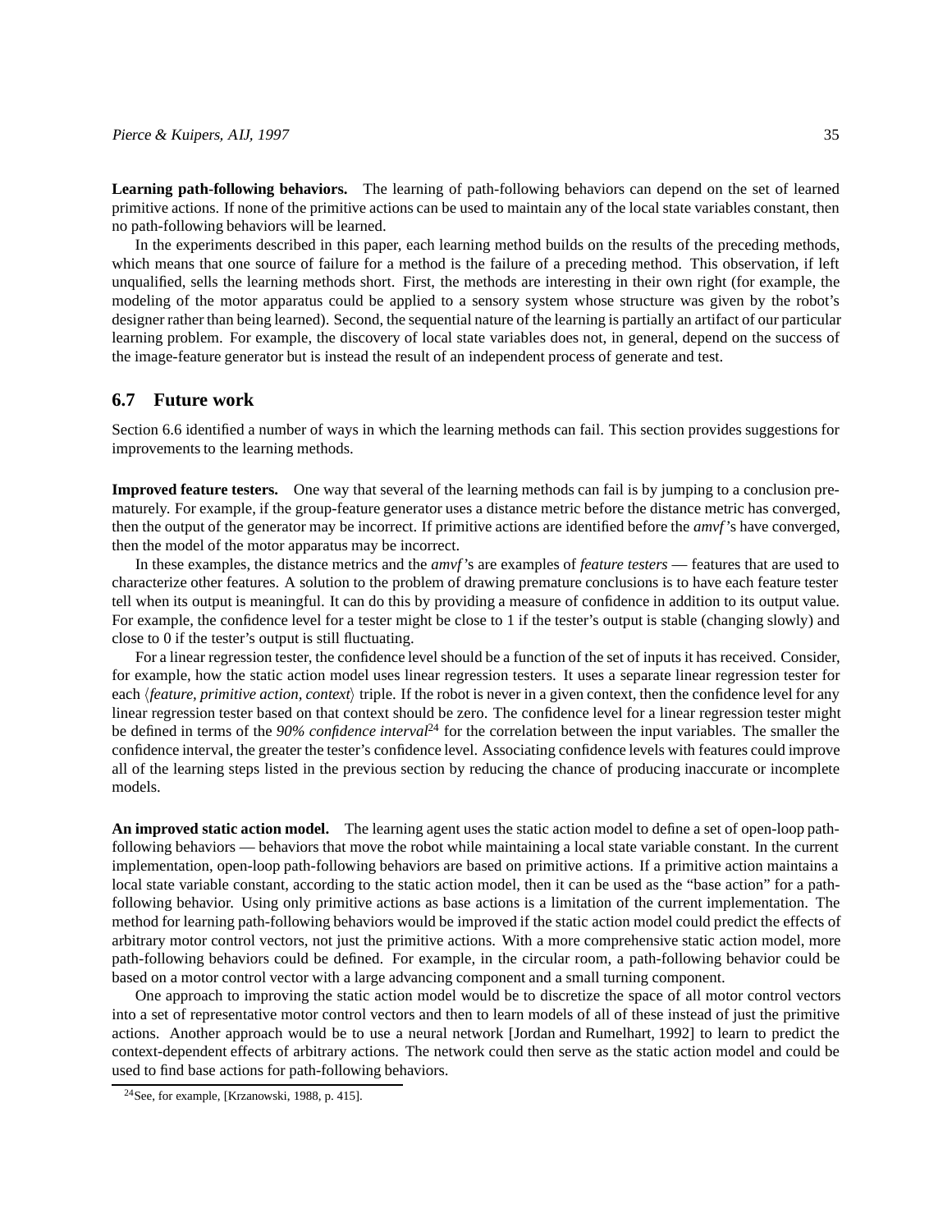**Learning path-following behaviors.** The learning of path-following behaviors can depend on the set of learned primitive actions. If none of the primitive actions can be used to maintain any of the local state variables constant, then no path-following behaviors will be learned.

In the experiments described in this paper, each learning method builds on the results of the preceding methods, which means that one source of failure for a method is the failure of a preceding method. This observation, if left unqualified, sells the learning methods short. First, the methods are interesting in their own right (for example, the modeling of the motor apparatus could be applied to a sensory system whose structure was given by the robot's designer rather than being learned). Second, the sequential nature of the learning is partially an artifact of our particular learning problem. For example, the discovery of local state variables does not, in general, depend on the success of the image-feature generator but is instead the result of an independent process of generate and test.

## 6.7 Future work

Section 6.6 identified a number of ways in which the learning methods can fail. This section provides suggestions for improvements to the learning methods.

**Improved feature testers.** One way that several of the learning methods can fail is by jumping to a conclusion prematurely. For example, if the group-feature generator uses a distance metric before the distance metric has converged, then the output of the generator may be incorrect. If primitive actions are identified before the *amvf*'s have converged, then the model of the motor apparatus may be incorrect.

In these examples, the distance metrics and the *amvf*'s are examples of *feature testers* — features that are used to characterize other features. A solution to the problem of drawing premature conclusions is to have each feature tester tell when its output is meaningful. It can do this by providing a measure of confidence in addition to its output value. For example, the confidence level for a tester might be close to 1 if the tester's output is stable (changing slowly) and close to 0 if the tester's output is still fluctuating.

For a linear regression tester, the confidence level should be a function of the set of inputs it has received. Consider, for example, how the static action model uses linear regression testers. It uses a separate linear regression tester for each ⟨*feature, primitive action, context*⟩ triple. If the robot is never in a given context, then the confidence level for any linear regression tester based on that context should be zero. The confidence level for a linear regression tester might be defined in terms of the *90% confidence interval*[24] for the correlation between the input variables. The smaller the confidence interval, the greater the tester's confidence level. Associating confidence levels with features could improve all of the learning steps listed in the previous section by reducing the chance of producing inaccurate or incomplete models.

**An improved static action model.** The learning agent uses the static action model to define a set of open-loop path-following behaviors — behaviors that move the robot while maintaining a local state variable constant. In the current implementation, open-loop path-following behaviors are based on primitive actions. If a primitive action maintains a local state variable constant, according to the static action model, then it can be used as the "base action" for a path-following behavior. Using only primitive actions as base actions is a limitation of the current implementation. The method for learning path-following behaviors would be improved if the static action model could predict the effects of arbitrary motor control vectors, not just the primitive actions. With a more comprehensive static action model, more path-following behaviors could be defined. For example, in the circular room, a path-following behavior could be based on a motor control vector with a large advancing component and a small turning component.

One approach to improving the static action model would be to discretize the space of all motor control vectors into a set of representative motor control vectors and then to learn models of all of these instead of just the primitive actions. Another approach would be to use a neural network [Jordan and Rumelhart, 1992] to learn to predict the context-dependent effects of arbitrary actions. The network could then serve as the static action model and could be used to find base actions for path-following behaviors.

[24] See, for example, [Krzanowski, 1988, p. 415].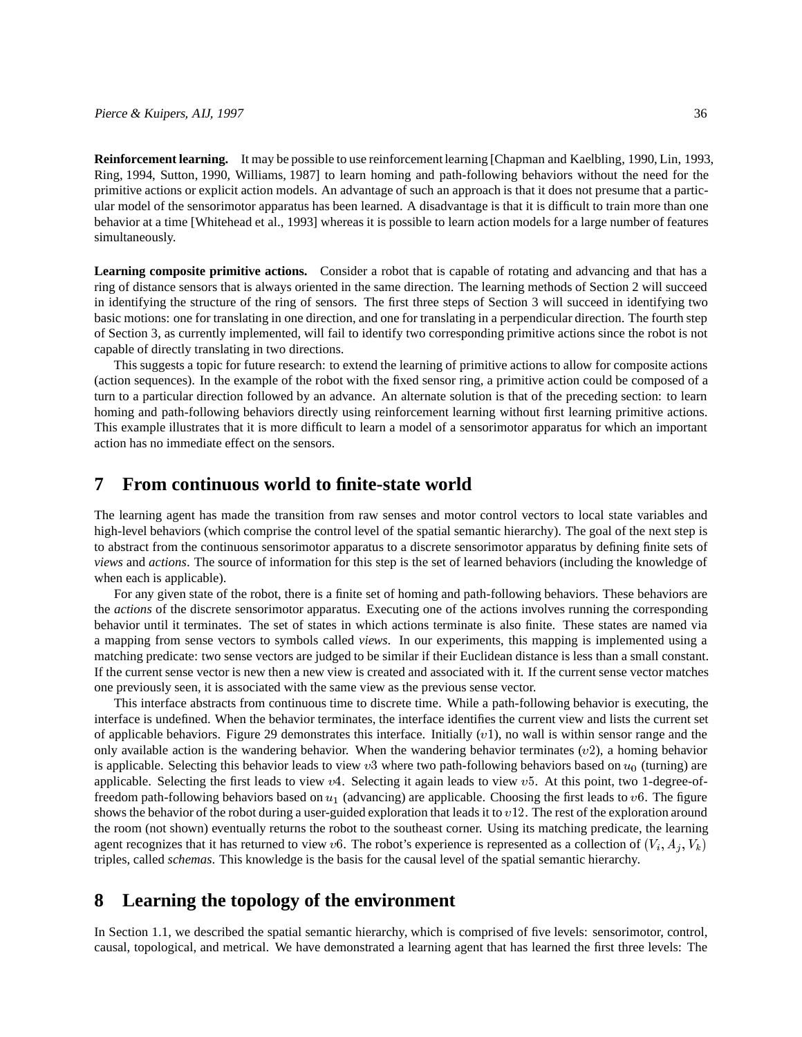**Reinforcement learning.** It may be possible to use reinforcement learning [Chapman and Kaelbling, 1990, Lin, 1993, Ring, 1994, Sutton, 1990, Williams, 1987] to learn homing and path-following behaviors without the need for the primitive actions or explicit action models. An advantage of such an approach is that it does not presume that a particular model of the sensorimotor apparatus has been learned. A disadvantage is that it is difficult to train more than one behavior at a time [Whitehead et al., 1993] whereas it is possible to learn action models for a large number of features simultaneously.

**Learning composite primitive actions.** Consider a robot that is capable of rotating and advancing and that has a ring of distance sensors that is always oriented in the same direction. The learning methods of Section 2 will succeed in identifying the structure of the ring of sensors. The first three steps of Section 3 will succeed in identifying two basic motions: one for translating in one direction, and one for translating in a perpendicular direction. The fourth step of Section 3, as currently implemented, will fail to identify two corresponding primitive actions since the robot is not capable of directly translating in two directions.

This suggests a topic for future research: to extend the learning of primitive actions to allow for composite actions (action sequences). In the example of the robot with the fixed sensor ring, a primitive action could be composed of a turn to a particular direction followed by an advance. An alternate solution is that of the preceding section: to learn homing and path-following behaviors directly using reinforcement learning without first learning primitive actions. This example illustrates that it is more difficult to learn a model of a sensorimotor apparatus for which an important action has no immediate effect on the sensors.

# 7 From continuous world to finite-state world

The learning agent has made the transition from raw senses and motor control vectors to local state variables and high-level behaviors (which comprise the control level of the spatial semantic hierarchy). The goal of the next step is to abstract from the continuous sensorimotor apparatus to a discrete sensorimotor apparatus by defining finite sets of *views* and *actions*. The source of information for this step is the set of learned behaviors (including the knowledge of when each is applicable).

For any given state of the robot, there is a finite set of homing and path-following behaviors. These behaviors are the *actions* of the discrete sensorimotor apparatus. Executing one of the actions involves running the corresponding behavior until it terminates. The set of states in which actions terminate is also finite. These states are named via a mapping from sense vectors to symbols called *views*. In our experiments, this mapping is implemented using a matching predicate: two sense vectors are judged to be similar if their Euclidean distance is less than a small constant. If the current sense vector is new then a new view is created and associated with it. If the current sense vector matches one previously seen, it is associated with the same view as the previous sense vector.

This interface abstracts from continuous time to discrete time. While a path-following behavior is executing, the interface is undefined. When the behavior terminates, the interface identifies the current view and lists the current set of applicable behaviors. Figure 29 demonstrates this interface. Initially ($v1$), no wall is within sensor range and the only available action is the wandering behavior. When the wandering behavior terminates ($v2$), a homing behavior is applicable. Selecting this behavior leads to view $v3$ where two path-following behaviors based on $u_0$ (turning) are applicable. Selecting the first leads to view $v4$. Selecting it again leads to view $v5$. At this point, two 1-degree-of-freedom path-following behaviors based on $u_1$ (advancing) are applicable. Choosing the first leads to $v6$. The figure shows the behavior of the robot during a user-guided exploration that leads it to $v12$. The rest of the exploration around the room (not shown) eventually returns the robot to the southeast corner. Using its matching predicate, the learning agent recognizes that it has returned to view $v6$. The robot's experience is represented as a collection of $(V_i, A_j, V_k)$ triples, called *schemas*. This knowledge is the basis for the causal level of the spatial semantic hierarchy.

# 8 Learning the topology of the environment

In Section 1.1, we described the spatial semantic hierarchy, which is comprised of five levels: sensorimotor, control, causal, topological, and metrical. We have demonstrated a learning agent that has learned the first three levels: The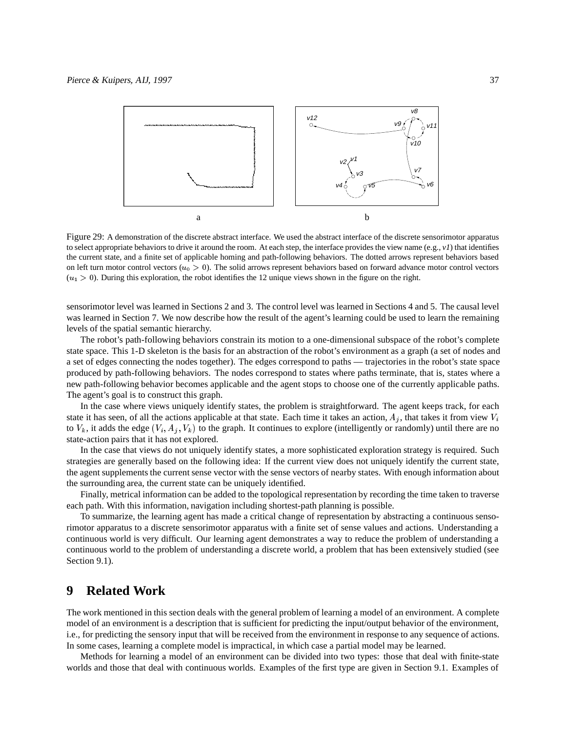Figure 29: A demonstration of the discrete abstract interface. We used the abstract interface of the discrete sensorimotor apparatus to select appropriate behaviors to drive it around the room. At each step, the interface provides the view name (e.g., *v1*) that identifies the current state, and a finite set of applicable homing and path-following behaviors. The dotted arrows represent behaviors based on left turn motor control vectors ($u_0 > 0$). The solid arrows represent behaviors based on forward advance motor control vectors ($u_1 > 0$). During this exploration, the robot identifies the 12 unique views shown in the figure on the right.

sensorimotor level was learned in Sections 2 and 3. The control level was learned in Sections 4 and 5. The causal level was learned in Section 7. We now describe how the result of the agent's learning could be used to learn the remaining levels of the spatial semantic hierarchy.

The robot's path-following behaviors constrain its motion to a one-dimensional subspace of the robot's complete state space. This 1-D skeleton is the basis for an abstraction of the robot's environment as a graph (a set of nodes and a set of edges connecting the nodes together). The edges correspond to paths — trajectories in the robot's state space produced by path-following behaviors. The nodes correspond to states where paths terminate, that is, states where a new path-following behavior becomes applicable and the agent stops to choose one of the currently applicable paths. The agent's goal is to construct this graph.

In the case where views uniquely identify states, the problem is straightforward. The agent keeps track, for each state it has seen, of all the actions applicable at that state. Each time it takes an action, $A_j$, that takes it from view $V_i$ to $V_k$, it adds the edge $(V_i, A_j, V_k)$ to the graph. It continues to explore (intelligently or randomly) until there are no state-action pairs that it has not explored.

In the case that views do not uniquely identify states, a more sophisticated exploration strategy is required. Such strategies are generally based on the following idea: If the current view does not uniquely identify the current state, the agent supplements the current sense vector with the sense vectors of nearby states. With enough information about the surrounding area, the current state can be uniquely identified.

Finally, metrical information can be added to the topological representation by recording the time taken to traverse each path. With this information, navigation including shortest-path planning is possible.

To summarize, the learning agent has made a critical change of representation by abstracting a continuous sensorimotor apparatus to a discrete sensorimotor apparatus with a finite set of sense values and actions. Understanding a continuous world is very difficult. Our learning agent demonstrates a way to reduce the problem of understanding a continuous world to the problem of understanding a discrete world, a problem that has been extensively studied (see Section 9.1).

# 9 Related Work

The work mentioned in this section deals with the general problem of learning a model of an environment. A complete model of an environment is a description that is sufficient for predicting the input/output behavior of the environment, i.e., for predicting the sensory input that will be received from the environment in response to any sequence of actions. In some cases, learning a complete model is impractical, in which case a partial model may be learned.

Methods for learning a model of an environment can be divided into two types: those that deal with finite-state worlds and those that deal with continuous worlds. Examples of the first type are given in Section 9.1. Examples of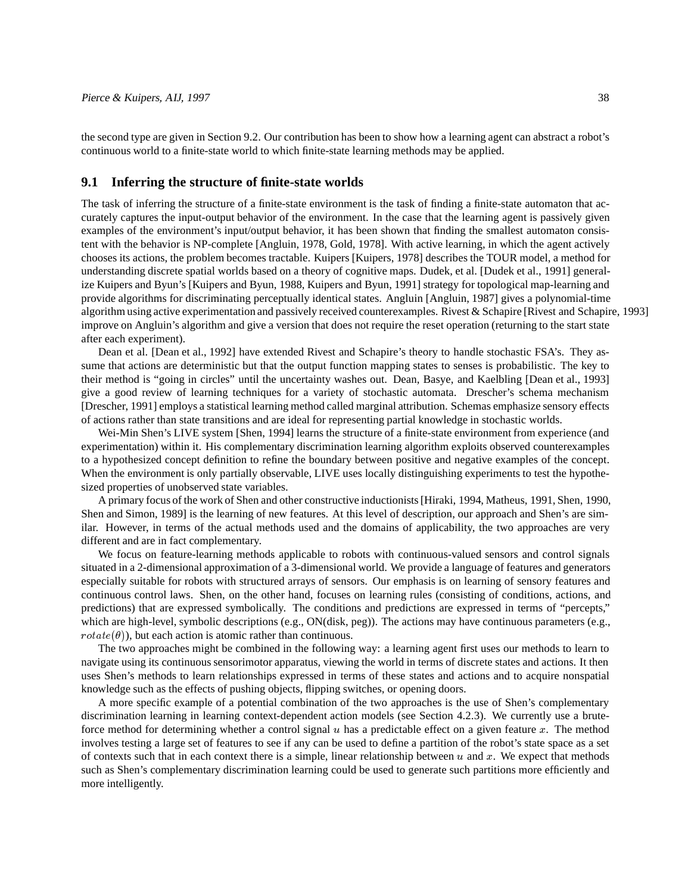the second type are given in Section 9.2. Our contribution has been to show how a learning agent can abstract a robot's continuous world to a finite-state world to which finite-state learning methods may be applied.

## 9.1 Inferring the structure of finite-state worlds

The task of inferring the structure of a finite-state environment is the task of finding a finite-state automaton that accurately captures the input-output behavior of the environment. In the case that the learning agent is passively given examples of the environment's input/output behavior, it has been shown that finding the smallest automaton consistent with the behavior is NP-complete [Angluin, 1978, Gold, 1978]. With active learning, in which the agent actively chooses its actions, the problem becomes tractable. Kuipers [Kuipers, 1978] describes the TOUR model, a method for understanding discrete spatial worlds based on a theory of cognitive maps. Dudek, et al. [Dudek et al., 1991] generalize Kuipers and Byun's [Kuipers and Byun, 1988, Kuipers and Byun, 1991] strategy for topological map-learning and provide algorithms for discriminating perceptually identical states. Angluin [Angluin, 1987] gives a polynomial-time algorithm using active experimentation and passively received counterexamples. Rivest & Schapire [Rivest and Schapire, 1993] improve on Angluin's algorithm and give a version that does not require the reset operation (returning to the start state after each experiment).

Dean et al. [Dean et al., 1992] have extended Rivest and Schapire's theory to handle stochastic FSA's. They assume that actions are deterministic but that the output function mapping states to senses is probabilistic. The key to their method is "going in circles" until the uncertainty washes out. Dean, Basye, and Kaelbling [Dean et al., 1993] give a good review of learning techniques for a variety of stochastic automata. Drescher's schema mechanism [Drescher, 1991] employs a statistical learning method called marginal attribution. Schemas emphasize sensory effects of actions rather than state transitions and are ideal for representing partial knowledge in stochastic worlds.

Wei-Min Shen's LIVE system [Shen, 1994] learns the structure of a finite-state environment from experience (and experimentation) within it. His complementary discrimination learning algorithm exploits observed counterexamples to a hypothesized concept definition to refine the boundary between positive and negative examples of the concept. When the environment is only partially observable, LIVE uses locally distinguishing experiments to test the hypothesized properties of unobserved state variables.

A primary focus of the work of Shen and other constructive inductionists [Hiraki, 1994, Matheus, 1991, Shen, 1990, Shen and Simon, 1989] is the learning of new features. At this level of description, our approach and Shen's are similar. However, in terms of the actual methods used and the domains of applicability, the two approaches are very different and are in fact complementary.

We focus on feature-learning methods applicable to robots with continuous-valued sensors and control signals situated in a 2-dimensional approximation of a 3-dimensional world. We provide a language of features and generators especially suitable for robots with structured arrays of sensors. Our emphasis is on learning of sensory features and continuous control laws. Shen, on the other hand, focuses on learning rules (consisting of conditions, actions, and predictions) that are expressed symbolically. The conditions and predictions are expressed in terms of "percepts," which are high-level, symbolic descriptions (e.g., ON(disk, peg)). The actions may have continuous parameters (e.g., $rotate(\theta)$), but each action is atomic rather than continuous.

The two approaches might be combined in the following way: a learning agent first uses our methods to learn to navigate using its continuous sensorimotor apparatus, viewing the world in terms of discrete states and actions. It then uses Shen's methods to learn relationships expressed in terms of these states and actions and to acquire nonspatial knowledge such as the effects of pushing objects, flipping switches, or opening doors.

A more specific example of a potential combination of the two approaches is the use of Shen's complementary discrimination learning in learning context-dependent action models (see Section 4.2.3). We currently use a brute-force method for determining whether a control signal $u$ has a predictable effect on a given feature $x$. The method involves testing a large set of features to see if any can be used to define a partition of the robot's state space as a set of contexts such that in each context there is a simple, linear relationship between $u$ and $x$. We expect that methods such as Shen's complementary discrimination learning could be used to generate such partitions more efficiently and more intelligently.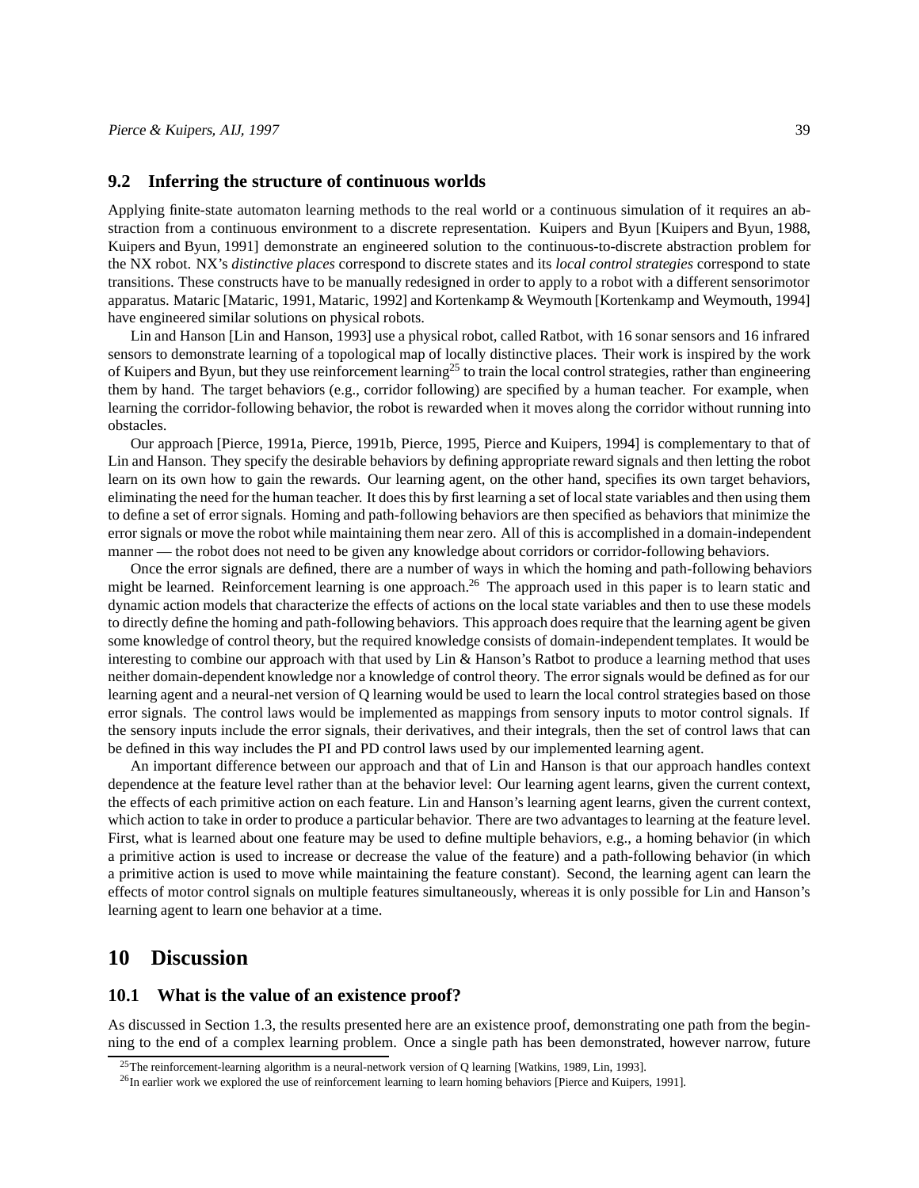### 9.2 Inferring the structure of continuous worlds

Applying finite-state automaton learning methods to the real world or a continuous simulation of it requires an abstraction from a continuous environment to a discrete representation. Kuipers and Byun [Kuipers and Byun, 1988, Kuipers and Byun, 1991] demonstrate an engineered solution to the continuous-to-discrete abstraction problem for the NX robot. NX's *distinctive places* correspond to discrete states and its *local control strategies* correspond to state transitions. These constructs have to be manually redesigned in order to apply to a robot with a different sensorimotor apparatus. Mataric [Mataric, 1991, Mataric, 1992] and Kortenkamp & Weymouth [Kortenkamp and Weymouth, 1994] have engineered similar solutions on physical robots.

Lin and Hanson [Lin and Hanson, 1993] use a physical robot, called Ratbot, with 16 sonar sensors and 16 infrared sensors to demonstrate learning of a topological map of locally distinctive places. Their work is inspired by the work of Kuipers and Byun, but they use reinforcement learning[25] to train the local control strategies, rather than engineering them by hand. The target behaviors (e.g., corridor following) are specified by a human teacher. For example, when learning the corridor-following behavior, the robot is rewarded when it moves along the corridor without running into obstacles.

Our approach [Pierce, 1991a, Pierce, 1991b, Pierce, 1995, Pierce and Kuipers, 1994] is complementary to that of Lin and Hanson. They specify the desirable behaviors by defining appropriate reward signals and then letting the robot learn on its own how to gain the rewards. Our learning agent, on the other hand, specifies its own target behaviors, eliminating the need for the human teacher. It does this by first learning a set of local state variables and then using them to define a set of error signals. Homing and path-following behaviors are then specified as behaviors that minimize the error signals or move the robot while maintaining them near zero. All of this is accomplished in a domain-independent manner — the robot does not need to be given any knowledge about corridors or corridor-following behaviors.

Once the error signals are defined, there are a number of ways in which the homing and path-following behaviors might be learned. Reinforcement learning is one approach.[26] The approach used in this paper is to learn static and dynamic action models that characterize the effects of actions on the local state variables and then to use these models to directly define the homing and path-following behaviors. This approach does require that the learning agent be given some knowledge of control theory, but the required knowledge consists of domain-independent templates. It would be interesting to combine our approach with that used by Lin & Hanson's Ratbot to produce a learning method that uses neither domain-dependent knowledge nor a knowledge of control theory. The error signals would be defined as for our learning agent and a neural-net version of Q learning would be used to learn the local control strategies based on those error signals. The control laws would be implemented as mappings from sensory inputs to motor control signals. If the sensory inputs include the error signals, their derivatives, and their integrals, then the set of control laws that can be defined in this way includes the PI and PD control laws used by our implemented learning agent.

An important difference between our approach and that of Lin and Hanson is that our approach handles context dependence at the feature level rather than at the behavior level: Our learning agent learns, given the current context, the effects of each primitive action on each feature. Lin and Hanson's learning agent learns, given the current context, which action to take in order to produce a particular behavior. There are two advantages to learning at the feature level. First, what is learned about one feature may be used to define multiple behaviors, e.g., a homing behavior (in which a primitive action is used to increase or decrease the value of the feature) and a path-following behavior (in which a primitive action is used to move while maintaining the feature constant). Second, the learning agent can learn the effects of motor control signals on multiple features simultaneously, whereas it is only possible for Lin and Hanson's learning agent to learn one behavior at a time.

## 10 Discussion

### 10.1 What is the value of an existence proof?

As discussed in Section 1.3, the results presented here are an existence proof, demonstrating one path from the beginning to the end of a complex learning problem. Once a single path has been demonstrated, however narrow, future

[25] The reinforcement-learning algorithm is a neural-network version of Q learning [Watkins, 1989, Lin, 1993].

[26] In earlier work we explored the use of reinforcement learning to learn homing behaviors [Pierce and Kuipers, 1991].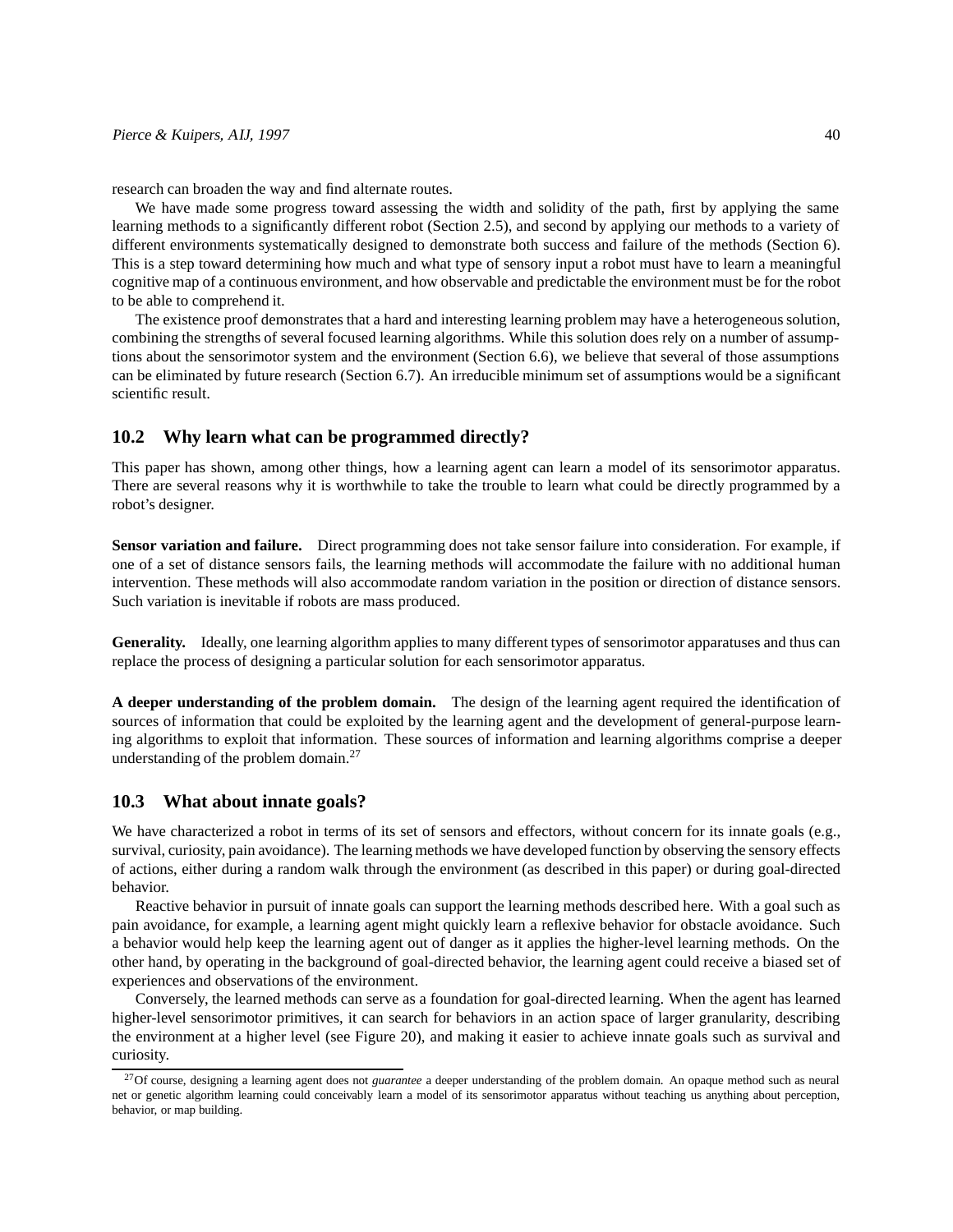research can broaden the way and find alternate routes.

We have made some progress toward assessing the width and solidity of the path, first by applying the same learning methods to a significantly different robot (Section 2.5), and second by applying our methods to a variety of different environments systematically designed to demonstrate both success and failure of the methods (Section 6). This is a step toward determining how much and what type of sensory input a robot must have to learn a meaningful cognitive map of a continuous environment, and how observable and predictable the environment must be for the robot to be able to comprehend it.

The existence proof demonstrates that a hard and interesting learning problem may have a heterogeneous solution, combining the strengths of several focused learning algorithms. While this solution does rely on a number of assumptions about the sensorimotor system and the environment (Section 6.6), we believe that several of those assumptions can be eliminated by future research (Section 6.7). An irreducible minimum set of assumptions would be a significant scientific result.

## 10.2 Why learn what can be programmed directly?

This paper has shown, among other things, how a learning agent can learn a model of its sensorimotor apparatus. There are several reasons why it is worthwhile to take the trouble to learn what could be directly programmed by a robot's designer.

**Sensor variation and failure.** Direct programming does not take sensor failure into consideration. For example, if one of a set of distance sensors fails, the learning methods will accommodate the failure with no additional human intervention. These methods will also accommodate random variation in the position or direction of distance sensors. Such variation is inevitable if robots are mass produced.

**Generality.** Ideally, one learning algorithm applies to many different types of sensorimotor apparatuses and thus can replace the process of designing a particular solution for each sensorimotor apparatus.

**A deeper understanding of the problem domain.** The design of the learning agent required the identification of sources of information that could be exploited by the learning agent and the development of general-purpose learning algorithms to exploit that information. These sources of information and learning algorithms comprise a deeper understanding of the problem domain.[27]

## 10.3 What about innate goals?

We have characterized a robot in terms of its set of sensors and effectors, without concern for its innate goals (e.g., survival, curiosity, pain avoidance). The learning methods we have developed function by observing the sensory effects of actions, either during a random walk through the environment (as described in this paper) or during goal-directed behavior.

Reactive behavior in pursuit of innate goals can support the learning methods described here. With a goal such as pain avoidance, for example, a learning agent might quickly learn a reflexive behavior for obstacle avoidance. Such a behavior would help keep the learning agent out of danger as it applies the higher-level learning methods. On the other hand, by operating in the background of goal-directed behavior, the learning agent could receive a biased set of experiences and observations of the environment.

Conversely, the learned methods can serve as a foundation for goal-directed learning. When the agent has learned higher-level sensorimotor primitives, it can search for behaviors in an action space of larger granularity, describing the environment at a higher level (see Figure 20), and making it easier to achieve innate goals such as survival and curiosity.

[27] Of course, designing a learning agent does not *guarantee* a deeper understanding of the problem domain. An opaque method such as neural net or genetic algorithm learning could conceivably learn a model of its sensorimotor apparatus without teaching us anything about perception, behavior, or map building.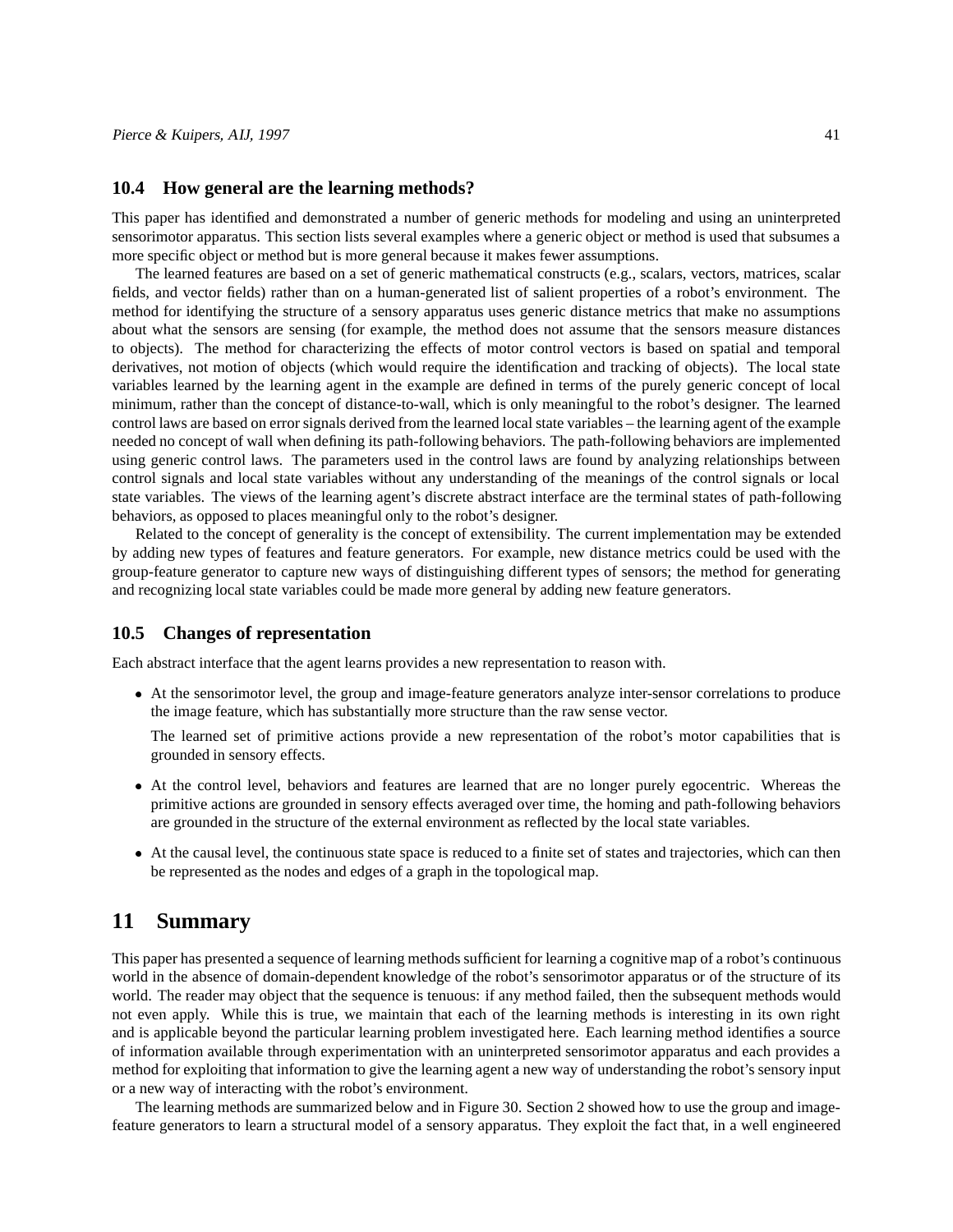### 10.4 How general are the learning methods?

This paper has identified and demonstrated a number of generic methods for modeling and using an uninterpreted sensorimotor apparatus. This section lists several examples where a generic object or method is used that subsumes a more specific object or method but is more general because it makes fewer assumptions.

The learned features are based on a set of generic mathematical constructs (e.g., scalars, vectors, matrices, scalar fields, and vector fields) rather than on a human-generated list of salient properties of a robot's environment. The method for identifying the structure of a sensory apparatus uses generic distance metrics that make no assumptions about what the sensors are sensing (for example, the method does not assume that the sensors measure distances to objects). The method for characterizing the effects of motor control vectors is based on spatial and temporal derivatives, not motion of objects (which would require the identification and tracking of objects). The local state variables learned by the learning agent in the example are defined in terms of the purely generic concept of local minimum, rather than the concept of distance-to-wall, which is only meaningful to the robot's designer. The learned control laws are based on error signals derived from the learned local state variables – the learning agent of the example needed no concept of wall when defining its path-following behaviors. The path-following behaviors are implemented using generic control laws. The parameters used in the control laws are found by analyzing relationships between control signals and local state variables without any understanding of the meanings of the control signals or local state variables. The views of the learning agent's discrete abstract interface are the terminal states of path-following behaviors, as opposed to places meaningful only to the robot's designer.

Related to the concept of generality is the concept of extensibility. The current implementation may be extended by adding new types of features and feature generators. For example, new distance metrics could be used with the group-feature generator to capture new ways of distinguishing different types of sensors; the method for generating and recognizing local state variables could be made more general by adding new feature generators.

### 10.5 Changes of representation

Each abstract interface that the agent learns provides a new representation to reason with.

- At the sensorimotor level, the group and image-feature generators analyze inter-sensor correlations to produce the image feature, which has substantially more structure than the raw sense vector.

  The learned set of primitive actions provide a new representation of the robot's motor capabilities that is grounded in sensory effects.

- At the control level, behaviors and features are learned that are no longer purely egocentric. Whereas the primitive actions are grounded in sensory effects averaged over time, the homing and path-following behaviors are grounded in the structure of the external environment as reflected by the local state variables.

- At the causal level, the continuous state space is reduced to a finite set of states and trajectories, which can then be represented as the nodes and edges of a graph in the topological map.

## 11 Summary

This paper has presented a sequence of learning methods sufficient for learning a cognitive map of a robot's continuous world in the absence of domain-dependent knowledge of the robot's sensorimotor apparatus or of the structure of its world. The reader may object that the sequence is tenuous: if any method failed, then the subsequent methods would not even apply. While this is true, we maintain that each of the learning methods is interesting in its own right and is applicable beyond the particular learning problem investigated here. Each learning method identifies a source of information available through experimentation with an uninterpreted sensorimotor apparatus and each provides a method for exploiting that information to give the learning agent a new way of understanding the robot's sensory input or a new way of interacting with the robot's environment.

The learning methods are summarized below and in Figure 30. Section 2 showed how to use the group and image-feature generators to learn a structural model of a sensory apparatus. They exploit the fact that, in a well engineered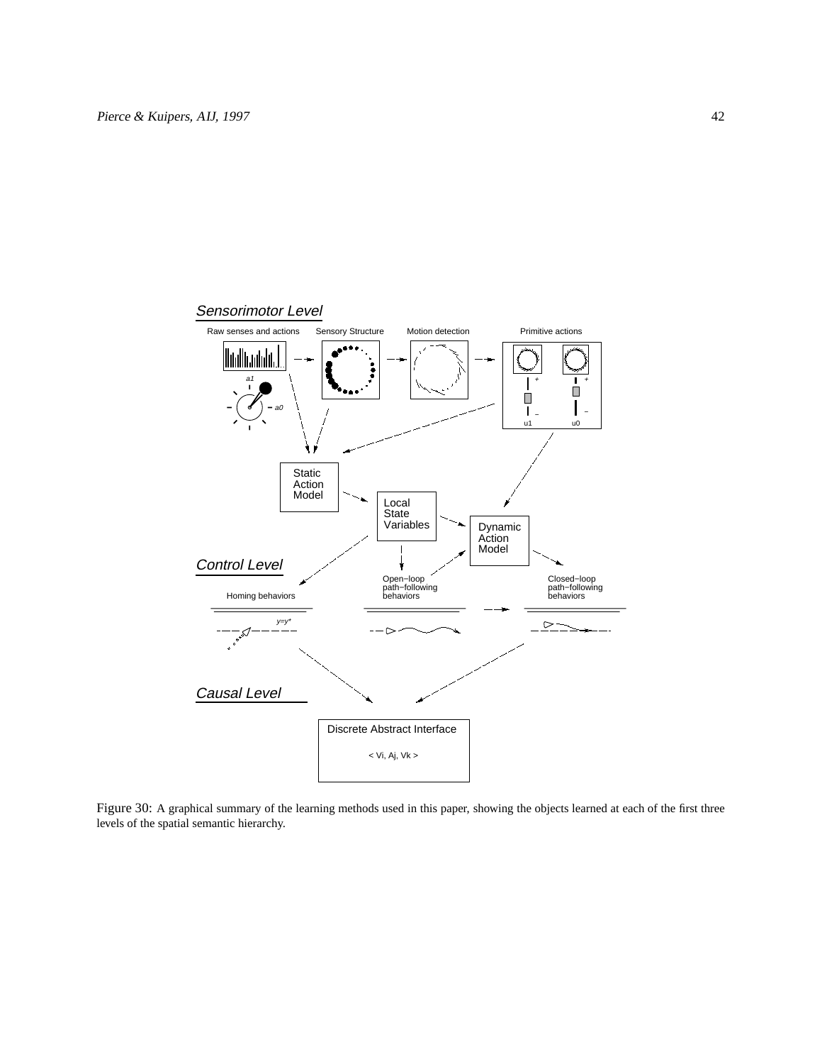Figure 30: A graphical summary of the learning methods used in this paper, showing the objects learned at each of the first three levels of the spatial semantic hierarchy.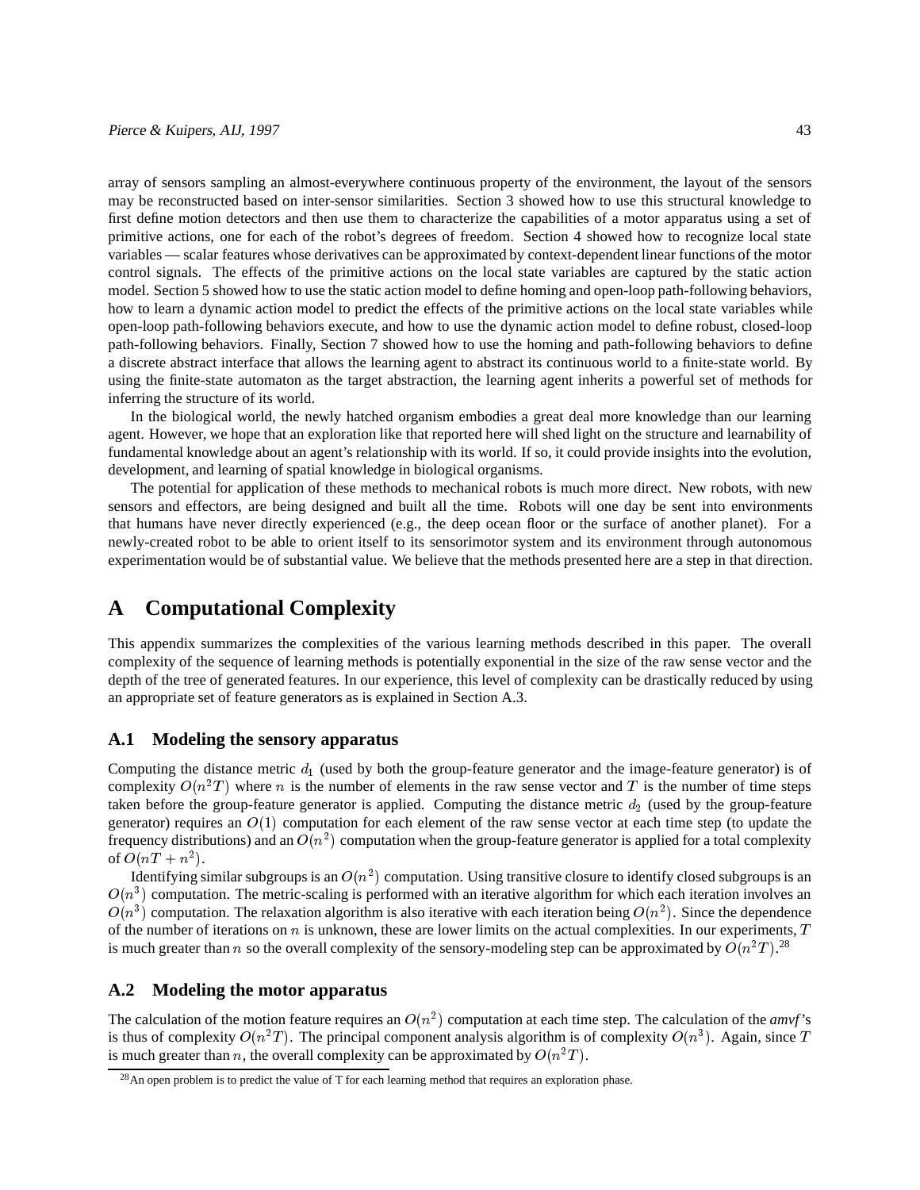array of sensors sampling an almost-everywhere continuous property of the environment, the layout of the sensors may be reconstructed based on inter-sensor similarities. Section 3 showed how to use this structural knowledge to first define motion detectors and then use them to characterize the capabilities of a motor apparatus using a set of primitive actions, one for each of the robot's degrees of freedom. Section 4 showed how to recognize local state variables — scalar features whose derivatives can be approximated by context-dependent linear functions of the motor control signals. The effects of the primitive actions on the local state variables are captured by the static action model. Section 5 showed how to use the static action model to define homing and open-loop path-following behaviors, how to learn a dynamic action model to predict the effects of the primitive actions on the local state variables while open-loop path-following behaviors execute, and how to use the dynamic action model to define robust, closed-loop path-following behaviors. Finally, Section 7 showed how to use the homing and path-following behaviors to define a discrete abstract interface that allows the learning agent to abstract its continuous world to a finite-state world. By using the finite-state automaton as the target abstraction, the learning agent inherits a powerful set of methods for inferring the structure of its world.

In the biological world, the newly hatched organism embodies a great deal more knowledge than our learning agent. However, we hope that an exploration like that reported here will shed light on the structure and learnability of fundamental knowledge about an agent's relationship with its world. If so, it could provide insights into the evolution, development, and learning of spatial knowledge in biological organisms.

The potential for application of these methods to mechanical robots is much more direct. New robots, with new sensors and effectors, are being designed and built all the time. Robots will one day be sent into environments that humans have never directly experienced (e.g., the deep ocean floor or the surface of another planet). For a newly-created robot to be able to orient itself to its sensorimotor system and its environment through autonomous experimentation would be of substantial value. We believe that the methods presented here are a step in that direction.

# A Computational Complexity

This appendix summarizes the complexities of the various learning methods described in this paper. The overall complexity of the sequence of learning methods is potentially exponential in the size of the raw sense vector and the depth of the tree of generated features. In our experience, this level of complexity can be drastically reduced by using an appropriate set of feature generators as is explained in Section A.3.

## A.1 Modeling the sensory apparatus

Computing the distance metric $d_1$ (used by both the group-feature generator and the image-feature generator) is of complexity $O(n^2 T)$ where $n$ is the number of elements in the raw sense vector and $T$ is the number of time steps taken before the group-feature generator is applied. Computing the distance metric $d_2$ (used by the group-feature generator) requires an $O(1)$ computation for each element of the raw sense vector at each time step (to update the frequency distributions) and an $O(n^2)$ computation when the group-feature generator is applied for a total complexity of $O(nT + n^2)$.

Identifying similar subgroups is an $O(n^2)$ computation. Using transitive closure to identify closed subgroups is an $O(n^3)$ computation. The metric-scaling is performed with an iterative algorithm for which each iteration involves an $O(n^3)$ computation. The relaxation algorithm is also iterative with each iteration being $O(n^2)$. Since the dependence of the number of iterations on $n$ is unknown, these are lower limits on the actual complexities. In our experiments, $T$ is much greater than $n$ so the overall complexity of the sensory-modeling step can be approximated by $O(n^2 T)$.[28]

## A.2 Modeling the motor apparatus

The calculation of the motion feature requires an $O(n^2)$ computation at each time step. The calculation of the *amvf*'s is thus of complexity $O(n^2 T)$. The principal component analysis algorithm is of complexity $O(n^3)$. Again, since $T$ is much greater than $n$, the overall complexity can be approximated by $O(n^2 T)$.

[28] An open problem is to predict the value of T for each learning method that requires an exploration phase.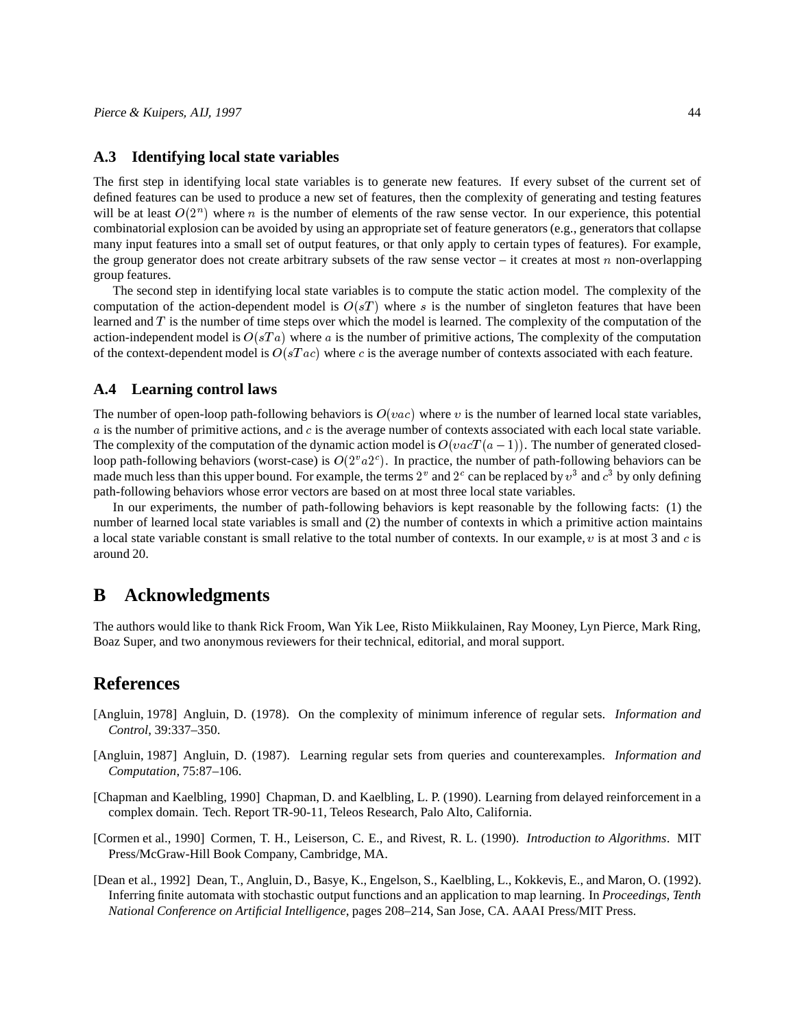### A.3 Identifying local state variables

The first step in identifying local state variables is to generate new features. If every subset of the current set of defined features can be used to produce a new set of features, then the complexity of generating and testing features will be at least $O(2^n)$ where $n$ is the number of elements of the raw sense vector. In our experience, this potential combinatorial explosion can be avoided by using an appropriate set of feature generators (e.g., generators that collapse many input features into a small set of output features, or that only apply to certain types of features). For example, the group generator does not create arbitrary subsets of the raw sense vector – it creates at most $n$ non-overlapping group features.

The second step in identifying local state variables is to compute the static action model. The complexity of the computation of the action-dependent model is $O(sT)$ where $s$ is the number of singleton features that have been learned and $T$ is the number of time steps over which the model is learned. The complexity of the computation of the action-independent model is $O(sTa)$ where $a$ is the number of primitive actions, The complexity of the computation of the context-dependent model is $O(sTac)$ where $c$ is the average number of contexts associated with each feature.

### A.4 Learning control laws

The number of open-loop path-following behaviors is $O(vac)$ where $v$ is the number of learned local state variables, $a$ is the number of primitive actions, and $c$ is the average number of contexts associated with each local state variable. The complexity of the computation of the dynamic action model is $O(vacT(a-1))$. The number of generated closed-loop path-following behaviors (worst-case) is $O(2^v a 2^c)$. In practice, the number of path-following behaviors can be made much less than this upper bound. For example, the terms $2^v$ and $2^c$ can be replaced by $v^3$ and $c^3$ by only defining path-following behaviors whose error vectors are based on at most three local state variables.

In our experiments, the number of path-following behaviors is kept reasonable by the following facts: (1) the number of learned local state variables is small and (2) the number of contexts in which a primitive action maintains a local state variable constant is small relative to the total number of contexts. In our example, $v$ is at most 3 and $c$ is around 20.

## B Acknowledgments

The authors would like to thank Rick Froom, Wan Yik Lee, Risto Miikkulainen, Ray Mooney, Lyn Pierce, Mark Ring, Boaz Super, and two anonymous reviewers for their technical, editorial, and moral support.

## References

[Angluin, 1978] Angluin, D. (1978). On the complexity of minimum inference of regular sets. *Information and Control*, 39:337–350.

[Angluin, 1987] Angluin, D. (1987). Learning regular sets from queries and counterexamples. *Information and Computation*, 75:87–106.

[Chapman and Kaelbling, 1990] Chapman, D. and Kaelbling, L. P. (1990). Learning from delayed reinforcement in a complex domain. Tech. Report TR-90-11, Teleos Research, Palo Alto, California.

[Cormen et al., 1990] Cormen, T. H., Leiserson, C. E., and Rivest, R. L. (1990). *Introduction to Algorithms*. MIT Press/McGraw-Hill Book Company, Cambridge, MA.

[Dean et al., 1992] Dean, T., Angluin, D., Basye, K., Engelson, S., Kaelbling, L., Kokkevis, E., and Maron, O. (1992). Inferring finite automata with stochastic output functions and an application to map learning. In *Proceedings, Tenth National Conference on Artificial Intelligence*, pages 208–214, San Jose, CA. AAAI Press/MIT Press.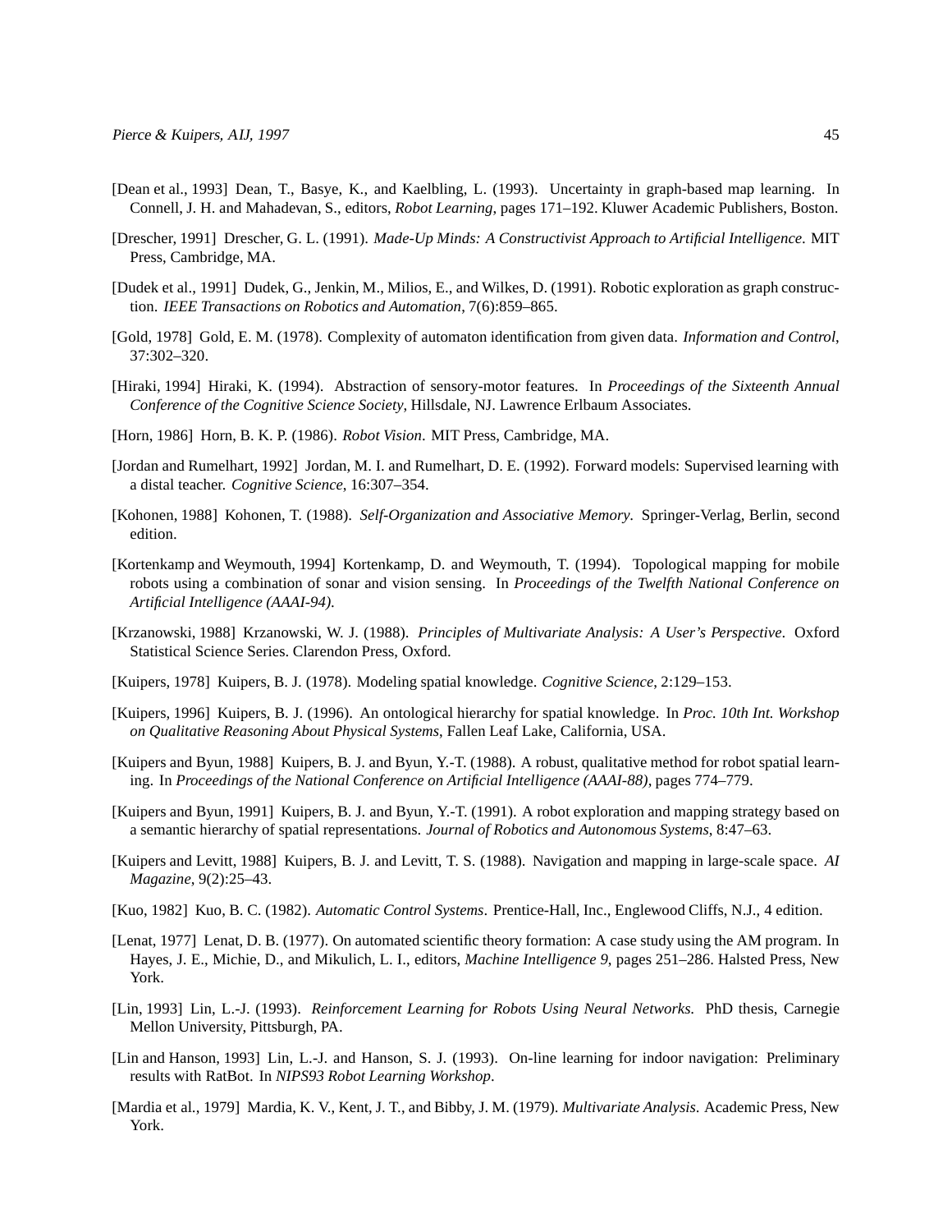[Dean et al., 1993] Dean, T., Basye, K., and Kaelbling, L. (1993). Uncertainty in graph-based map learning. In Connell, J. H. and Mahadevan, S., editors, *Robot Learning*, pages 171–192. Kluwer Academic Publishers, Boston.

[Drescher, 1991] Drescher, G. L. (1991). *Made-Up Minds: A Constructivist Approach to Artificial Intelligence*. MIT Press, Cambridge, MA.

[Dudek et al., 1991] Dudek, G., Jenkin, M., Milios, E., and Wilkes, D. (1991). Robotic exploration as graph construction. *IEEE Transactions on Robotics and Automation*, 7(6):859–865.

[Gold, 1978] Gold, E. M. (1978). Complexity of automaton identification from given data. *Information and Control*, 37:302–320.

[Hiraki, 1994] Hiraki, K. (1994). Abstraction of sensory-motor features. In *Proceedings of the Sixteenth Annual Conference of the Cognitive Science Society*, Hillsdale, NJ. Lawrence Erlbaum Associates.

[Horn, 1986] Horn, B. K. P. (1986). *Robot Vision*. MIT Press, Cambridge, MA.

[Jordan and Rumelhart, 1992] Jordan, M. I. and Rumelhart, D. E. (1992). Forward models: Supervised learning with a distal teacher. *Cognitive Science*, 16:307–354.

[Kohonen, 1988] Kohonen, T. (1988). *Self-Organization and Associative Memory*. Springer-Verlag, Berlin, second edition.

[Kortenkamp and Weymouth, 1994] Kortenkamp, D. and Weymouth, T. (1994). Topological mapping for mobile robots using a combination of sonar and vision sensing. In *Proceedings of the Twelfth National Conference on Artificial Intelligence (AAAI-94)*.

[Krzanowski, 1988] Krzanowski, W. J. (1988). *Principles of Multivariate Analysis: A User's Perspective*. Oxford Statistical Science Series. Clarendon Press, Oxford.

[Kuipers, 1978] Kuipers, B. J. (1978). Modeling spatial knowledge. *Cognitive Science*, 2:129–153.

[Kuipers, 1996] Kuipers, B. J. (1996). An ontological hierarchy for spatial knowledge. In *Proc. 10th Int. Workshop on Qualitative Reasoning About Physical Systems*, Fallen Leaf Lake, California, USA.

[Kuipers and Byun, 1988] Kuipers, B. J. and Byun, Y.-T. (1988). A robust, qualitative method for robot spatial learning. In *Proceedings of the National Conference on Artificial Intelligence (AAAI-88)*, pages 774–779.

[Kuipers and Byun, 1991] Kuipers, B. J. and Byun, Y.-T. (1991). A robot exploration and mapping strategy based on a semantic hierarchy of spatial representations. *Journal of Robotics and Autonomous Systems*, 8:47–63.

[Kuipers and Levitt, 1988] Kuipers, B. J. and Levitt, T. S. (1988). Navigation and mapping in large-scale space. *AI Magazine*, 9(2):25–43.

[Kuo, 1982] Kuo, B. C. (1982). *Automatic Control Systems*. Prentice-Hall, Inc., Englewood Cliffs, N.J., 4 edition.

[Lenat, 1977] Lenat, D. B. (1977). On automated scientific theory formation: A case study using the AM program. In Hayes, J. E., Michie, D., and Mikulich, L. I., editors, *Machine Intelligence 9*, pages 251–286. Halsted Press, New York.

[Lin, 1993] Lin, L.-J. (1993). *Reinforcement Learning for Robots Using Neural Networks*. PhD thesis, Carnegie Mellon University, Pittsburgh, PA.

[Lin and Hanson, 1993] Lin, L.-J. and Hanson, S. J. (1993). On-line learning for indoor navigation: Preliminary results with RatBot. In *NIPS93 Robot Learning Workshop*.

[Mardia et al., 1979] Mardia, K. V., Kent, J. T., and Bibby, J. M. (1979). *Multivariate Analysis*. Academic Press, New York.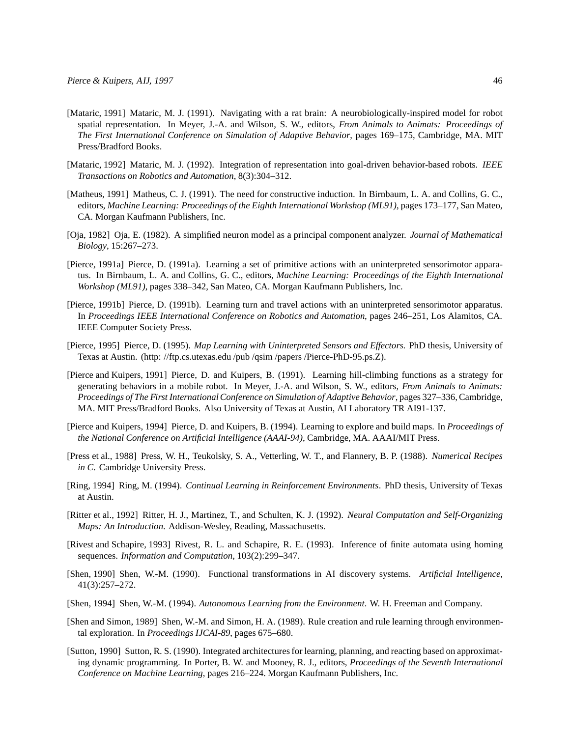[Mataric, 1991] Mataric, M. J. (1991). Navigating with a rat brain: A neurobiologically-inspired model for robot spatial representation. In Meyer, J.-A. and Wilson, S. W., editors, *From Animals to Animats: Proceedings of The First International Conference on Simulation of Adaptive Behavior*, pages 169–175, Cambridge, MA. MIT Press/Bradford Books.

[Mataric, 1992] Mataric, M. J. (1992). Integration of representation into goal-driven behavior-based robots. *IEEE Transactions on Robotics and Automation*, 8(3):304–312.

[Matheus, 1991] Matheus, C. J. (1991). The need for constructive induction. In Birnbaum, L. A. and Collins, G. C., editors, *Machine Learning: Proceedings of the Eighth International Workshop (ML91)*, pages 173–177, San Mateo, CA. Morgan Kaufmann Publishers, Inc.

[Oja, 1982] Oja, E. (1982). A simplified neuron model as a principal component analyzer. *Journal of Mathematical Biology*, 15:267–273.

[Pierce, 1991a] Pierce, D. (1991a). Learning a set of primitive actions with an uninterpreted sensorimotor apparatus. In Birnbaum, L. A. and Collins, G. C., editors, *Machine Learning: Proceedings of the Eighth International Workshop (ML91)*, pages 338–342, San Mateo, CA. Morgan Kaufmann Publishers, Inc.

[Pierce, 1991b] Pierce, D. (1991b). Learning turn and travel actions with an uninterpreted sensorimotor apparatus. In *Proceedings IEEE International Conference on Robotics and Automation*, pages 246–251, Los Alamitos, CA. IEEE Computer Society Press.

[Pierce, 1995] Pierce, D. (1995). *Map Learning with Uninterpreted Sensors and Effectors.* PhD thesis, University of Texas at Austin. (http: //ftp.cs.utexas.edu /pub /qsim /papers /Pierce-PhD-95.ps.Z).

[Pierce and Kuipers, 1991] Pierce, D. and Kuipers, B. (1991). Learning hill-climbing functions as a strategy for generating behaviors in a mobile robot. In Meyer, J.-A. and Wilson, S. W., editors, *From Animals to Animats: Proceedings of The First International Conference on Simulation of Adaptive Behavior*, pages 327–336, Cambridge, MA. MIT Press/Bradford Books. Also University of Texas at Austin, AI Laboratory TR AI91-137.

[Pierce and Kuipers, 1994] Pierce, D. and Kuipers, B. (1994). Learning to explore and build maps. In *Proceedings of the National Conference on Artificial Intelligence (AAAI-94)*, Cambridge, MA. AAAI/MIT Press.

[Press et al., 1988] Press, W. H., Teukolsky, S. A., Vetterling, W. T., and Flannery, B. P. (1988). *Numerical Recipes in C*. Cambridge University Press.

[Ring, 1994] Ring, M. (1994). *Continual Learning in Reinforcement Environments*. PhD thesis, University of Texas at Austin.

[Ritter et al., 1992] Ritter, H. J., Martinez, T., and Schulten, K. J. (1992). *Neural Computation and Self-Organizing Maps: An Introduction*. Addison-Wesley, Reading, Massachusetts.

[Rivest and Schapire, 1993] Rivest, R. L. and Schapire, R. E. (1993). Inference of finite automata using homing sequences. *Information and Computation*, 103(2):299–347.

[Shen, 1990] Shen, W.-M. (1990). Functional transformations in AI discovery systems. *Artificial Intelligence*, 41(3):257–272.

[Shen, 1994] Shen, W.-M. (1994). *Autonomous Learning from the Environment*. W. H. Freeman and Company.

[Shen and Simon, 1989] Shen, W.-M. and Simon, H. A. (1989). Rule creation and rule learning through environmental exploration. In *Proceedings IJCAI-89*, pages 675–680.

[Sutton, 1990] Sutton, R. S. (1990). Integrated architectures for learning, planning, and reacting based on approximating dynamic programming. In Porter, B. W. and Mooney, R. J., editors, *Proceedings of the Seventh International Conference on Machine Learning*, pages 216–224. Morgan Kaufmann Publishers, Inc.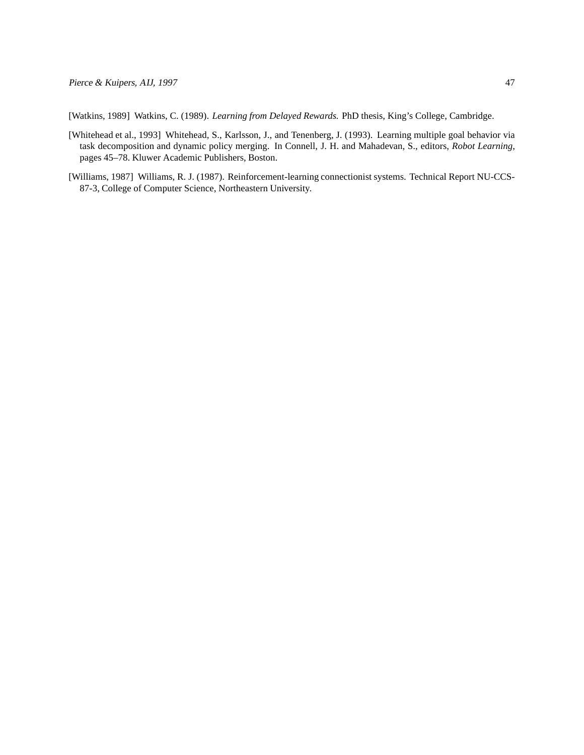[Watkins, 1989] Watkins, C. (1989). *Learning from Delayed Rewards.* PhD thesis, King's College, Cambridge.

[Whitehead et al., 1993] Whitehead, S., Karlsson, J., and Tenenberg, J. (1993). Learning multiple goal behavior via task decomposition and dynamic policy merging. In Connell, J. H. and Mahadevan, S., editors, *Robot Learning*, pages 45–78. Kluwer Academic Publishers, Boston.

[Williams, 1987] Williams, R. J. (1987). Reinforcement-learning connectionist systems. Technical Report NU-CCS-87-3, College of Computer Science, Northeastern University.